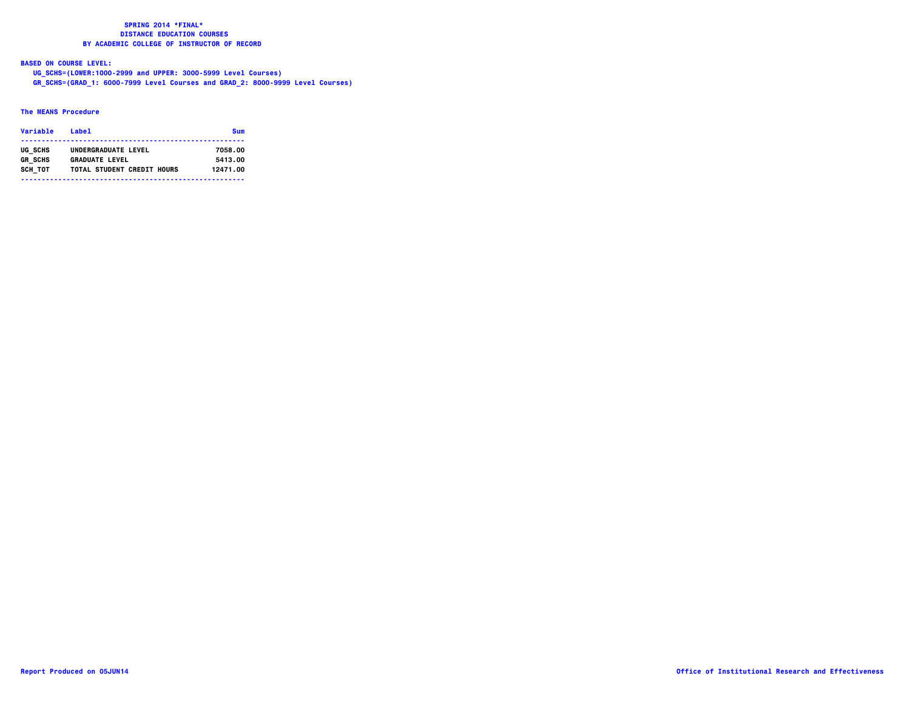# SPRING 2014 *FINAL*
## DISTANCE EDUCATION COURSES
### BY ACADEMIC COLLEGE OF INSTRUCTOR OF RECORD

**BASED ON COURSE LEVEL:**

UG_SCHS=(LOWER:1000-2999 and UPPER: 3000-5999 Level Courses)

GR_SCHS=(GRAD_1: 6000-7999 Level Courses and GRAD_2: 8000-9999 Level Courses)

**The MEANS Procedure**

| Variable | Label | Sum |
| --- | --- | --- |
| UG_SCHS | UNDERGRADUATE LEVEL | 7058.00 |
| GR_SCHS | GRADUATE LEVEL | 5413.00 |
| SCH_TOT | TOTAL STUDENT CREDIT HOURS | 12471.00 |

Report Produced on 05JUN14

Office of Institutional Research and Effectiveness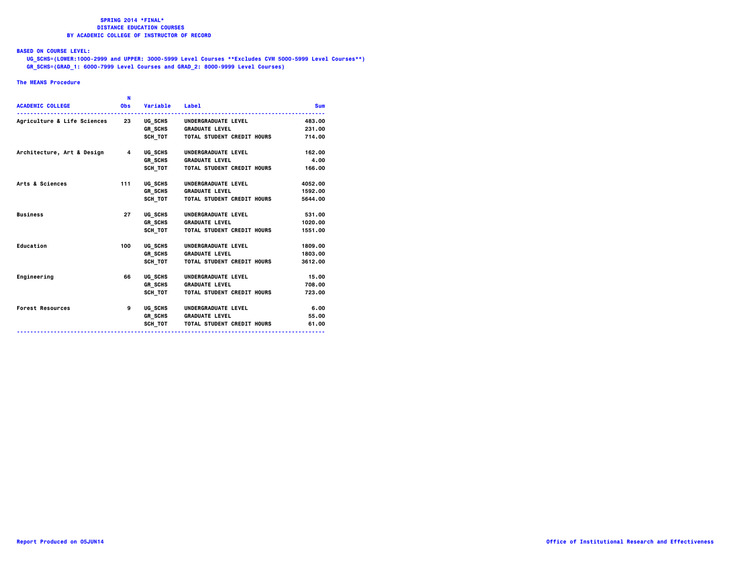**SPRING 2014 *FINAL***
**DISTANCE EDUCATION COURSES**
**BY ACADEMIC COLLEGE OF INSTRUCTOR OF RECORD**

**BASED ON COURSE LEVEL:**
UG_SCHS=(LOWER:1000-2999 and UPPER: 3000-5999 Level Courses **Excludes CVM 5000-5999 Level Courses**)
GR_SCHS=(GRAD_1: 6000-7999 Level Courses and GRAD_2: 8000-9999 Level Courses)

**The MEANS Procedure**

| ACADEMIC COLLEGE | N Obs | Variable | Label | Sum |
|---|---|---|---|---|
| Agriculture & Life Sciences | 23 | UG_SCHS | UNDERGRADUATE LEVEL | 483.00 |
| | | GR_SCHS | GRADUATE LEVEL | 231.00 |
| | | SCH_TOT | TOTAL STUDENT CREDIT HOURS | 714.00 |
| Architecture, Art & Design | 4 | UG_SCHS | UNDERGRADUATE LEVEL | 162.00 |
| | | GR_SCHS | GRADUATE LEVEL | 4.00 |
| | | SCH_TOT | TOTAL STUDENT CREDIT HOURS | 166.00 |
| Arts & Sciences | 111 | UG_SCHS | UNDERGRADUATE LEVEL | 4052.00 |
| | | GR_SCHS | GRADUATE LEVEL | 1592.00 |
| | | SCH_TOT | TOTAL STUDENT CREDIT HOURS | 5644.00 |
| Business | 27 | UG_SCHS | UNDERGRADUATE LEVEL | 531.00 |
| | | GR_SCHS | GRADUATE LEVEL | 1020.00 |
| | | SCH_TOT | TOTAL STUDENT CREDIT HOURS | 1551.00 |
| Education | 100 | UG_SCHS | UNDERGRADUATE LEVEL | 1809.00 |
| | | GR_SCHS | GRADUATE LEVEL | 1803.00 |
| | | SCH_TOT | TOTAL STUDENT CREDIT HOURS | 3612.00 |
| Engineering | 66 | UG_SCHS | UNDERGRADUATE LEVEL | 15.00 |
| | | GR_SCHS | GRADUATE LEVEL | 708.00 |
| | | SCH_TOT | TOTAL STUDENT CREDIT HOURS | 723.00 |
| Forest Resources | 9 | UG_SCHS | UNDERGRADUATE LEVEL | 6.00 |
| | | GR_SCHS | GRADUATE LEVEL | 55.00 |
| | | SCH_TOT | TOTAL STUDENT CREDIT HOURS | 61.00 |

Report Produced on 05JUN14

Office of Institutional Research and Effectiveness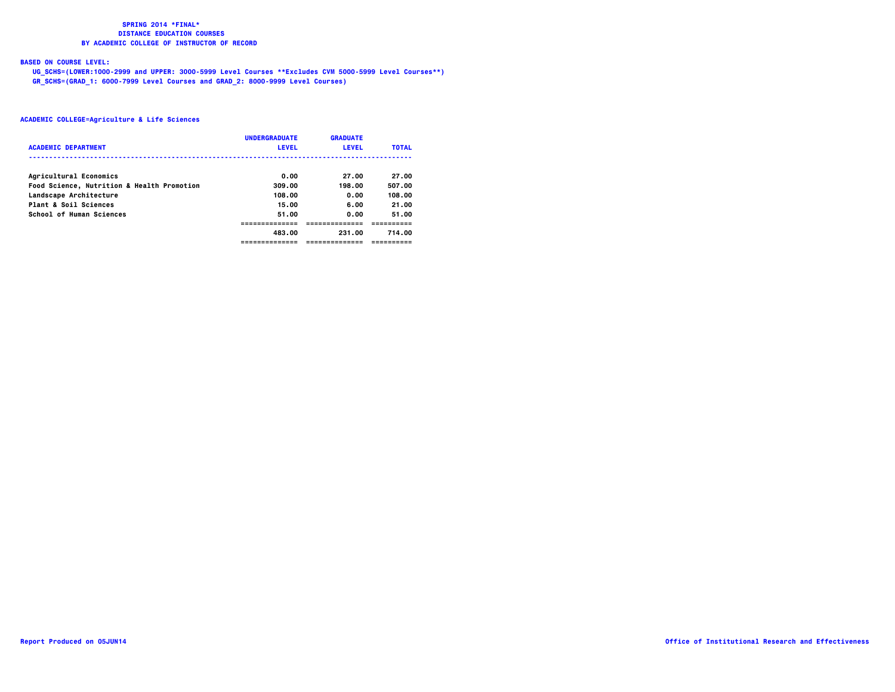**SPRING 2014 \*FINAL\***
**DISTANCE EDUCATION COURSES**
**BY ACADEMIC COLLEGE OF INSTRUCTOR OF RECORD**

**BASED ON COURSE LEVEL:**

UG_SCHS=(LOWER:1000-2999 and UPPER: 3000-5999 Level Courses **Excludes CVM 5000-5999 Level Courses**)

GR_SCHS=(GRAD_1: 6000-7999 Level Courses and GRAD_2: 8000-9999 Level Courses)

**ACADEMIC COLLEGE=Agriculture & Life Sciences**

| ACADEMIC DEPARTMENT | UNDERGRADUATE LEVEL | GRADUATE LEVEL | TOTAL |
|---|---|---|---|
| Agricultural Economics | 0.00 | 27.00 | 27.00 |
| Food Science, Nutrition & Health Promotion | 309.00 | 198.00 | 507.00 |
| Landscape Architecture | 108.00 | 0.00 | 108.00 |
| Plant & Soil Sciences | 15.00 | 6.00 | 21.00 |
| School of Human Sciences | 51.00 | 0.00 | 51.00 |
| | 483.00 | 231.00 | 714.00 |

Report Produced on 05JUN14

Office of Institutional Research and Effectiveness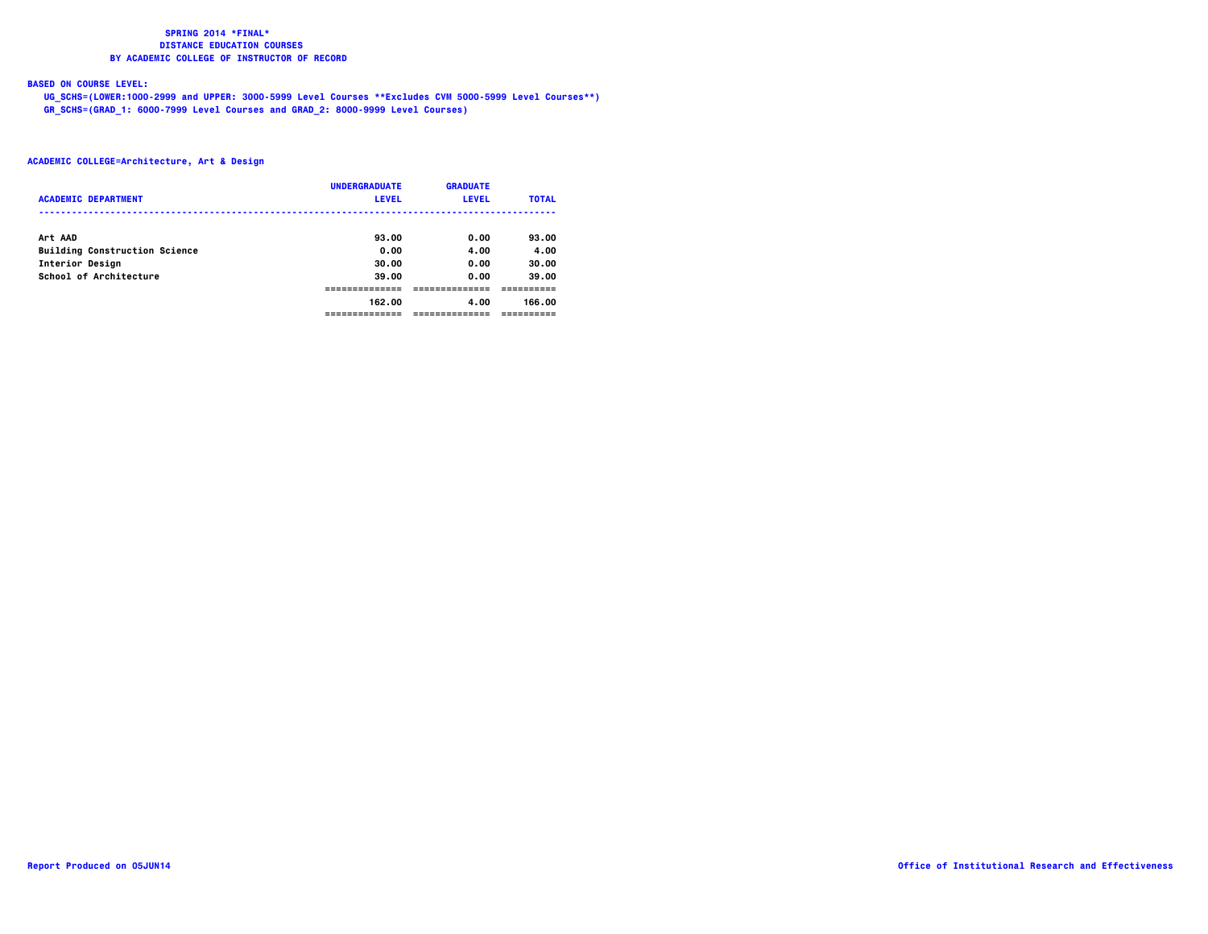**SPRING 2014 *FINAL***
**DISTANCE EDUCATION COURSES**
**BY ACADEMIC COLLEGE OF INSTRUCTOR OF RECORD**

**BASED ON COURSE LEVEL:**

UG_SCHS=(LOWER:1000-2999 and UPPER: 3000-5999 Level Courses **Excludes CVM 5000-5999 Level Courses**)
GR_SCHS=(GRAD_1: 6000-7999 Level Courses and GRAD_2: 8000-9999 Level Courses)

**ACADEMIC COLLEGE=Architecture, Art & Design**

| ACADEMIC DEPARTMENT | UNDERGRADUATE LEVEL | GRADUATE LEVEL | TOTAL |
|---|---|---|---|
| Art AAD | 93.00 | 0.00 | 93.00 |
| Building Construction Science | 0.00 | 4.00 | 4.00 |
| Interior Design | 30.00 | 0.00 | 30.00 |
| School of Architecture | 39.00 | 0.00 | 39.00 |
| | 162.00 | 4.00 | 166.00 |

Report Produced on 05JUN14

Office of Institutional Research and Effectiveness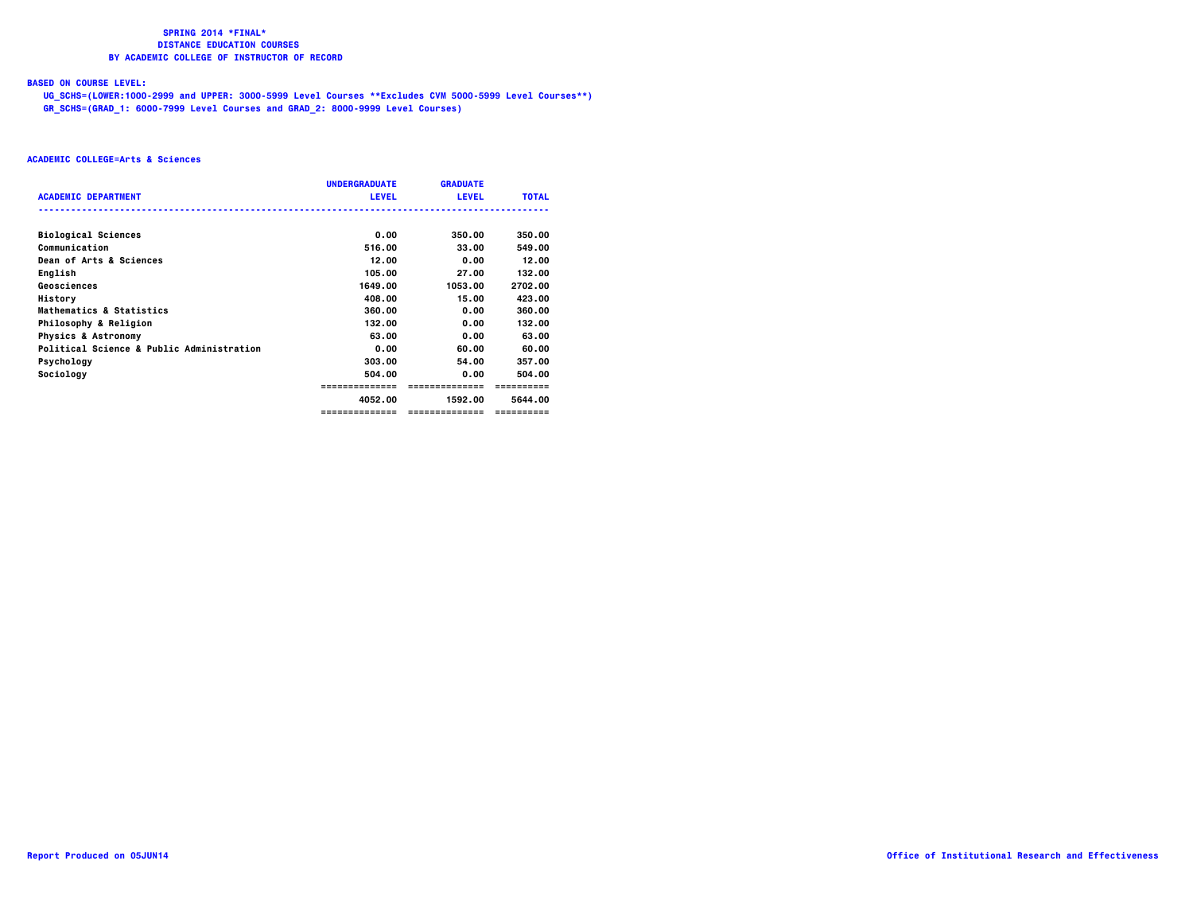**SPRING 2014 \*FINAL\***
**DISTANCE EDUCATION COURSES**
**BY ACADEMIC COLLEGE OF INSTRUCTOR OF RECORD**

**BASED ON COURSE LEVEL:**

UG_SCHS=(LOWER:1000-2999 and UPPER: 3000-5999 Level Courses **Excludes CVM 5000-5999 Level Courses**)
GR_SCHS=(GRAD_1: 6000-7999 Level Courses and GRAD_2: 8000-9999 Level Courses)

**ACADEMIC COLLEGE=Arts & Sciences**

| ACADEMIC DEPARTMENT | UNDERGRADUATE LEVEL | GRADUATE LEVEL | TOTAL |
|---|---|---|---|
| Biological Sciences | 0.00 | 350.00 | 350.00 |
| Communication | 516.00 | 33.00 | 549.00 |
| Dean of Arts & Sciences | 12.00 | 0.00 | 12.00 |
| English | 105.00 | 27.00 | 132.00 |
| Geosciences | 1649.00 | 1053.00 | 2702.00 |
| History | 408.00 | 15.00 | 423.00 |
| Mathematics & Statistics | 360.00 | 0.00 | 360.00 |
| Philosophy & Religion | 132.00 | 0.00 | 132.00 |
| Physics & Astronomy | 63.00 | 0.00 | 63.00 |
| Political Science & Public Administration | 0.00 | 60.00 | 60.00 |
| Psychology | 303.00 | 54.00 | 357.00 |
| Sociology | 504.00 | 0.00 | 504.00 |
| | 4052.00 | 1592.00 | 5644.00 |

Report Produced on 05JUN14

Office of Institutional Research and Effectiveness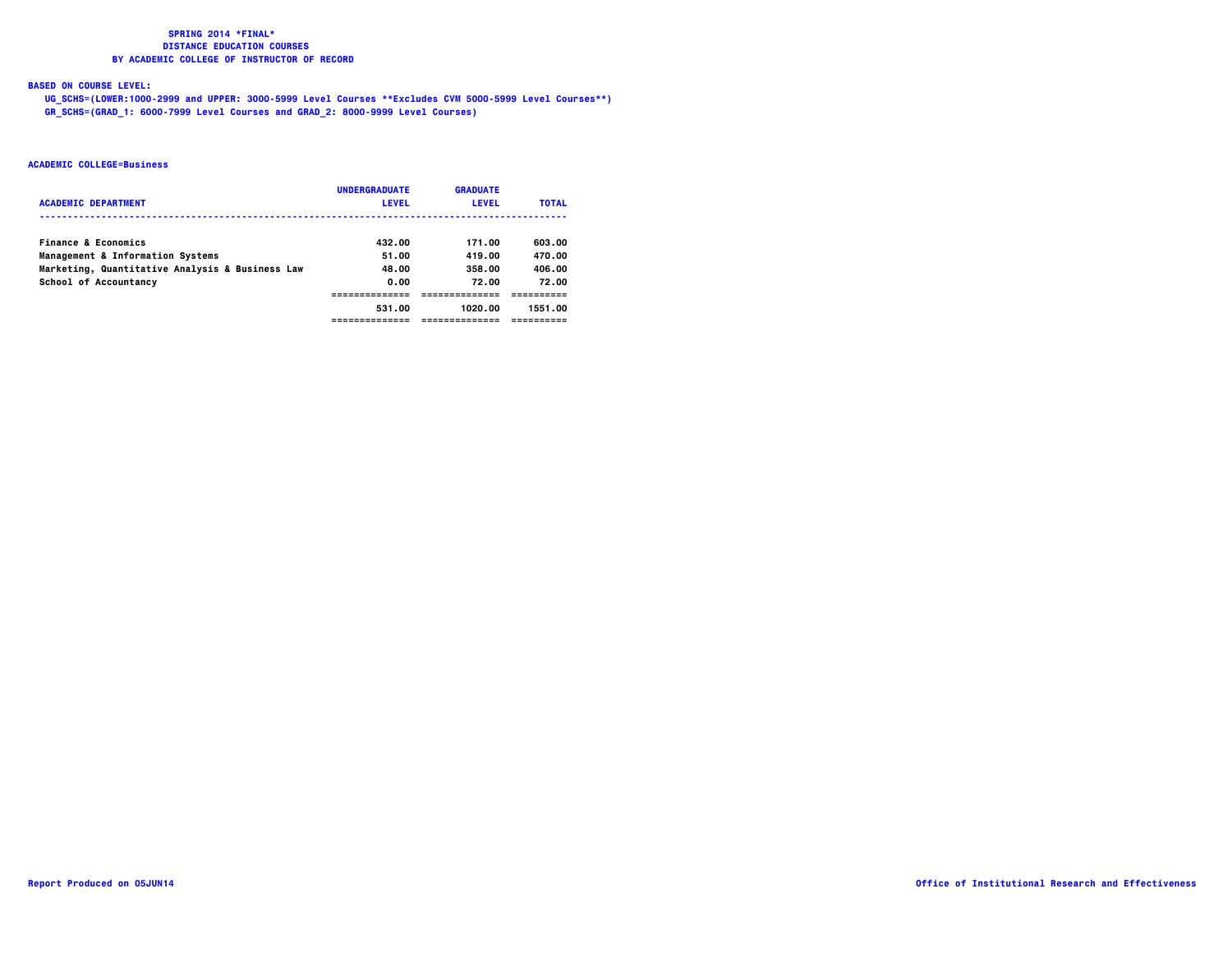**SPRING 2014 \*FINAL\***
**DISTANCE EDUCATION COURSES**
**BY ACADEMIC COLLEGE OF INSTRUCTOR OF RECORD**

**BASED ON COURSE LEVEL:**
UG_SCHS=(LOWER:1000-2999 and UPPER: 3000-5999 Level Courses **Excludes CVM 5000-5999 Level Courses**)
GR_SCHS=(GRAD_1: 6000-7999 Level Courses and GRAD_2: 8000-9999 Level Courses)

**ACADEMIC COLLEGE=Business**

| ACADEMIC DEPARTMENT | UNDERGRADUATE LEVEL | GRADUATE LEVEL | TOTAL |
|---|---|---|---|
| Finance & Economics | 432.00 | 171.00 | 603.00 |
| Management & Information Systems | 51.00 | 419.00 | 470.00 |
| Marketing, Quantitative Analysis & Business Law | 48.00 | 358.00 | 406.00 |
| School of Accountancy | 0.00 | 72.00 | 72.00 |
| | 531.00 | 1020.00 | 1551.00 |

Report Produced on 05JUN14

Office of Institutional Research and Effectiveness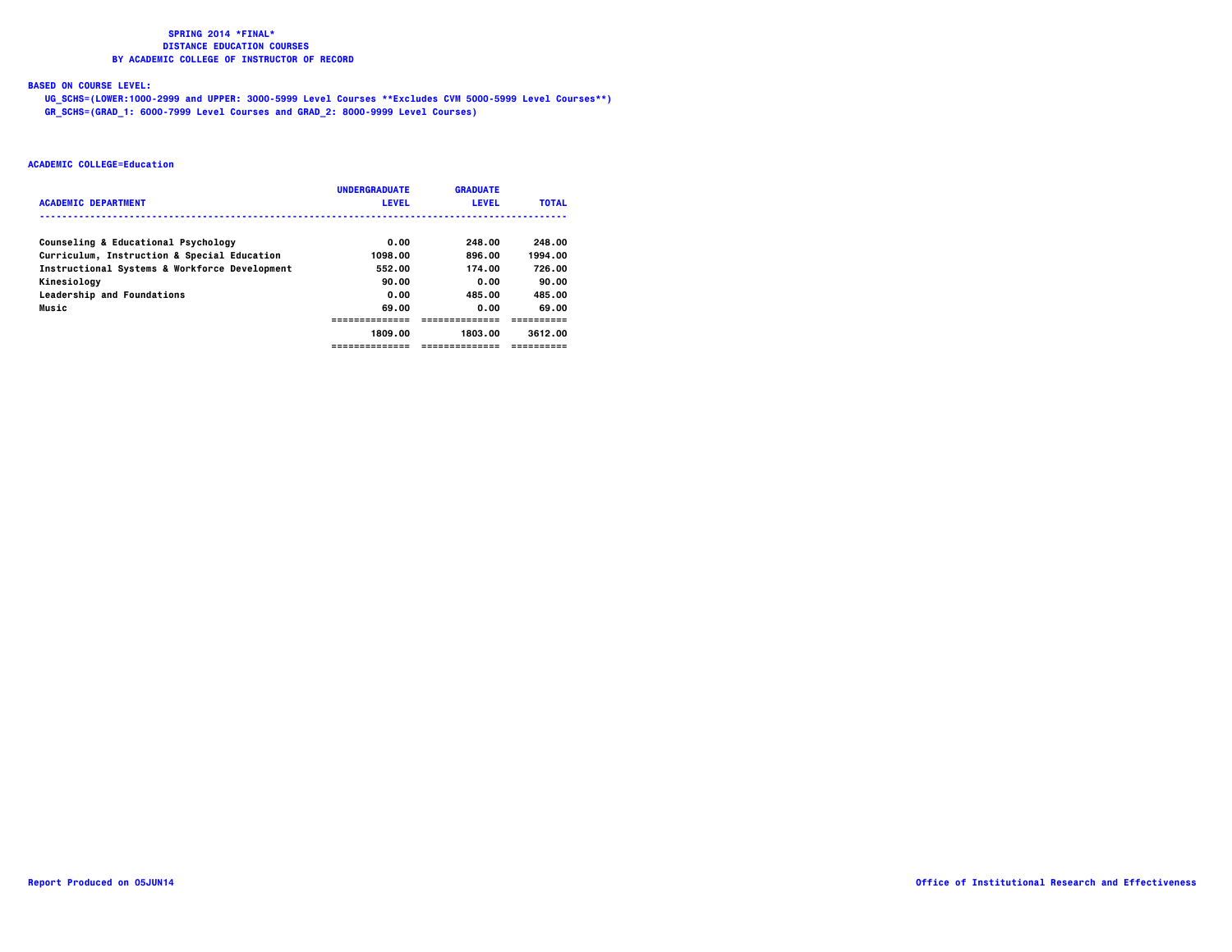**SPRING 2014 *FINAL***
**DISTANCE EDUCATION COURSES**
**BY ACADEMIC COLLEGE OF INSTRUCTOR OF RECORD**

**BASED ON COURSE LEVEL:**
UG_SCHS=(LOWER:1000-2999 and UPPER: 3000-5999 Level Courses **Excludes CVM 5000-5999 Level Courses**)
GR_SCHS=(GRAD_1: 6000-7999 Level Courses and GRAD_2: 8000-9999 Level Courses)

**ACADEMIC COLLEGE=Education**

| ACADEMIC DEPARTMENT | UNDERGRADUATE LEVEL | GRADUATE LEVEL | TOTAL |
|---|---|---|---|
| Counseling & Educational Psychology | 0.00 | 248.00 | 248.00 |
| Curriculum, Instruction & Special Education | 1098.00 | 896.00 | 1994.00 |
| Instructional Systems & Workforce Development | 552.00 | 174.00 | 726.00 |
| Kinesiology | 90.00 | 0.00 | 90.00 |
| Leadership and Foundations | 0.00 | 485.00 | 485.00 |
| Music | 69.00 | 0.00 | 69.00 |
| | 1809.00 | 1803.00 | 3612.00 |

Report Produced on 05JUN14

Office of Institutional Research and Effectiveness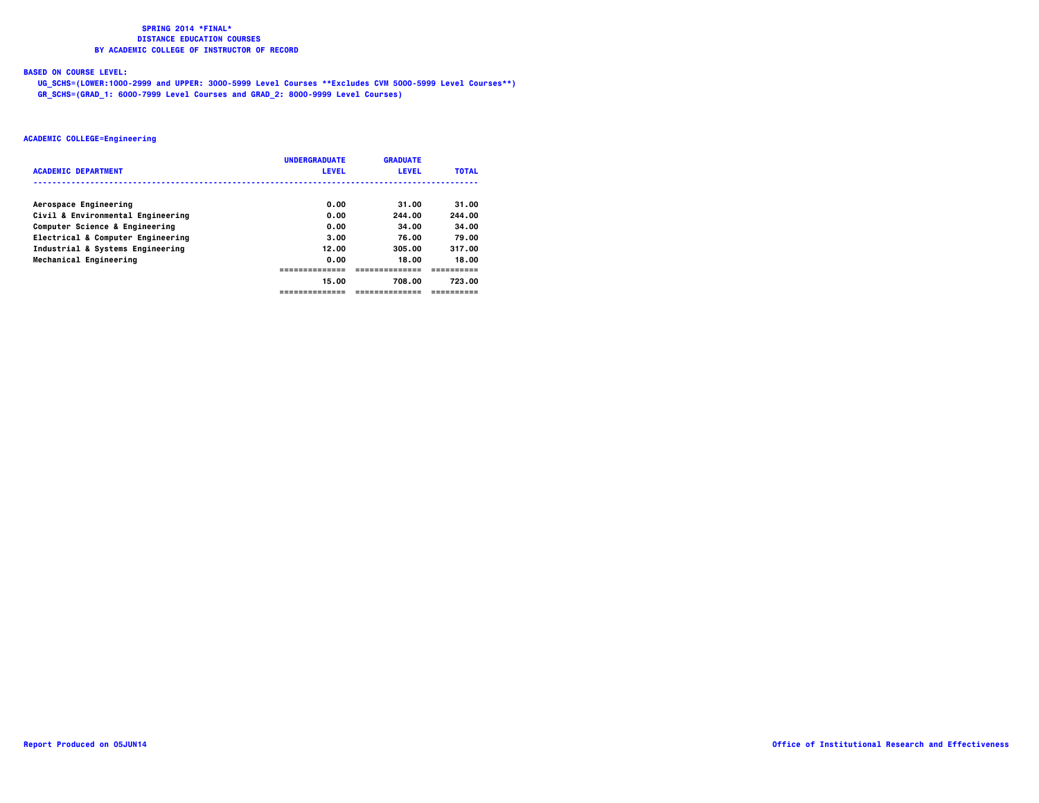# SPRING 2014 *FINAL*
## DISTANCE EDUCATION COURSES
## BY ACADEMIC COLLEGE OF INSTRUCTOR OF RECORD

**BASED ON COURSE LEVEL:**

UG_SCHS=(LOWER:1000-2999 and UPPER: 3000-5999 Level Courses **Excludes CVM 5000-5999 Level Courses**)
GR_SCHS=(GRAD_1: 6000-7999 Level Courses and GRAD_2: 8000-9999 Level Courses)

**ACADEMIC COLLEGE=Engineering**

| ACADEMIC DEPARTMENT | UNDERGRADUATE LEVEL | GRADUATE LEVEL | TOTAL |
|---|---|---|---|
| Aerospace Engineering | 0.00 | 31.00 | 31.00 |
| Civil & Environmental Engineering | 0.00 | 244.00 | 244.00 |
| Computer Science & Engineering | 0.00 | 34.00 | 34.00 |
| Electrical & Computer Engineering | 3.00 | 76.00 | 79.00 |
| Industrial & Systems Engineering | 12.00 | 305.00 | 317.00 |
| Mechanical Engineering | 0.00 | 18.00 | 18.00 |
| | 15.00 | 708.00 | 723.00 |

Report Produced on 05JUN14

Office of Institutional Research and Effectiveness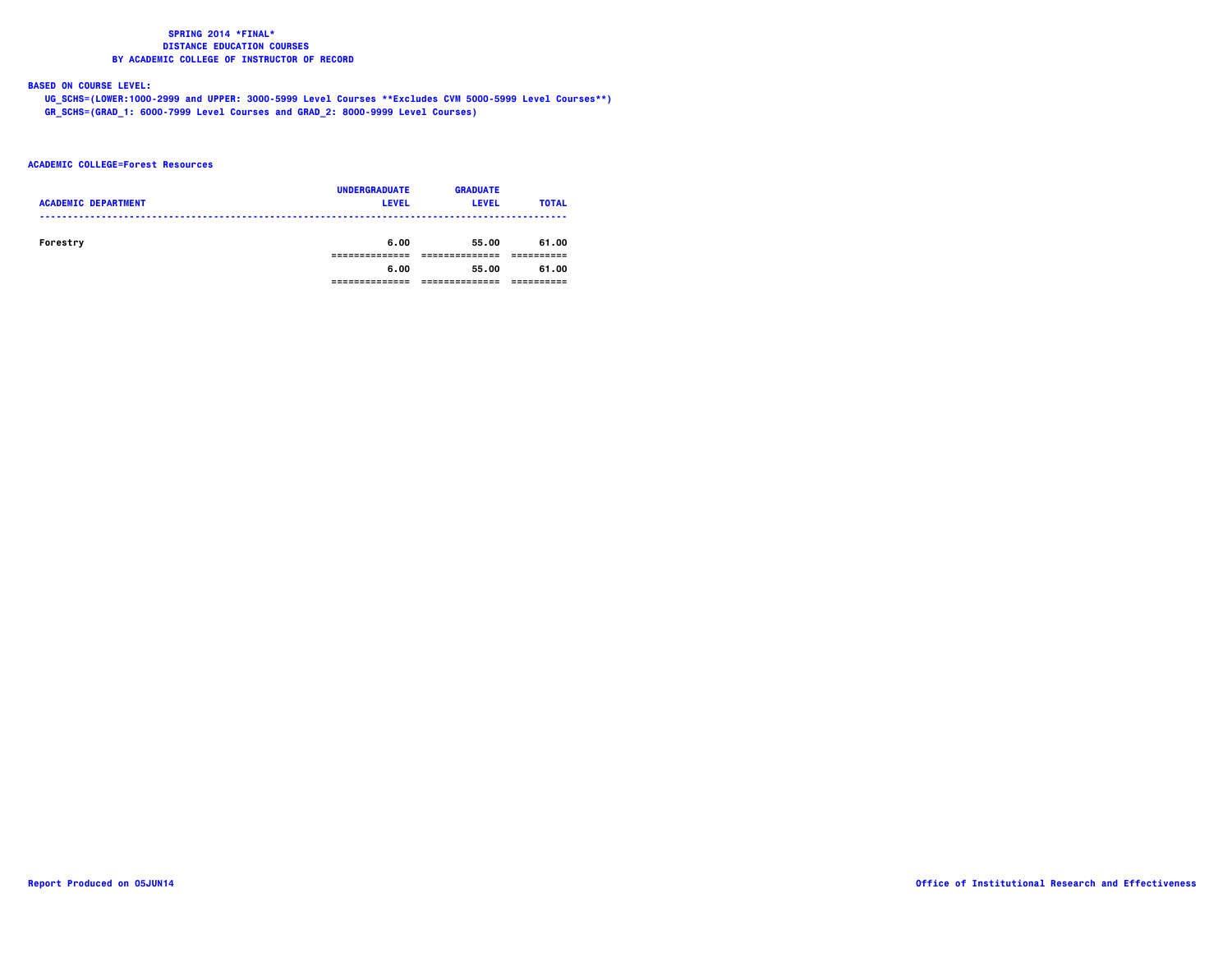**SPRING 2014 *FINAL***
**DISTANCE EDUCATION COURSES**
**BY ACADEMIC COLLEGE OF INSTRUCTOR OF RECORD**

**BASED ON COURSE LEVEL:**

UG_SCHS=(LOWER:1000-2999 and UPPER: 3000-5999 Level Courses **Excludes CVM 5000-5999 Level Courses**)

GR_SCHS=(GRAD_1: 6000-7999 Level Courses and GRAD_2: 8000-9999 Level Courses)

**ACADEMIC COLLEGE=Forest Resources**

| ACADEMIC DEPARTMENT | UNDERGRADUATE LEVEL | GRADUATE LEVEL | TOTAL |
|---|---|---|---|
| Forestry | 6.00 | 55.00 | 61.00 |
| | 6.00 | 55.00 | 61.00 |

Report Produced on 05JUN14

Office of Institutional Research and Effectiveness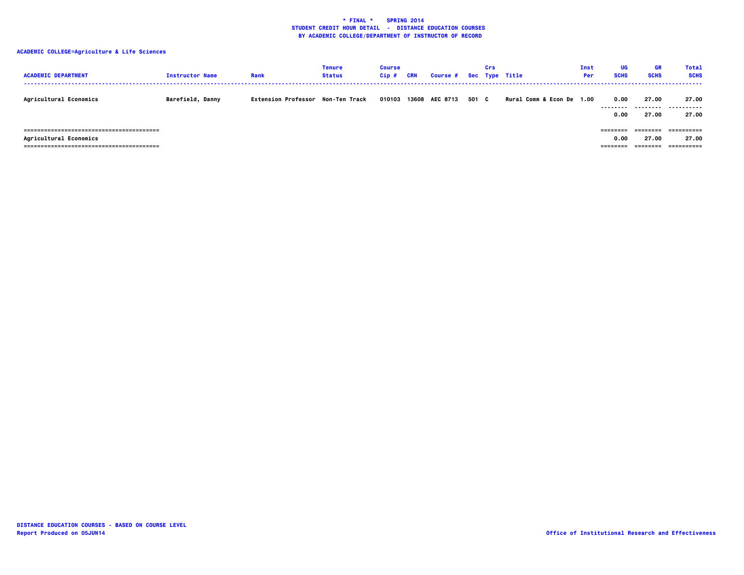**\* FINAL \* SPRING 2014**
**STUDENT CREDIT HOUR DETAIL - DISTANCE EDUCATION COURSES**
**BY ACADEMIC COLLEGE/DEPARTMENT OF INSTRUCTOR OF RECORD**

**ACADEMIC COLLEGE=Agriculture & Life Sciences**

| ACADEMIC DEPARTMENT | Instructor Name | Rank | Tenure Status | Course Cip # | CRN | Course # | Sec | Crs Type | Title | Inst Per | UG SCHS | GR SCHS | Total SCHS |
|---|---|---|---|---|---|---|---|---|---|---|---|---|---|
| Agricultural Economics | Barefield, Danny | Extension Professor | Non-Ten Track | 010103 | 13608 | AEC 8713 | 501 | C | Rural Comm & Econ De | 1.00 | 0.00 | 27.00 | 27.00 |
| | | | | | | | | | | | 0.00 | 27.00 | 27.00 |
| Agricultural Economics | | | | | | | | | | | 0.00 | 27.00 | 27.00 |

DISTANCE EDUCATION COURSES - BASED ON COURSE LEVEL
Report Produced on 05JUN14

Office of Institutional Research and Effectiveness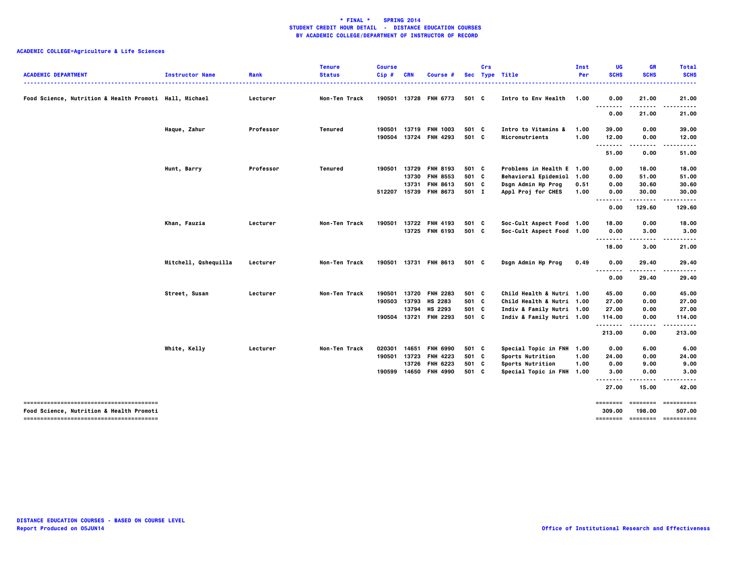**\* FINAL \* SPRING 2014**
**STUDENT CREDIT HOUR DETAIL - DISTANCE EDUCATION COURSES**
**BY ACADEMIC COLLEGE/DEPARTMENT OF INSTRUCTOR OF RECORD**

**ACADEMIC COLLEGE=Agriculture & Life Sciences**

| ACADEMIC DEPARTMENT | Instructor Name | Rank | Tenure Status | Course Cip # | CRN | Course # | Sec | Crs Type | Title | Inst Per | UG SCHS | GR SCHS | Total SCHS |
|---|---|---|---|---|---|---|---|---|---|---|---|---|---|
| Food Science, Nutrition & Health Promoti | Hall, Michael | Lecturer | Non-Ten Track | 190501 | 13728 | FNH 6773 | 501 | C | Intro to Env Health | 1.00 | 0.00 | 21.00 | 21.00 |
| | | | | | | | | | | | 0.00 | 21.00 | 21.00 |
| | Haque, Zahur | Professor | Tenured | 190501 | 13719 | FNH 1003 | 501 | C | Intro to Vitamins & | 1.00 | 39.00 | 0.00 | 39.00 |
| | | | | 190504 | 13724 | FNH 4293 | 501 | C | Micronutrients | 1.00 | 12.00 | 0.00 | 12.00 |
| | | | | | | | | | | | 51.00 | 0.00 | 51.00 |
| | Hunt, Barry | Professor | Tenured | 190501 | 13729 | FNH 8193 | 501 | C | Problems in Health E | 1.00 | 0.00 | 18.00 | 18.00 |
| | | | | | 13730 | FNH 8553 | 501 | C | Behavioral Epidemiol | 1.00 | 0.00 | 51.00 | 51.00 |
| | | | | | 13731 | FNH 8613 | 501 | C | Dsgn Admin Hp Prog | 0.51 | 0.00 | 30.60 | 30.60 |
| | | | | 512207 | 15739 | FNH 8673 | 501 | I | Appl Proj for CHES | 1.00 | 0.00 | 30.00 | 30.00 |
| | | | | | | | | | | | 0.00 | 129.60 | 129.60 |
| | Khan, Fauzia | Lecturer | Non-Ten Track | 190501 | 13722 | FNH 4193 | 501 | C | Soc-Cult Aspect Food | 1.00 | 18.00 | 0.00 | 18.00 |
| | | | | | 13725 | FNH 6193 | 501 | C | Soc-Cult Aspect Food | 1.00 | 0.00 | 3.00 | 3.00 |
| | | | | | | | | | | | 18.00 | 3.00 | 21.00 |
| | Mitchell, Qshequilla | Lecturer | Non-Ten Track | 190501 | 13731 | FNH 8613 | 501 | C | Dsgn Admin Hp Prog | 0.49 | 0.00 | 29.40 | 29.40 |
| | | | | | | | | | | | 0.00 | 29.40 | 29.40 |
| | Street, Susan | Lecturer | Non-Ten Track | 190501 | 13720 | FNH 2283 | 501 | C | Child Health & Nutri | 1.00 | 45.00 | 0.00 | 45.00 |
| | | | | 190503 | 13793 | HS 2283 | 501 | C | Child Health & Nutri | 1.00 | 27.00 | 0.00 | 27.00 |
| | | | | | 13794 | HS 2293 | 501 | C | Indiv & Family Nutri | 1.00 | 27.00 | 0.00 | 27.00 |
| | | | | 190504 | 13721 | FNH 2293 | 501 | C | Indiv & Family Nutri | 1.00 | 114.00 | 0.00 | 114.00 |
| | | | | | | | | | | | 213.00 | 0.00 | 213.00 |
| | White, Kelly | Lecturer | Non-Ten Track | 020301 | 14651 | FNH 6990 | 501 | C | Special Topic in FNH | 1.00 | 0.00 | 6.00 | 6.00 |
| | | | | 190501 | 13723 | FNH 4223 | 501 | C | Sports Nutrition | 1.00 | 24.00 | 0.00 | 24.00 |
| | | | | | 13726 | FNH 6223 | 501 | C | Sports Nutrition | 1.00 | 0.00 | 9.00 | 9.00 |
| | | | | 190599 | 14650 | FNH 4990 | 501 | C | Special Topic in FNH | 1.00 | 3.00 | 0.00 | 3.00 |
| | | | | | | | | | | | 27.00 | 15.00 | 42.00 |
| Food Science, Nutrition & Health Promoti | | | | | | | | | | | 309.00 | 198.00 | 507.00 |

DISTANCE EDUCATION COURSES - BASED ON COURSE LEVEL
Report Produced on 05JUN14

Office of Institutional Research and Effectiveness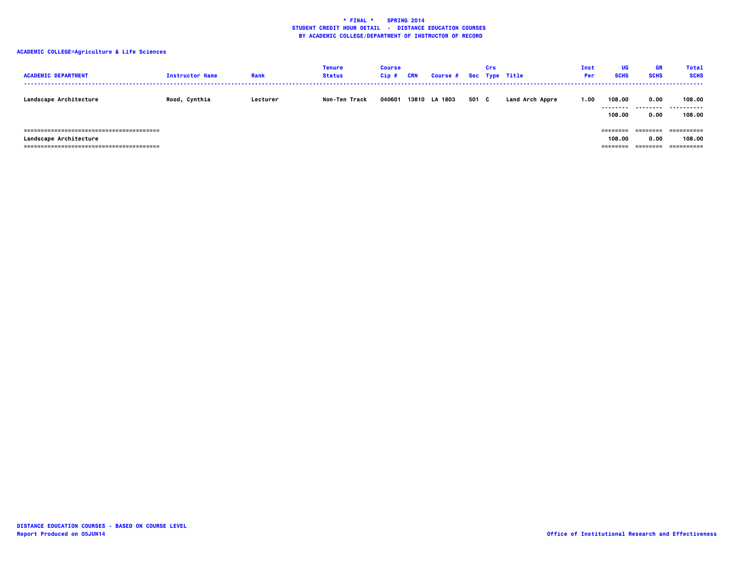**\* FINAL \*    SPRING 2014**
**STUDENT CREDIT HOUR DETAIL - DISTANCE EDUCATION COURSES**
**BY ACADEMIC COLLEGE/DEPARTMENT OF INSTRUCTOR OF RECORD**

**ACADEMIC COLLEGE=Agriculture & Life Sciences**

| ACADEMIC DEPARTMENT | Instructor Name | Rank | Tenure Status | Course Cip # | CRN | Course # | Sec | Crs Type | Title | Inst Per | UG SCHS | GR SCHS | Total SCHS |
|---|---|---|---|---|---|---|---|---|---|---|---|---|---|
| Landscape Architecture | Rood, Cynthia | Lecturer | Non-Ten Track | 040601 | 13810 | LA 1803 | 501 | C | Land Arch Appre | 1.00 | 108.00 | 0.00 | 108.00 |
| | | | | | | | | | | | 108.00 | 0.00 | 108.00 |
| Landscape Architecture | | | | | | | | | | | 108.00 | 0.00 | 108.00 |

DISTANCE EDUCATION COURSES - BASED ON COURSE LEVEL
Report Produced on 05JUN14

Office of Institutional Research and Effectiveness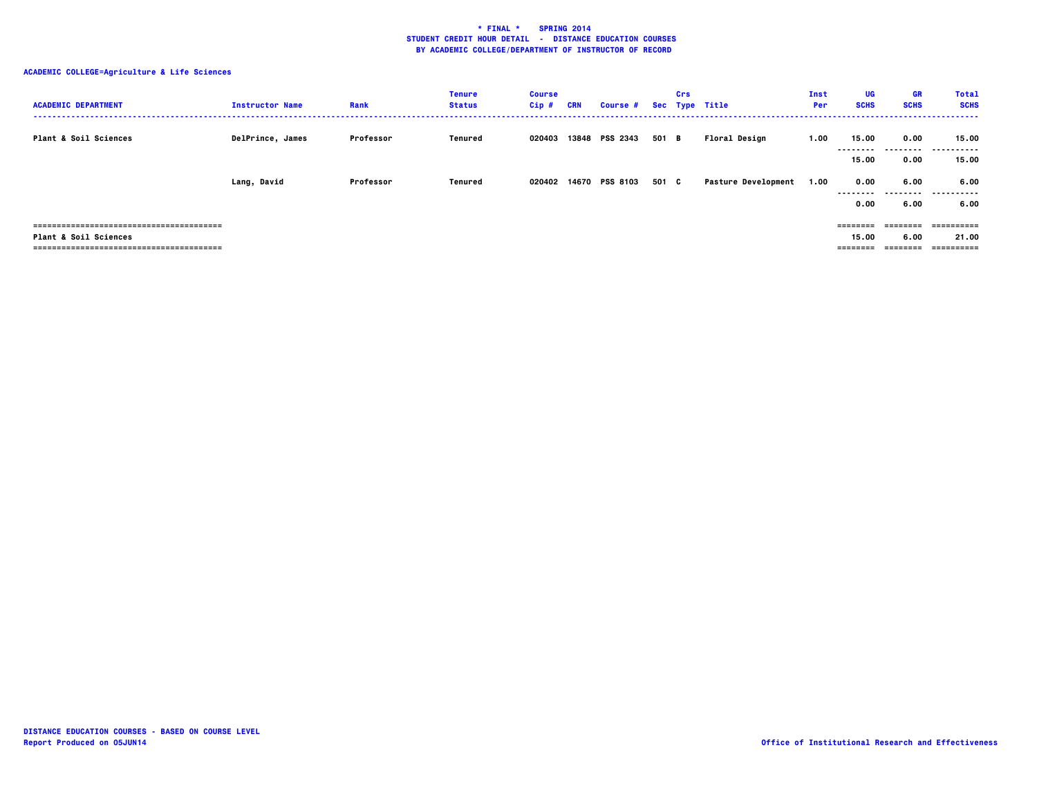**\* FINAL \* SPRING 2014**
**STUDENT CREDIT HOUR DETAIL - DISTANCE EDUCATION COURSES**
**BY ACADEMIC COLLEGE/DEPARTMENT OF INSTRUCTOR OF RECORD**

**ACADEMIC COLLEGE=Agriculture & Life Sciences**

| ACADEMIC DEPARTMENT | Instructor Name | Rank | Tenure Status | Course Cip # | CRN | Course # | Sec | Crs Type | Title | Inst Per | UG SCHS | GR SCHS | Total SCHS |
|---|---|---|---|---|---|---|---|---|---|---|---|---|---|
| Plant & Soil Sciences | DelPrince, James | Professor | Tenured | 020403 | 13848 | PSS 2343 | 501 | B | Floral Design | 1.00 | 15.00 | 0.00 | 15.00 |
| | | | | | | | | | | | 15.00 | 0.00 | 15.00 |
| | Lang, David | Professor | Tenured | 020402 | 14670 | PSS 8103 | 501 | C | Pasture Development | 1.00 | 0.00 | 6.00 | 6.00 |
| | | | | | | | | | | | 0.00 | 6.00 | 6.00 |
| Plant & Soil Sciences | | | | | | | | | | | 15.00 | 6.00 | 21.00 |

DISTANCE EDUCATION COURSES - BASED ON COURSE LEVEL
Report Produced on 05JUN14

Office of Institutional Research and Effectiveness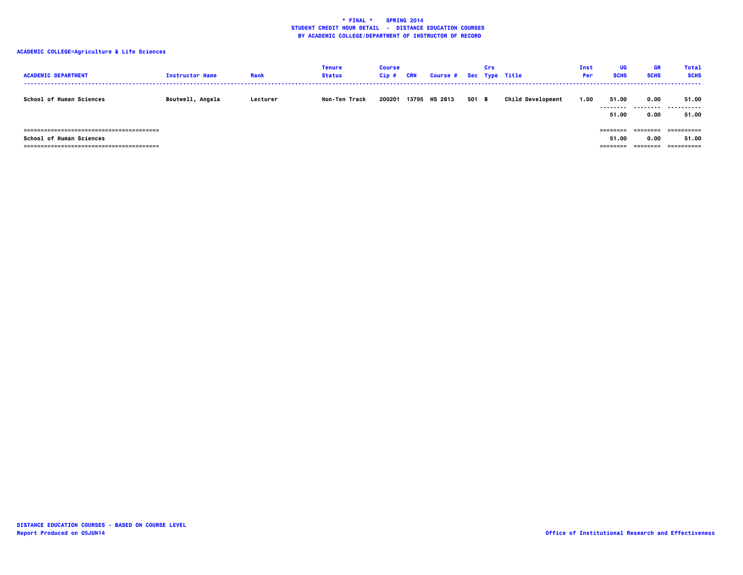**\* FINAL \* SPRING 2014**
**STUDENT CREDIT HOUR DETAIL - DISTANCE EDUCATION COURSES**
**BY ACADEMIC COLLEGE/DEPARTMENT OF INSTRUCTOR OF RECORD**

**ACADEMIC COLLEGE=Agriculture & Life Sciences**

| ACADEMIC DEPARTMENT | Instructor Name | Rank | Tenure Status | Course Cip # | CRN | Course # | Sec | Crs Type | Title | Inst Per | UG SCHS | GR SCHS | Total SCHS |
|---|---|---|---|---|---|---|---|---|---|---|---|---|---|
| School of Human Sciences | Boutwell, Angela | Lecturer | Non-Ten Track | 200201 | 13795 | HS 2813 | 501 | B | Child Development | 1.00 | 51.00 | 0.00 | 51.00 |
| | | | | | | | | | | | 51.00 | 0.00 | 51.00 |
| School of Human Sciences | | | | | | | | | | | 51.00 | 0.00 | 51.00 |

**DISTANCE EDUCATION COURSES - BASED ON COURSE LEVEL**
**Report Produced on 05JUN14**

**Office of Institutional Research and Effectiveness**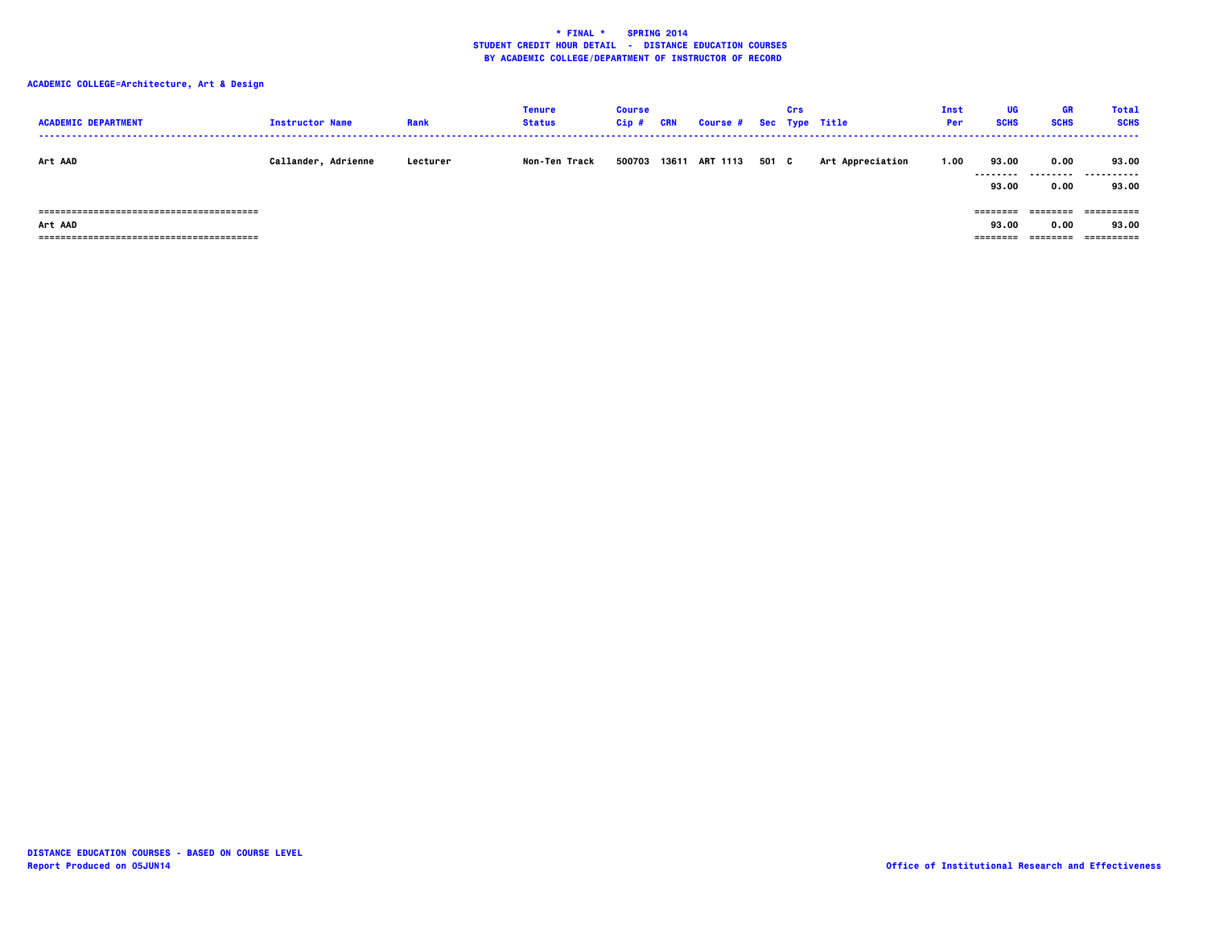**\* FINAL \* SPRING 2014**
**STUDENT CREDIT HOUR DETAIL - DISTANCE EDUCATION COURSES**
**BY ACADEMIC COLLEGE/DEPARTMENT OF INSTRUCTOR OF RECORD**

**ACADEMIC COLLEGE=Architecture, Art & Design**

| ACADEMIC DEPARTMENT | Instructor Name | Rank | Tenure Status | Course Cip # | CRN | Course # | Sec | Crs Type | Title | Inst Per | UG SCHS | GR SCHS | Total SCHS |
|---|---|---|---|---|---|---|---|---|---|---|---|---|---|
| Art AAD | Callander, Adrienne | Lecturer | Non-Ten Track | 500703 | 13611 | ART 1113 | 501 | C | Art Appreciation | 1.00 | 93.00 | 0.00 | 93.00 |
| | | | | | | | | | | | 93.00 | 0.00 | 93.00 |
| Art AAD | | | | | | | | | | | 93.00 | 0.00 | 93.00 |

DISTANCE EDUCATION COURSES - BASED ON COURSE LEVEL
Report Produced on 05JUN14

Office of Institutional Research and Effectiveness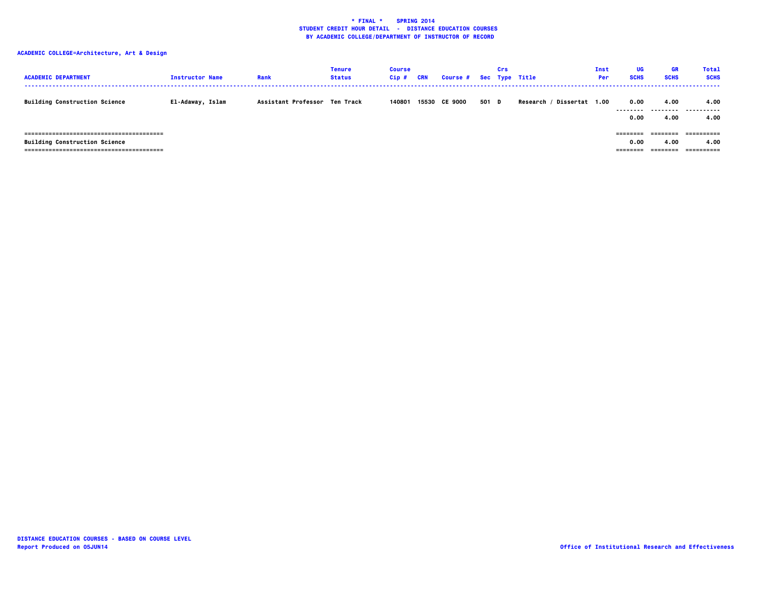**\* FINAL \* SPRING 2014**
**STUDENT CREDIT HOUR DETAIL - DISTANCE EDUCATION COURSES**
**BY ACADEMIC COLLEGE/DEPARTMENT OF INSTRUCTOR OF RECORD**

**ACADEMIC COLLEGE=Architecture, Art & Design**

| ACADEMIC DEPARTMENT | Instructor Name | Rank | Tenure Status | Course Cip # | CRN | Course # | Sec | Crs Type | Title | Inst Per | UG SCHS | GR SCHS | Total SCHS |
|---|---|---|---|---|---|---|---|---|---|---|---|---|---|
| Building Construction Science | El-Adaway, Islam | Assistant Professor | Ten Track | 140801 | 15530 | CE 9000 | 501 | D | Research / Dissertat | 1.00 | 0.00 | 4.00 | 4.00 |
| | | | | | | | | | | | 0.00 | 4.00 | 4.00 |
| Building Construction Science | | | | | | | | | | | 0.00 | 4.00 | 4.00 |

DISTANCE EDUCATION COURSES - BASED ON COURSE LEVEL
Report Produced on 05JUN14

Office of Institutional Research and Effectiveness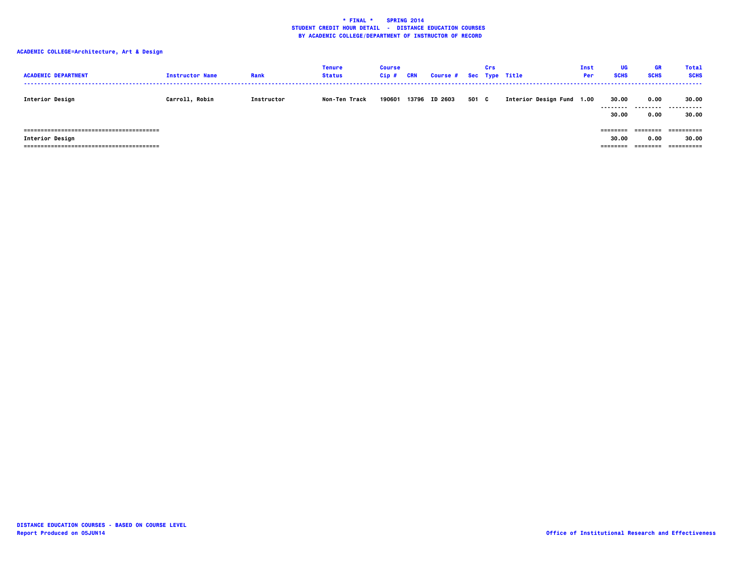**\* FINAL \* SPRING 2014**
**STUDENT CREDIT HOUR DETAIL - DISTANCE EDUCATION COURSES**
**BY ACADEMIC COLLEGE/DEPARTMENT OF INSTRUCTOR OF RECORD**

**ACADEMIC COLLEGE=Architecture, Art & Design**

| ACADEMIC DEPARTMENT | Instructor Name | Rank | Tenure Status | Course Cip # | CRN | Course # | Sec | Crs Type | Title | Inst Per | UG SCHS | GR SCHS | Total SCHS |
|---|---|---|---|---|---|---|---|---|---|---|---|---|---|
| Interior Design | Carroll, Robin | Instructor | Non-Ten Track | 190601 | 13796 | ID 2603 | 501 | C | Interior Design Fund | 1.00 | 30.00 | 0.00 | 30.00 |
| | | | | | | | | | | | 30.00 | 0.00 | 30.00 |
| Interior Design | | | | | | | | | | | 30.00 | 0.00 | 30.00 |

DISTANCE EDUCATION COURSES - BASED ON COURSE LEVEL
Report Produced on 05JUN14

Office of Institutional Research and Effectiveness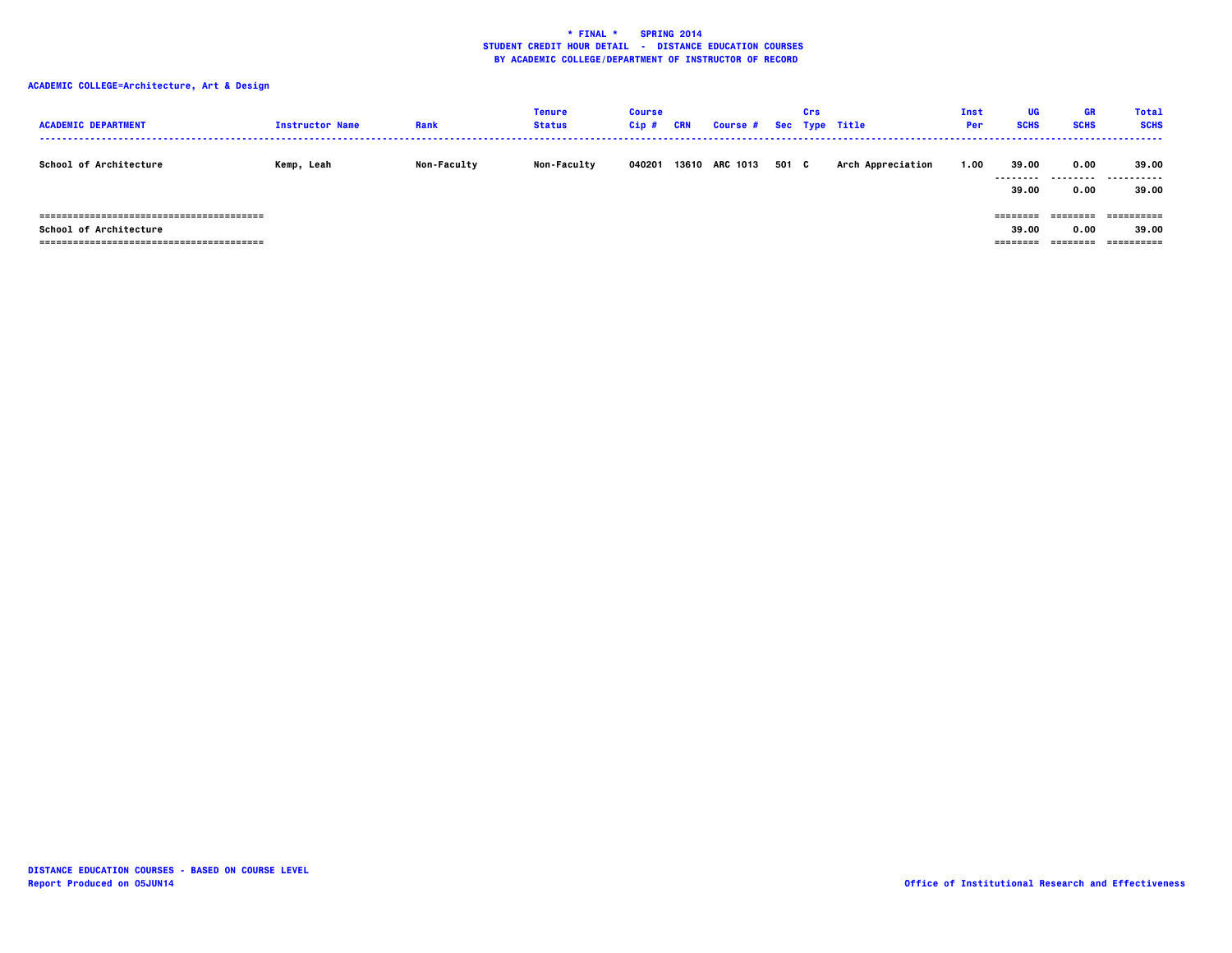# * FINAL * SPRING 2014
## STUDENT CREDIT HOUR DETAIL - DISTANCE EDUCATION COURSES
### BY ACADEMIC COLLEGE/DEPARTMENT OF INSTRUCTOR OF RECORD

**ACADEMIC COLLEGE=Architecture, Art & Design**

| ACADEMIC DEPARTMENT | Instructor Name | Rank | Tenure Status | Course Cip # | CRN | Course # | Sec | Crs Type | Title | Inst Per | UG SCHS | GR SCHS | Total SCHS |
|---|---|---|---|---|---|---|---|---|---|---|---|---|---|
| School of Architecture | Kemp, Leah | Non-Faculty | Non-Faculty | 040201 | 13610 | ARC 1013 | 501 | C | Arch Appreciation | 1.00 | 39.00 | 0.00 | 39.00 |
| | | | | | | | | | | | 39.00 | 0.00 | 39.00 |
| School of Architecture | | | | | | | | | | | 39.00 | 0.00 | 39.00 |

DISTANCE EDUCATION COURSES - BASED ON COURSE LEVEL
Report Produced on 05JUN14

Office of Institutional Research and Effectiveness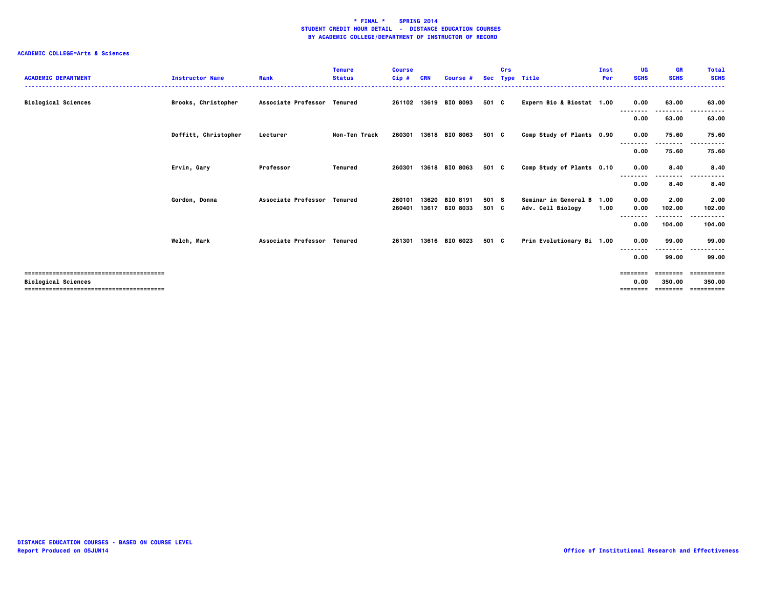**\* FINAL \* SPRING 2014**
**STUDENT CREDIT HOUR DETAIL - DISTANCE EDUCATION COURSES**
**BY ACADEMIC COLLEGE/DEPARTMENT OF INSTRUCTOR OF RECORD**

**ACADEMIC COLLEGE=Arts & Sciences**

| ACADEMIC DEPARTMENT | Instructor Name | Rank | Tenure Status | Course Cip # | CRN | Course # | Sec | Crs Type | Title | Inst Per | UG SCHS | GR SCHS | Total SCHS |
|---|---|---|---|---|---|---|---|---|---|---|---|---|---|
| Biological Sciences | Brooks, Christopher | Associate Professor | Tenured | 261102 | 13619 | BIO 8093 | 501 | C | Experm Bio & Biostat | 1.00 | 0.00 | 63.00 | 63.00 |
| | | | | | | | | | | | 0.00 | 63.00 | 63.00 |
| | Doffitt, Christopher | Lecturer | Non-Ten Track | 260301 | 13618 | BIO 8063 | 501 | C | Comp Study of Plants | 0.90 | 0.00 | 75.60 | 75.60 |
| | | | | | | | | | | | 0.00 | 75.60 | 75.60 |
| | Ervin, Gary | Professor | Tenured | 260301 | 13618 | BIO 8063 | 501 | C | Comp Study of Plants | 0.10 | 0.00 | 8.40 | 8.40 |
| | | | | | | | | | | | 0.00 | 8.40 | 8.40 |
| | Gordon, Donna | Associate Professor | Tenured | 260101 | 13620 | BIO 8191 | 501 | S | Seminar in General B | 1.00 | 0.00 | 2.00 | 2.00 |
| | | | | 260401 | 13617 | BIO 8033 | 501 | C | Adv. Cell Biology | 1.00 | 0.00 | 102.00 | 102.00 |
| | | | | | | | | | | | 0.00 | 104.00 | 104.00 |
| | Welch, Mark | Associate Professor | Tenured | 261301 | 13616 | BIO 6023 | 501 | C | Prin Evolutionary Bi | 1.00 | 0.00 | 99.00 | 99.00 |
| | | | | | | | | | | | 0.00 | 99.00 | 99.00 |
| **Biological Sciences** | | | | | | | | | | | 0.00 | 350.00 | 350.00 |

DISTANCE EDUCATION COURSES - BASED ON COURSE LEVEL
Report Produced on 05JUN14

Office of Institutional Research and Effectiveness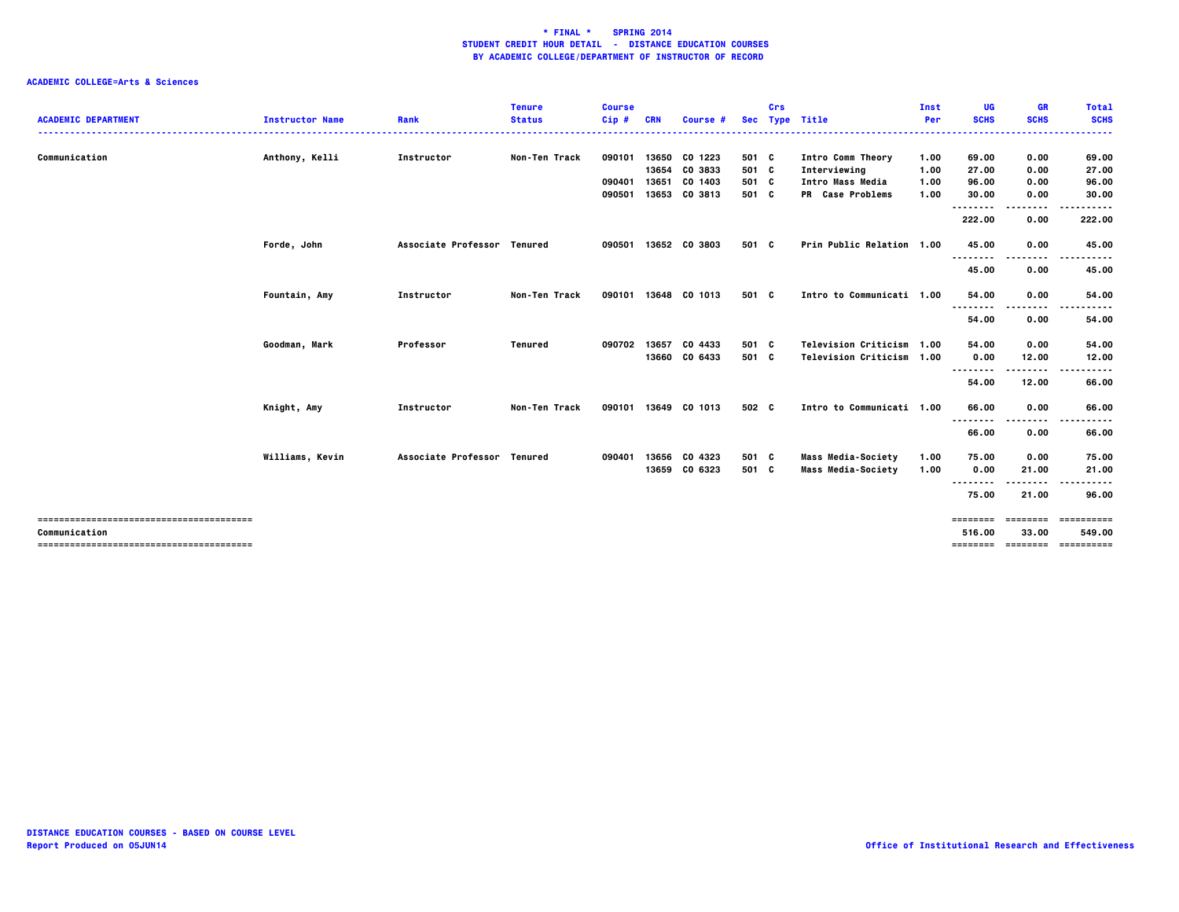**\* FINAL \* SPRING 2014**
**STUDENT CREDIT HOUR DETAIL - DISTANCE EDUCATION COURSES**
**BY ACADEMIC COLLEGE/DEPARTMENT OF INSTRUCTOR OF RECORD**

**ACADEMIC COLLEGE=Arts & Sciences**

| ACADEMIC DEPARTMENT | Instructor Name | Rank | Tenure Status | Course Cip # | CRN | Course # | Sec | Crs Type | Title | Inst Per | UG SCHS | GR SCHS | Total SCHS |
|---|---|---|---|---|---|---|---|---|---|---|---|---|---|
| Communication | Anthony, Kelli | Instructor | Non-Ten Track | 090101 | 13650 | CO 1223 | 501 | C | Intro Comm Theory | 1.00 | 69.00 | 0.00 | 69.00 |
| | | | | | 13654 | CO 3833 | 501 | C | Interviewing | 1.00 | 27.00 | 0.00 | 27.00 |
| | | | | 090401 | 13651 | CO 1403 | 501 | C | Intro Mass Media | 1.00 | 96.00 | 0.00 | 96.00 |
| | | | | 090501 | 13653 | CO 3813 | 501 | C | PR Case Problems | 1.00 | 30.00 | 0.00 | 30.00 |
| | | | | | | | | | | | 222.00 | 0.00 | 222.00 |
| | Forde, John | Associate Professor | Tenured | 090501 | 13652 | CO 3803 | 501 | C | Prin Public Relation | 1.00 | 45.00 | 0.00 | 45.00 |
| | | | | | | | | | | | 45.00 | 0.00 | 45.00 |
| | Fountain, Amy | Instructor | Non-Ten Track | 090101 | 13648 | CO 1013 | 501 | C | Intro to Communicati | 1.00 | 54.00 | 0.00 | 54.00 |
| | | | | | | | | | | | 54.00 | 0.00 | 54.00 |
| | Goodman, Mark | Professor | Tenured | 090702 | 13657 | CO 4433 | 501 | C | Television Criticism | 1.00 | 54.00 | 0.00 | 54.00 |
| | | | | | 13660 | CO 6433 | 501 | C | Television Criticism | 1.00 | 0.00 | 12.00 | 12.00 |
| | | | | | | | | | | | 54.00 | 12.00 | 66.00 |
| | Knight, Amy | Instructor | Non-Ten Track | 090101 | 13649 | CO 1013 | 502 | C | Intro to Communicati | 1.00 | 66.00 | 0.00 | 66.00 |
| | | | | | | | | | | | 66.00 | 0.00 | 66.00 |
| | Williams, Kevin | Associate Professor | Tenured | 090401 | 13656 | CO 4323 | 501 | C | Mass Media-Society | 1.00 | 75.00 | 0.00 | 75.00 |
| | | | | | 13659 | CO 6323 | 501 | C | Mass Media-Society | 1.00 | 0.00 | 21.00 | 21.00 |
| | | | | | | | | | | | 75.00 | 21.00 | 96.00 |
| Communication | | | | | | | | | | | 516.00 | 33.00 | 549.00 |

**DISTANCE EDUCATION COURSES - BASED ON COURSE LEVEL**
**Report Produced on 05JUN14**

**Office of Institutional Research and Effectiveness**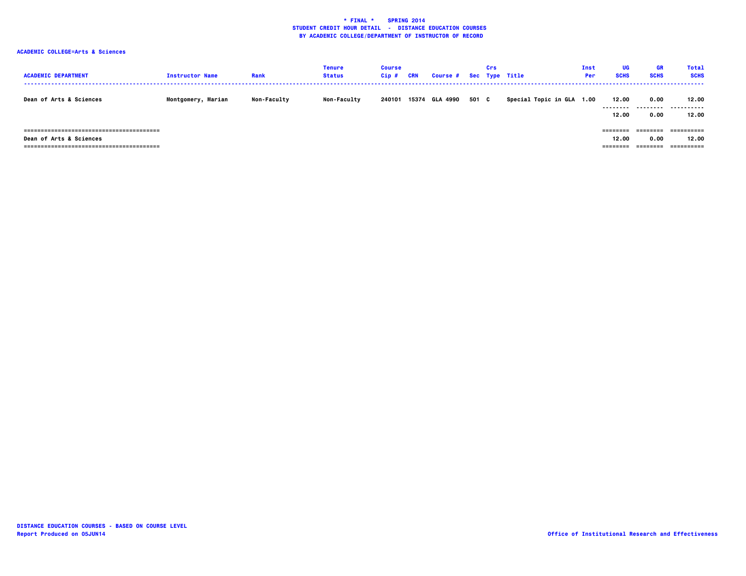**\* FINAL \* SPRING 2014**
**STUDENT CREDIT HOUR DETAIL - DISTANCE EDUCATION COURSES**
**BY ACADEMIC COLLEGE/DEPARTMENT OF INSTRUCTOR OF RECORD**

**ACADEMIC COLLEGE=Arts & Sciences**

| ACADEMIC DEPARTMENT | Instructor Name | Rank | Tenure Status | Course Cip # | CRN | Course # | Sec | Crs Type | Title | Inst Per | UG SCHS | GR SCHS | Total SCHS |
|---|---|---|---|---|---|---|---|---|---|---|---|---|---|
| Dean of Arts & Sciences | Montgomery, Marian | Non-Faculty | Non-Faculty | 240101 | 15374 | GLA 4990 | 501 | C | Special Topic in GLA | 1.00 | 12.00 | 0.00 | 12.00 |
| | | | | | | | | | | | 12.00 | 0.00 | 12.00 |
| Dean of Arts & Sciences | | | | | | | | | | | 12.00 | 0.00 | 12.00 |

**DISTANCE EDUCATION COURSES - BASED ON COURSE LEVEL**
**Report Produced on 05JUN14**

**Office of Institutional Research and Effectiveness**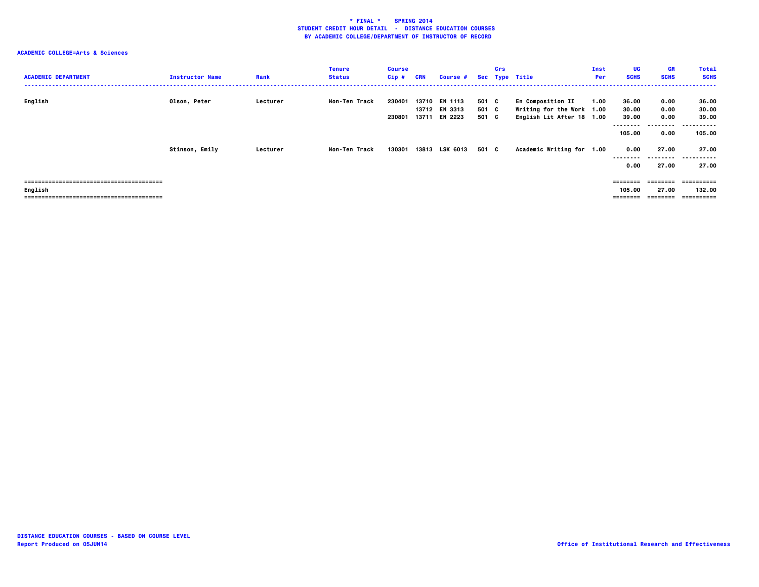**\* FINAL \* SPRING 2014**
**STUDENT CREDIT HOUR DETAIL - DISTANCE EDUCATION COURSES**
**BY ACADEMIC COLLEGE/DEPARTMENT OF INSTRUCTOR OF RECORD**

**ACADEMIC COLLEGE=Arts & Sciences**

| ACADEMIC DEPARTMENT | Instructor Name | Rank | Tenure Status | Course Cip # | CRN | Course # | Sec | Crs Type | Title | Inst Per | UG SCHS | GR SCHS | Total SCHS |
|---|---|---|---|---|---|---|---|---|---|---|---|---|---|
| English | Olson, Peter | Lecturer | Non-Ten Track | 230401 | 13710 | EN 1113 | 501 | C | En Composition II | 1.00 | 36.00 | 0.00 | 36.00 |
| | | | | | 13712 | EN 3313 | 501 | C | Writing for the Work | 1.00 | 30.00 | 0.00 | 30.00 |
| | | | | 230801 | 13711 | EN 2223 | 501 | C | English Lit After 18 | 1.00 | 39.00 | 0.00 | 39.00 |
| | | | | | | | | | | | 105.00 | 0.00 | 105.00 |
| | Stinson, Emily | Lecturer | Non-Ten Track | 130301 | 13813 | LSK 6013 | 501 | C | Academic Writing for | 1.00 | 0.00 | 27.00 | 27.00 |
| | | | | | | | | | | | 0.00 | 27.00 | 27.00 |
| English | | | | | | | | | | | 105.00 | 27.00 | 132.00 |

DISTANCE EDUCATION COURSES - BASED ON COURSE LEVEL
Report Produced on 05JUN14

Office of Institutional Research and Effectiveness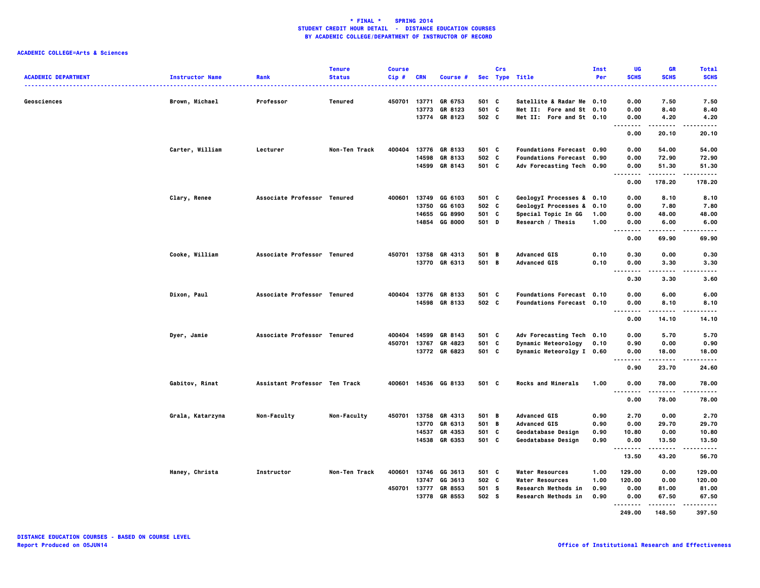**\* FINAL \* SPRING 2014**
**STUDENT CREDIT HOUR DETAIL - DISTANCE EDUCATION COURSES**
**BY ACADEMIC COLLEGE/DEPARTMENT OF INSTRUCTOR OF RECORD**

**ACADEMIC COLLEGE=Arts & Sciences**

| ACADEMIC DEPARTMENT | Instructor Name | Rank | Tenure Status | Course Cip # | CRN | Course # | Sec | Crs Type | Title | Inst Per | UG SCHS | GR SCHS | Total SCHS |
|---|---|---|---|---|---|---|---|---|---|---|---|---|---|
| Geosciences | Brown, Michael | Professor | Tenured | 450701 | 13771 | GR 6753 | 501 | C | Satellite & Radar Me | 0.10 | 0.00 | 7.50 | 7.50 |
| | | | | | 13773 | GR 8123 | 501 | C | Met II: Fore and St | 0.10 | 0.00 | 8.40 | 8.40 |
| | | | | | 13774 | GR 8123 | 502 | C | Met II: Fore and St | 0.10 | 0.00 | 4.20 | 4.20 |
| | | | | | | | | | | | 0.00 | 20.10 | 20.10 |
| | Carter, William | Lecturer | Non-Ten Track | 400404 | 13776 | GR 8133 | 501 | C | Foundations Forecast | 0.90 | 0.00 | 54.00 | 54.00 |
| | | | | | 14598 | GR 8133 | 502 | C | Foundations Forecast | 0.90 | 0.00 | 72.90 | 72.90 |
| | | | | | 14599 | GR 8143 | 501 | C | Adv Forecasting Tech | 0.90 | 0.00 | 51.30 | 51.30 |
| | | | | | | | | | | | 0.00 | 178.20 | 178.20 |
| | Clary, Renee | Associate Professor | Tenured | 400601 | 13749 | GG 6103 | 501 | C | GeologyI Processes & | 0.10 | 0.00 | 8.10 | 8.10 |
| | | | | | 13750 | GG 6103 | 502 | C | GeologyI Processes & | 0.10 | 0.00 | 7.80 | 7.80 |
| | | | | | 14655 | GG 8990 | 501 | C | Special Topic In GG | 1.00 | 0.00 | 48.00 | 48.00 |
| | | | | | 14854 | GG 8000 | 501 | D | Research / Thesis | 1.00 | 0.00 | 6.00 | 6.00 |
| | | | | | | | | | | | 0.00 | 69.90 | 69.90 |
| | Cooke, William | Associate Professor | Tenured | 450701 | 13758 | GR 4313 | 501 | B | Advanced GIS | 0.10 | 0.30 | 0.00 | 0.30 |
| | | | | | 13770 | GR 6313 | 501 | B | Advanced GIS | 0.10 | 0.00 | 3.30 | 3.30 |
| | | | | | | | | | | | 0.30 | 3.30 | 3.60 |
| | Dixon, Paul | Associate Professor | Tenured | 400404 | 13776 | GR 8133 | 501 | C | Foundations Forecast | 0.10 | 0.00 | 6.00 | 6.00 |
| | | | | | 14598 | GR 8133 | 502 | C | Foundations Forecast | 0.10 | 0.00 | 8.10 | 8.10 |
| | | | | | | | | | | | 0.00 | 14.10 | 14.10 |
| | Dyer, Jamie | Associate Professor | Tenured | 400404 | 14599 | GR 8143 | 501 | C | Adv Forecasting Tech | 0.10 | 0.00 | 5.70 | 5.70 |
| | | | | 450701 | 13767 | GR 4823 | 501 | C | Dynamic Meteorology | 0.10 | 0.90 | 0.00 | 0.90 |
| | | | | | 13772 | GR 6823 | 501 | C | Dynamic Meteorolgy I | 0.60 | 0.00 | 18.00 | 18.00 |
| | | | | | | | | | | | 0.90 | 23.70 | 24.60 |
| | Gabitov, Rinat | Assistant Professor | Ten Track | 400601 | 14536 | GG 8133 | 501 | C | Rocks and Minerals | 1.00 | 0.00 | 78.00 | 78.00 |
| | | | | | | | | | | | 0.00 | 78.00 | 78.00 |
| | Grala, Katarzyna | Non-Faculty | Non-Faculty | 450701 | 13758 | GR 4313 | 501 | B | Advanced GIS | 0.90 | 2.70 | 0.00 | 2.70 |
| | | | | | 13770 | GR 6313 | 501 | B | Advanced GIS | 0.90 | 0.00 | 29.70 | 29.70 |
| | | | | | 14537 | GR 4353 | 501 | C | Geodatabase Design | 0.90 | 10.80 | 0.00 | 10.80 |
| | | | | | 14538 | GR 6353 | 501 | C | Geodatabase Design | 0.90 | 0.00 | 13.50 | 13.50 |
| | | | | | | | | | | | 13.50 | 43.20 | 56.70 |
| | Haney, Christa | Instructor | Non-Ten Track | 400601 | 13746 | GG 3613 | 501 | C | Water Resources | 1.00 | 129.00 | 0.00 | 129.00 |
| | | | | | 13747 | GG 3613 | 502 | C | Water Resources | 1.00 | 120.00 | 0.00 | 120.00 |
| | | | | 450701 | 13777 | GR 8553 | 501 | S | Research Methods in | 0.90 | 0.00 | 81.00 | 81.00 |
| | | | | | 13778 | GR 8553 | 502 | S | Research Methods in | 0.90 | 0.00 | 67.50 | 67.50 |
| | | | | | | | | | | | 249.00 | 148.50 | 397.50 |

**DISTANCE EDUCATION COURSES - BASED ON COURSE LEVEL**
**Report Produced on 05JUN14**

**Office of Institutional Research and Effectiveness**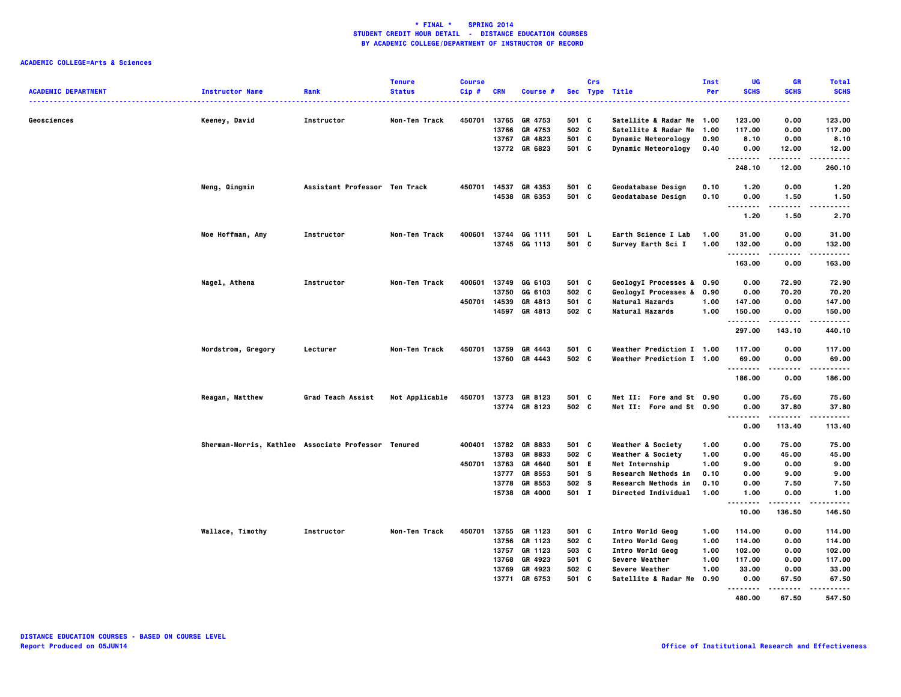**\* FINAL \* SPRING 2014**
**STUDENT CREDIT HOUR DETAIL - DISTANCE EDUCATION COURSES**
**BY ACADEMIC COLLEGE/DEPARTMENT OF INSTRUCTOR OF RECORD**

**ACADEMIC COLLEGE=Arts & Sciences**

| ACADEMIC DEPARTMENT | Instructor Name | Rank | Tenure Status | Course Cip # | CRN | Course # | Sec | Crs Type | Title | Inst Per | UG SCHS | GR SCHS | Total SCHS |
|---|---|---|---|---|---|---|---|---|---|---|---|---|---|
| Geosciences | Keeney, David | Instructor | Non-Ten Track | 450701 | 13765 | GR 4753 | 501 | C | Satellite & Radar Me | 1.00 | 123.00 | 0.00 | 123.00 |
| | | | | | 13766 | GR 4753 | 502 | C | Satellite & Radar Me | 1.00 | 117.00 | 0.00 | 117.00 |
| | | | | | 13767 | GR 4823 | 501 | C | Dynamic Meteorology | 0.90 | 8.10 | 0.00 | 8.10 |
| | | | | | 13772 | GR 6823 | 501 | C | Dynamic Meteorology | 0.40 | 0.00 | 12.00 | 12.00 |
| | | | | | | | | | | | 248.10 | 12.00 | 260.10 |
| | Meng, Qingmin | Assistant Professor | Ten Track | 450701 | 14537 | GR 4353 | 501 | C | Geodatabase Design | 0.10 | 1.20 | 0.00 | 1.20 |
| | | | | | 14538 | GR 6353 | 501 | C | Geodatabase Design | 0.10 | 0.00 | 1.50 | 1.50 |
| | | | | | | | | | | | 1.20 | 1.50 | 2.70 |
| | Moe Hoffman, Amy | Instructor | Non-Ten Track | 400601 | 13744 | GG 1111 | 501 | L | Earth Science I Lab | 1.00 | 31.00 | 0.00 | 31.00 |
| | | | | | 13745 | GG 1113 | 501 | C | Survey Earth Sci I | 1.00 | 132.00 | 0.00 | 132.00 |
| | | | | | | | | | | | 163.00 | 0.00 | 163.00 |
| | Nagel, Athena | Instructor | Non-Ten Track | 400601 | 13749 | GG 6103 | 501 | C | GeologyI Processes & | 0.90 | 0.00 | 72.90 | 72.90 |
| | | | | | 13750 | GG 6103 | 502 | C | GeologyI Processes & | 0.90 | 0.00 | 70.20 | 70.20 |
| | | | | 450701 | 14539 | GR 4813 | 501 | C | Natural Hazards | 1.00 | 147.00 | 0.00 | 147.00 |
| | | | | | 14597 | GR 4813 | 502 | C | Natural Hazards | 1.00 | 150.00 | 0.00 | 150.00 |
| | | | | | | | | | | | 297.00 | 143.10 | 440.10 |
| | Nordstrom, Gregory | Lecturer | Non-Ten Track | 450701 | 13759 | GR 4443 | 501 | C | Weather Prediction I | 1.00 | 117.00 | 0.00 | 117.00 |
| | | | | | 13760 | GR 4443 | 502 | C | Weather Prediction I | 1.00 | 69.00 | 0.00 | 69.00 |
| | | | | | | | | | | | 186.00 | 0.00 | 186.00 |
| | Reagan, Matthew | Grad Teach Assist | Not Applicable | 450701 | 13773 | GR 8123 | 501 | C | Met II: Fore and St | 0.90 | 0.00 | 75.60 | 75.60 |
| | | | | | 13774 | GR 8123 | 502 | C | Met II: Fore and St | 0.90 | 0.00 | 37.80 | 37.80 |
| | | | | | | | | | | | 0.00 | 113.40 | 113.40 |
| | Sherman-Morris, Kathlee | Associate Professor | Tenured | 400401 | 13782 | GR 8833 | 501 | C | Weather & Society | 1.00 | 0.00 | 75.00 | 75.00 |
| | | | | | 13783 | GR 8833 | 502 | C | Weather & Society | 1.00 | 0.00 | 45.00 | 45.00 |
| | | | | 450701 | 13763 | GR 4640 | 501 | E | Met Internship | 1.00 | 9.00 | 0.00 | 9.00 |
| | | | | | 13777 | GR 8553 | 501 | S | Research Methods in | 0.10 | 0.00 | 9.00 | 9.00 |
| | | | | | 13778 | GR 8553 | 502 | S | Research Methods in | 0.10 | 0.00 | 7.50 | 7.50 |
| | | | | | 15738 | GR 4000 | 501 | I | Directed Individual | 1.00 | 1.00 | 0.00 | 1.00 |
| | | | | | | | | | | | 10.00 | 136.50 | 146.50 |
| | Wallace, Timothy | Instructor | Non-Ten Track | 450701 | 13755 | GR 1123 | 501 | C | Intro World Geog | 1.00 | 114.00 | 0.00 | 114.00 |
| | | | | | 13756 | GR 1123 | 502 | C | Intro World Geog | 1.00 | 114.00 | 0.00 | 114.00 |
| | | | | | 13757 | GR 1123 | 503 | C | Intro World Geog | 1.00 | 102.00 | 0.00 | 102.00 |
| | | | | | 13768 | GR 4923 | 501 | C | Severe Weather | 1.00 | 117.00 | 0.00 | 117.00 |
| | | | | | 13769 | GR 4923 | 502 | C | Severe Weather | 1.00 | 33.00 | 0.00 | 33.00 |
| | | | | | 13771 | GR 6753 | 501 | C | Satellite & Radar Me | 0.90 | 0.00 | 67.50 | 67.50 |
| | | | | | | | | | | | 480.00 | 67.50 | 547.50 |

**DISTANCE EDUCATION COURSES - BASED ON COURSE LEVEL**
**Report Produced on 05JUN14**

**Office of Institutional Research and Effectiveness**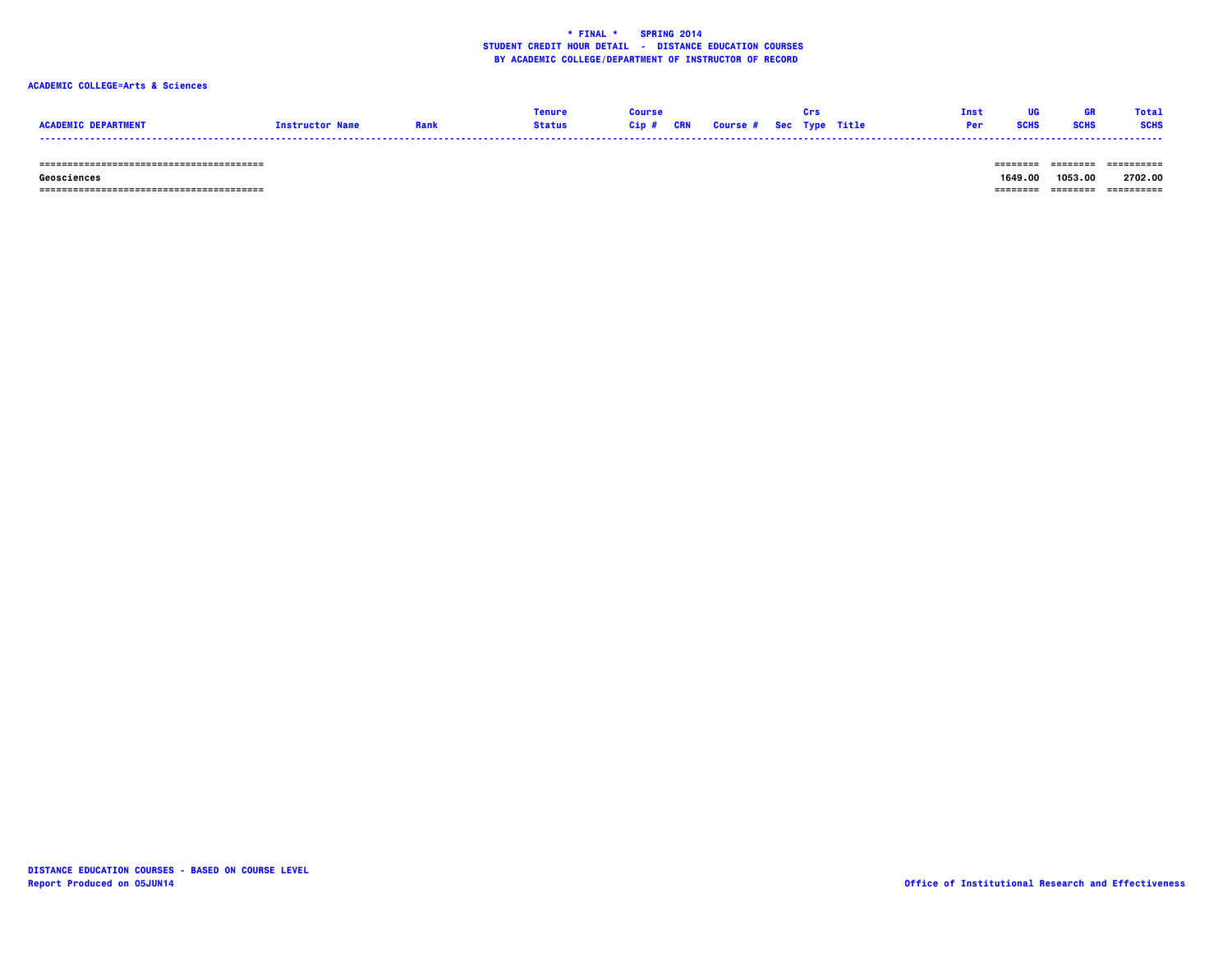**\* FINAL \* SPRING 2014**
**STUDENT CREDIT HOUR DETAIL - DISTANCE EDUCATION COURSES**
**BY ACADEMIC COLLEGE/DEPARTMENT OF INSTRUCTOR OF RECORD**

**ACADEMIC COLLEGE=Arts & Sciences**

| ACADEMIC DEPARTMENT | Instructor Name | Rank | Tenure Status | Course Cip # | CRN | Course # | Sec | Crs Type | Title | Inst Per | UG SCHS | GR SCHS | Total SCHS |
|---|---|---|---|---|---|---|---|---|---|---|---|---|---|
| Geosciences | | | | | | | | | | | 1649.00 | 1053.00 | 2702.00 |

DISTANCE EDUCATION COURSES - BASED ON COURSE LEVEL
Report Produced on 05JUN14

Office of Institutional Research and Effectiveness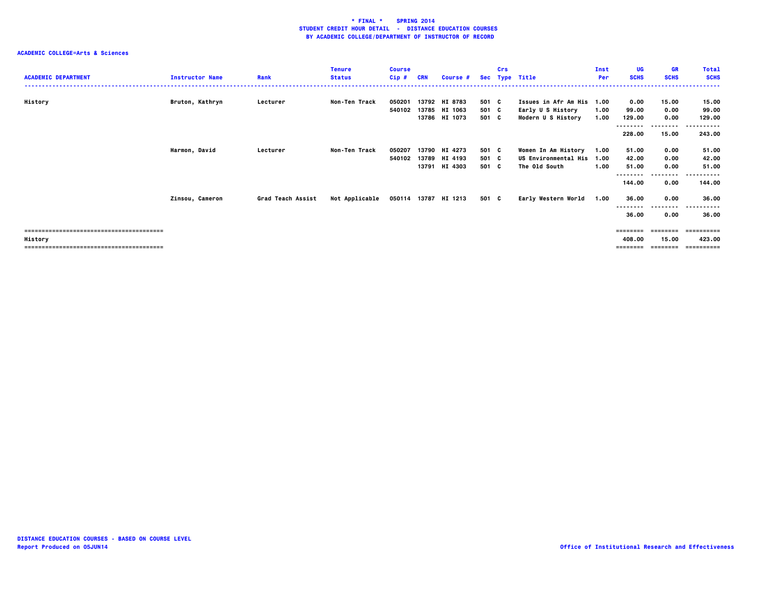**\* FINAL \* SPRING 2014**
**STUDENT CREDIT HOUR DETAIL - DISTANCE EDUCATION COURSES**
**BY ACADEMIC COLLEGE/DEPARTMENT OF INSTRUCTOR OF RECORD**

**ACADEMIC COLLEGE=Arts & Sciences**

| ACADEMIC DEPARTMENT | Instructor Name | Rank | Tenure Status | Course Cip # | CRN | Course # | Sec | Crs Type | Title | Inst Per | UG SCHS | GR SCHS | Total SCHS |
|---|---|---|---|---|---|---|---|---|---|---|---|---|---|
| History | Bruton, Kathryn | Lecturer | Non-Ten Track | 050201 | 13792 | HI 8783 | 501 | C | Issues in Afr Am His | 1.00 | 0.00 | 15.00 | 15.00 |
| | | | | 540102 | 13785 | HI 1063 | 501 | C | Early U S History | 1.00 | 99.00 | 0.00 | 99.00 |
| | | | | | 13786 | HI 1073 | 501 | C | Modern U S History | 1.00 | 129.00 | 0.00 | 129.00 |
| | | | | | | | | | | | 228.00 | 15.00 | 243.00 |
| | Harmon, David | Lecturer | Non-Ten Track | 050207 | 13790 | HI 4273 | 501 | C | Women In Am History | 1.00 | 51.00 | 0.00 | 51.00 |
| | | | | 540102 | 13789 | HI 4193 | 501 | C | US Environmental His | 1.00 | 42.00 | 0.00 | 42.00 |
| | | | | | 13791 | HI 4303 | 501 | C | The Old South | 1.00 | 51.00 | 0.00 | 51.00 |
| | | | | | | | | | | | 144.00 | 0.00 | 144.00 |
| | Zinsou, Cameron | Grad Teach Assist | Not Applicable | 050114 | 13787 | HI 1213 | 501 | C | Early Western World | 1.00 | 36.00 | 0.00 | 36.00 |
| | | | | | | | | | | | 36.00 | 0.00 | 36.00 |
| History | | | | | | | | | | | 408.00 | 15.00 | 423.00 |

**DISTANCE EDUCATION COURSES - BASED ON COURSE LEVEL**
**Report Produced on 05JUN14**

**Office of Institutional Research and Effectiveness**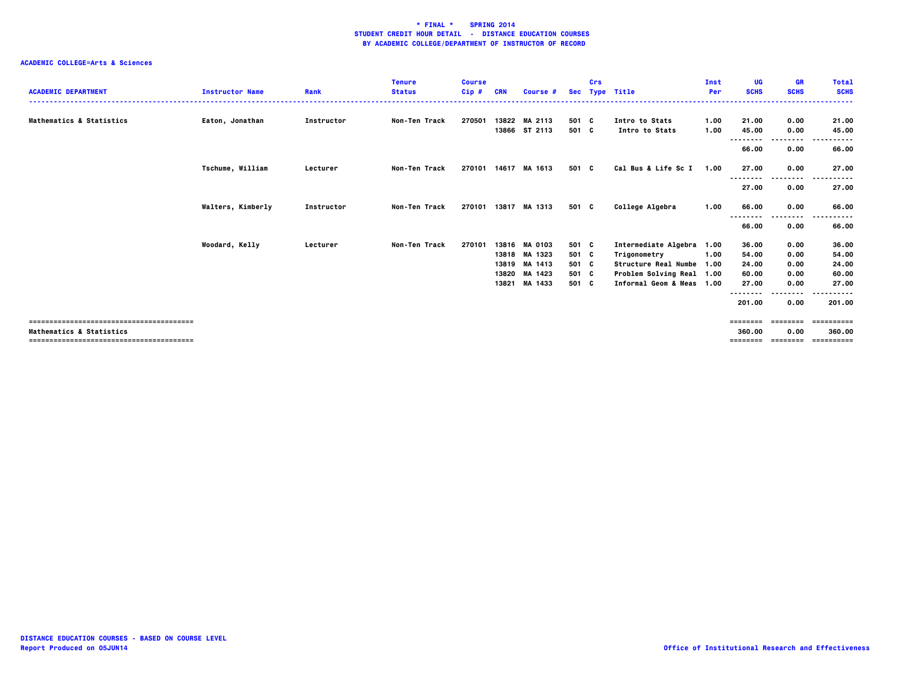**\* FINAL \* SPRING 2014**
**STUDENT CREDIT HOUR DETAIL - DISTANCE EDUCATION COURSES**
**BY ACADEMIC COLLEGE/DEPARTMENT OF INSTRUCTOR OF RECORD**

**ACADEMIC COLLEGE=Arts & Sciences**

| ACADEMIC DEPARTMENT | Instructor Name | Rank | Tenure Status | Course Cip # | CRN | Course # | Sec | Crs Type | Title | Inst Per | UG SCHS | GR SCHS | Total SCHS |
|---|---|---|---|---|---|---|---|---|---|---|---|---|---|
| Mathematics & Statistics | Eaton, Jonathan | Instructor | Non-Ten Track | 270501 | 13822 | MA 2113 | 501 | C | Intro to Stats | 1.00 | 21.00 | 0.00 | 21.00 |
| | | | | | 13866 | ST 2113 | 501 | C | Intro to Stats | 1.00 | 45.00 | 0.00 | 45.00 |
| | | | | | | | | | | | 66.00 | 0.00 | 66.00 |
| | Tschume, William | Lecturer | Non-Ten Track | 270101 | 14617 | MA 1613 | 501 | C | Cal Bus & Life Sc I | 1.00 | 27.00 | 0.00 | 27.00 |
| | | | | | | | | | | | 27.00 | 0.00 | 27.00 |
| | Walters, Kimberly | Instructor | Non-Ten Track | 270101 | 13817 | MA 1313 | 501 | C | College Algebra | 1.00 | 66.00 | 0.00 | 66.00 |
| | | | | | | | | | | | 66.00 | 0.00 | 66.00 |
| | Woodard, Kelly | Lecturer | Non-Ten Track | 270101 | 13816 | MA 0103 | 501 | C | Intermediate Algebra | 1.00 | 36.00 | 0.00 | 36.00 |
| | | | | | 13818 | MA 1323 | 501 | C | Trigonometry | 1.00 | 54.00 | 0.00 | 54.00 |
| | | | | | 13819 | MA 1413 | 501 | C | Structure Real Numbe | 1.00 | 24.00 | 0.00 | 24.00 |
| | | | | | 13820 | MA 1423 | 501 | C | Problem Solving Real | 1.00 | 60.00 | 0.00 | 60.00 |
| | | | | | 13821 | MA 1433 | 501 | C | Informal Geom & Meas | 1.00 | 27.00 | 0.00 | 27.00 |
| | | | | | | | | | | | 201.00 | 0.00 | 201.00 |
| Mathematics & Statistics | | | | | | | | | | | 360.00 | 0.00 | 360.00 |

**DISTANCE EDUCATION COURSES - BASED ON COURSE LEVEL**
**Report Produced on 05JUN14**

**Office of Institutional Research and Effectiveness**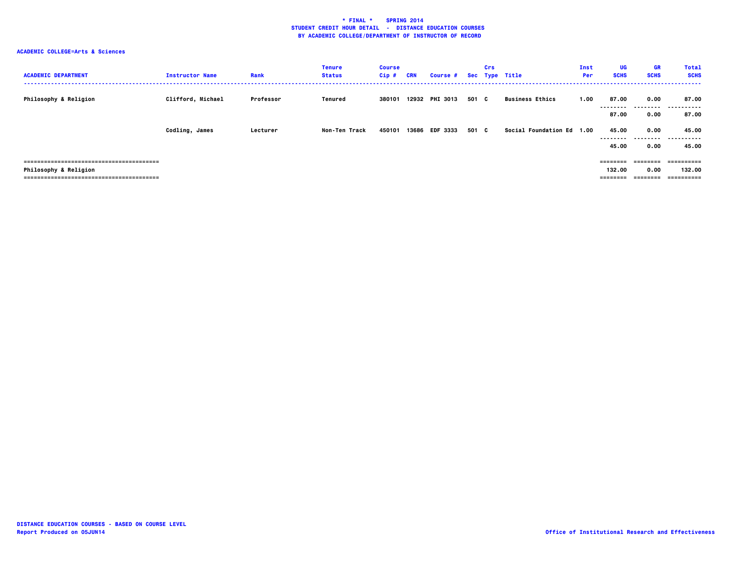**\* FINAL \* SPRING 2014**
**STUDENT CREDIT HOUR DETAIL - DISTANCE EDUCATION COURSES**
**BY ACADEMIC COLLEGE/DEPARTMENT OF INSTRUCTOR OF RECORD**

**ACADEMIC COLLEGE=Arts & Sciences**

| ACADEMIC DEPARTMENT | Instructor Name | Rank | Tenure Status | Course Cip # | CRN | Course # | Sec | Crs Type | Title | Inst Per | UG SCHS | GR SCHS | Total SCHS |
|---|---|---|---|---|---|---|---|---|---|---|---|---|---|
| Philosophy & Religion | Clifford, Michael | Professor | Tenured | 380101 | 12932 | PHI 3013 | 501 | C | Business Ethics | 1.00 | 87.00 | 0.00 | 87.00 |
| | | | | | | | | | | | 87.00 | 0.00 | 87.00 |
| | Codling, James | Lecturer | Non-Ten Track | 450101 | 13686 | EDF 3333 | 501 | C | Social Foundation Ed | 1.00 | 45.00 | 0.00 | 45.00 |
| | | | | | | | | | | | 45.00 | 0.00 | 45.00 |
| Philosophy & Religion | | | | | | | | | | | 132.00 | 0.00 | 132.00 |

DISTANCE EDUCATION COURSES - BASED ON COURSE LEVEL
Report Produced on 05JUN14

Office of Institutional Research and Effectiveness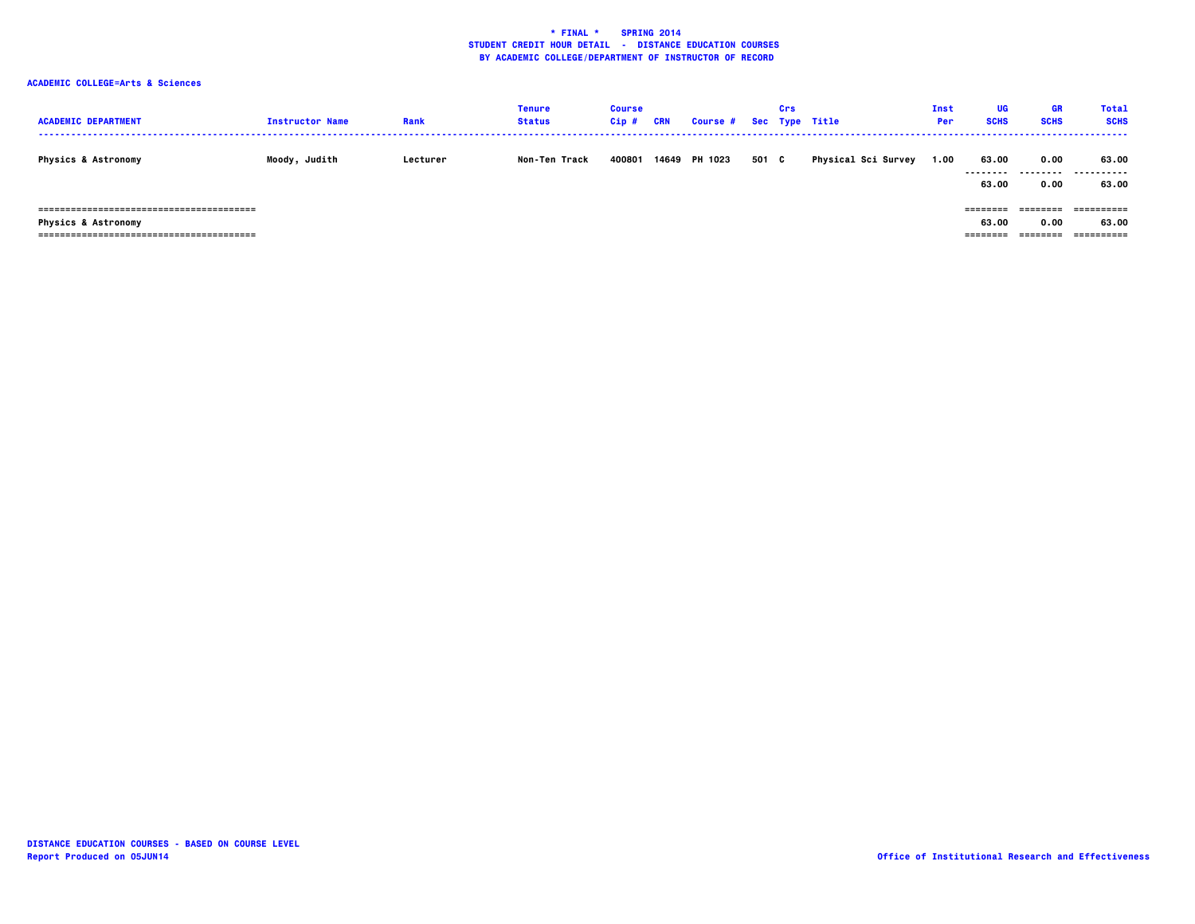**\* FINAL \* SPRING 2014**
**STUDENT CREDIT HOUR DETAIL - DISTANCE EDUCATION COURSES**
**BY ACADEMIC COLLEGE/DEPARTMENT OF INSTRUCTOR OF RECORD**

**ACADEMIC COLLEGE=Arts & Sciences**

| ACADEMIC DEPARTMENT | Instructor Name | Rank | Tenure Status | Course Cip # | CRN | Course # | Sec | Crs Type | Title | Inst Per | UG SCHS | GR SCHS | Total SCHS |
|---|---|---|---|---|---|---|---|---|---|---|---|---|---|
| Physics & Astronomy | Moody, Judith | Lecturer | Non-Ten Track | 400801 | 14649 | PH 1023 | 501 | C | Physical Sci Survey | 1.00 | 63.00 | 0.00 | 63.00 |
| | | | | | | | | | | | 63.00 | 0.00 | 63.00 |
| Physics & Astronomy | | | | | | | | | | | 63.00 | 0.00 | 63.00 |

DISTANCE EDUCATION COURSES - BASED ON COURSE LEVEL
Report Produced on 05JUN14

Office of Institutional Research and Effectiveness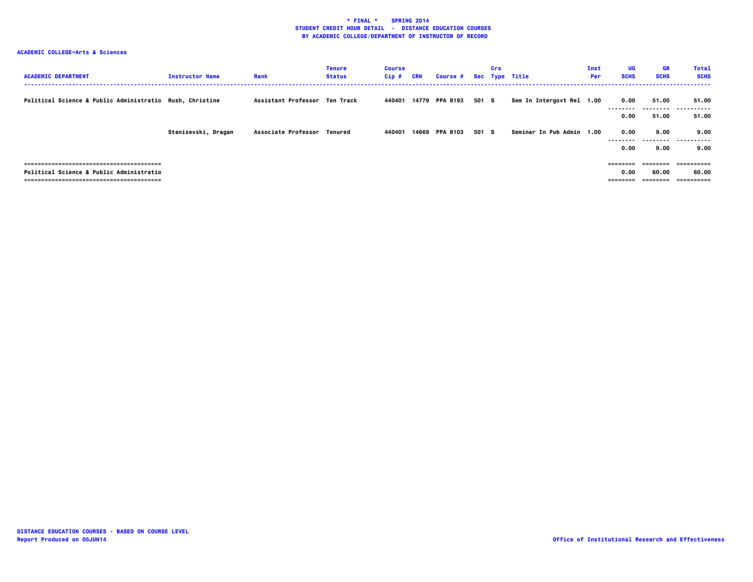**\* FINAL \* SPRING 2014**
**STUDENT CREDIT HOUR DETAIL - DISTANCE EDUCATION COURSES**
**BY ACADEMIC COLLEGE/DEPARTMENT OF INSTRUCTOR OF RECORD**

**ACADEMIC COLLEGE=Arts & Sciences**

| ACADEMIC DEPARTMENT | Instructor Name | Rank | Tenure Status | Course Cip # | CRN | Course # | Sec | Crs Type | Title | Inst Per | UG SCHS | GR SCHS | Total SCHS |
|---|---|---|---|---|---|---|---|---|---|---|---|---|---|
| Political Science & Public Administratio | Rush, Christine | Assistant Professor | Ten Track | 440401 | 14779 | PPA 8193 | 501 | S | Sem In Intergovt Rel | 1.00 | 0.00 | 51.00 | 51.00 |
| | | | | | | | | | | | 0.00 | 51.00 | 51.00 |
| | Stanisevski, Dragan | Associate Professor | Tenured | 440401 | 14669 | PPA 8103 | 501 | S | Seminar In Pub Admin | 1.00 | 0.00 | 9.00 | 9.00 |
| | | | | | | | | | | | 0.00 | 9.00 | 9.00 |
| Political Science & Public Administratio | | | | | | | | | | | 0.00 | 60.00 | 60.00 |

DISTANCE EDUCATION COURSES - BASED ON COURSE LEVEL
Report Produced on 05JUN14

Office of Institutional Research and Effectiveness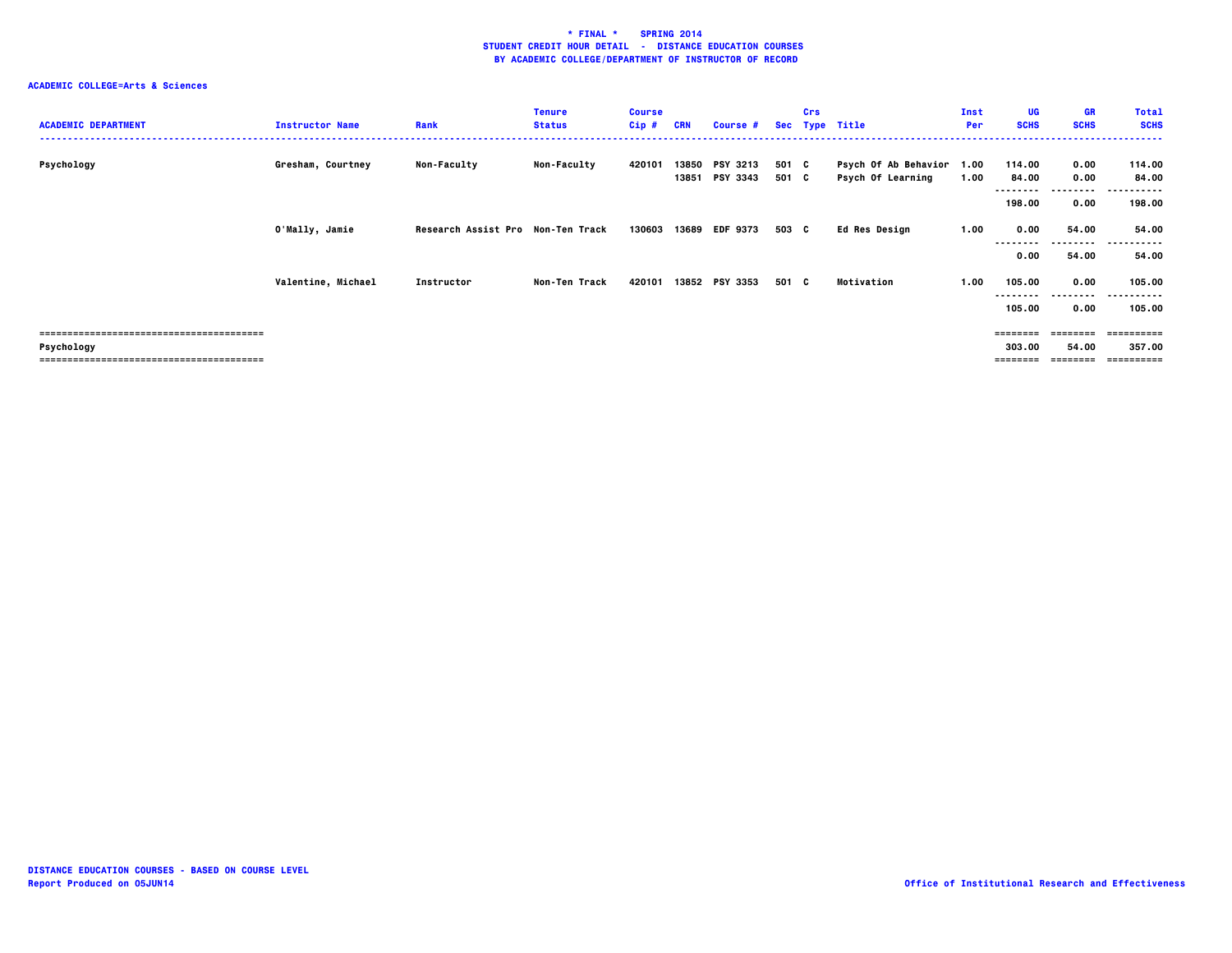**\* FINAL \* SPRING 2014**
**STUDENT CREDIT HOUR DETAIL - DISTANCE EDUCATION COURSES**
**BY ACADEMIC COLLEGE/DEPARTMENT OF INSTRUCTOR OF RECORD**

**ACADEMIC COLLEGE=Arts & Sciences**

| ACADEMIC DEPARTMENT | Instructor Name | Rank | Tenure Status | Course Cip # | CRN | Course # | Sec | Crs Type | Title | Inst Per | UG SCHS | GR SCHS | Total SCHS |
|---|---|---|---|---|---|---|---|---|---|---|---|---|---|
| Psychology | Gresham, Courtney | Non-Faculty | Non-Faculty | 420101 | 13850 | PSY 3213 | 501 | C | Psych Of Ab Behavior | 1.00 | 114.00 | 0.00 | 114.00 |
| | | | | | 13851 | PSY 3343 | 501 | C | Psych Of Learning | 1.00 | 84.00 | 0.00 | 84.00 |
| | | | | | | | | | | | 198.00 | 0.00 | 198.00 |
| | O'Mally, Jamie | Research Assist Pro | Non-Ten Track | 130603 | 13689 | EDF 9373 | 503 | C | Ed Res Design | 1.00 | 0.00 | 54.00 | 54.00 |
| | | | | | | | | | | | 0.00 | 54.00 | 54.00 |
| | Valentine, Michael | Instructor | Non-Ten Track | 420101 | 13852 | PSY 3353 | 501 | C | Motivation | 1.00 | 105.00 | 0.00 | 105.00 |
| | | | | | | | | | | | 105.00 | 0.00 | 105.00 |
| Psychology | | | | | | | | | | | 303.00 | 54.00 | 357.00 |

DISTANCE EDUCATION COURSES - BASED ON COURSE LEVEL
Report Produced on 05JUN14

Office of Institutional Research and Effectiveness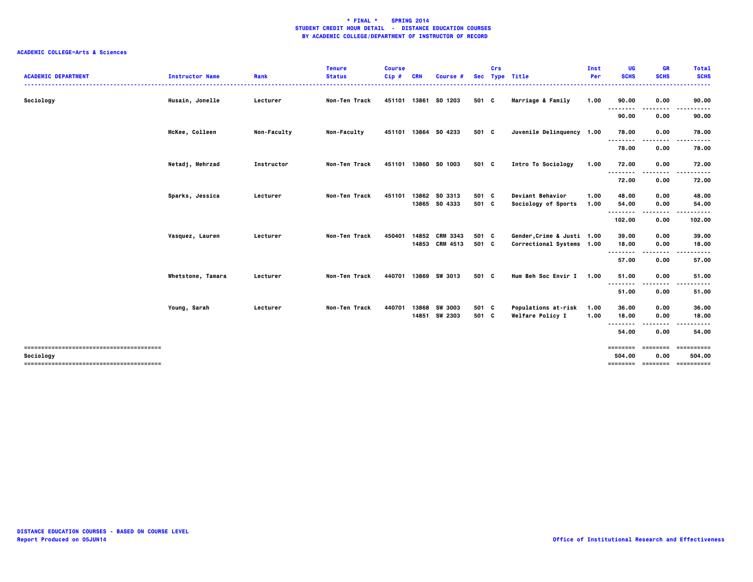**\* FINAL \*    SPRING 2014**
**STUDENT CREDIT HOUR DETAIL - DISTANCE EDUCATION COURSES**
**BY ACADEMIC COLLEGE/DEPARTMENT OF INSTRUCTOR OF RECORD**

**ACADEMIC COLLEGE=Arts & Sciences**

| ACADEMIC DEPARTMENT | Instructor Name | Rank | Tenure Status | Course Cip # | CRN | Course # | Sec | Crs Type | Title | Inst Per | UG SCHS | GR SCHS | Total SCHS |
|---|---|---|---|---|---|---|---|---|---|---|---|---|---|
| Sociology | Husain, Jonelle | Lecturer | Non-Ten Track | 451101 | 13861 | SO 1203 | 501 | C | Marriage & Family | 1.00 | 90.00 | 0.00 | 90.00 |
| | | | | | | | | | | | 90.00 | 0.00 | 90.00 |
| | McKee, Colleen | Non-Faculty | Non-Faculty | 451101 | 13864 | SO 4233 | 501 | C | Juvenile Delinquency | 1.00 | 78.00 | 0.00 | 78.00 |
| | | | | | | | | | | | 78.00 | 0.00 | 78.00 |
| | Netadj, Mehrzad | Instructor | Non-Ten Track | 451101 | 13860 | SO 1003 | 501 | C | Intro To Sociology | 1.00 | 72.00 | 0.00 | 72.00 |
| | | | | | | | | | | | 72.00 | 0.00 | 72.00 |
| | Sparks, Jessica | Lecturer | Non-Ten Track | 451101 | 13862 | SO 3313 | 501 | C | Deviant Behavior | 1.00 | 48.00 | 0.00 | 48.00 |
| | | | | | 13865 | SO 4333 | 501 | C | Sociology of Sports | 1.00 | 54.00 | 0.00 | 54.00 |
| | | | | | | | | | | | 102.00 | 0.00 | 102.00 |
| | Vasquez, Lauren | Lecturer | Non-Ten Track | 450401 | 14852 | CRM 3343 | 501 | C | Gender,Crime & Justi | 1.00 | 39.00 | 0.00 | 39.00 |
| | | | | | 14853 | CRM 4513 | 501 | C | Correctional Systems | 1.00 | 18.00 | 0.00 | 18.00 |
| | | | | | | | | | | | 57.00 | 0.00 | 57.00 |
| | Whetstone, Tamara | Lecturer | Non-Ten Track | 440701 | 13869 | SW 3013 | 501 | C | Hum Beh Soc Envir I | 1.00 | 51.00 | 0.00 | 51.00 |
| | | | | | | | | | | | 51.00 | 0.00 | 51.00 |
| | Young, Sarah | Lecturer | Non-Ten Track | 440701 | 13868 | SW 3003 | 501 | C | Populations at-risk | 1.00 | 36.00 | 0.00 | 36.00 |
| | | | | | 14851 | SW 2303 | 501 | C | Welfare Policy I | 1.00 | 18.00 | 0.00 | 18.00 |
| | | | | | | | | | | | 54.00 | 0.00 | 54.00 |
| **Sociology** | | | | | | | | | | | **504.00** | **0.00** | **504.00** |

DISTANCE EDUCATION COURSES - BASED ON COURSE LEVEL
Report Produced on 05JUN14

Office of Institutional Research and Effectiveness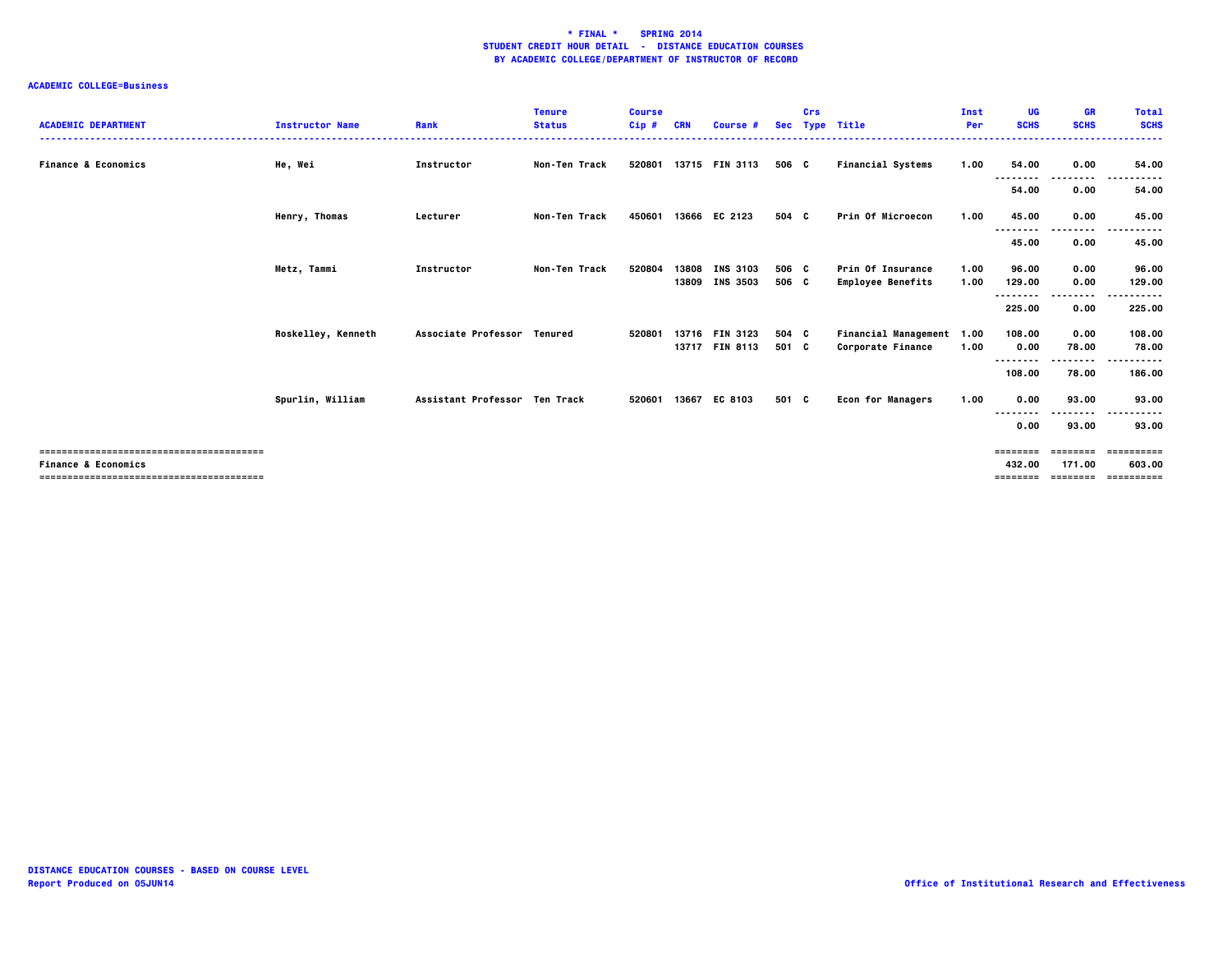**\* FINAL \* SPRING 2014**
**STUDENT CREDIT HOUR DETAIL - DISTANCE EDUCATION COURSES**
**BY ACADEMIC COLLEGE/DEPARTMENT OF INSTRUCTOR OF RECORD**

**ACADEMIC COLLEGE=Business**

| ACADEMIC DEPARTMENT | Instructor Name | Rank | Tenure Status | Course Cip # | CRN | Course # | Sec | Crs Type | Title | Inst Per | UG SCHS | GR SCHS | Total SCHS |
|---|---|---|---|---|---|---|---|---|---|---|---|---|---|
| Finance & Economics | He, Wei | Instructor | Non-Ten Track | 520801 | 13715 | FIN 3113 | 506 | C | Financial Systems | 1.00 | 54.00 | 0.00 | 54.00 |
| | | | | | | | | | | | 54.00 | 0.00 | 54.00 |
| | Henry, Thomas | Lecturer | Non-Ten Track | 450601 | 13666 | EC 2123 | 504 | C | Prin Of Microecon | 1.00 | 45.00 | 0.00 | 45.00 |
| | | | | | | | | | | | 45.00 | 0.00 | 45.00 |
| | Metz, Tammi | Instructor | Non-Ten Track | 520804 | 13808 | INS 3103 | 506 | C | Prin Of Insurance | 1.00 | 96.00 | 0.00 | 96.00 |
| | | | | | 13809 | INS 3503 | 506 | C | Employee Benefits | 1.00 | 129.00 | 0.00 | 129.00 |
| | | | | | | | | | | | 225.00 | 0.00 | 225.00 |
| | Roskelley, Kenneth | Associate Professor | Tenured | 520801 | 13716 | FIN 3123 | 504 | C | Financial Management | 1.00 | 108.00 | 0.00 | 108.00 |
| | | | | | 13717 | FIN 8113 | 501 | C | Corporate Finance | 1.00 | 0.00 | 78.00 | 78.00 |
| | | | | | | | | | | | 108.00 | 78.00 | 186.00 |
| | Spurlin, William | Assistant Professor | Ten Track | 520601 | 13667 | EC 8103 | 501 | C | Econ for Managers | 1.00 | 0.00 | 93.00 | 93.00 |
| | | | | | | | | | | | 0.00 | 93.00 | 93.00 |
| Finance & Economics | | | | | | | | | | | 432.00 | 171.00 | 603.00 |

DISTANCE EDUCATION COURSES - BASED ON COURSE LEVEL
Report Produced on 05JUN14

Office of Institutional Research and Effectiveness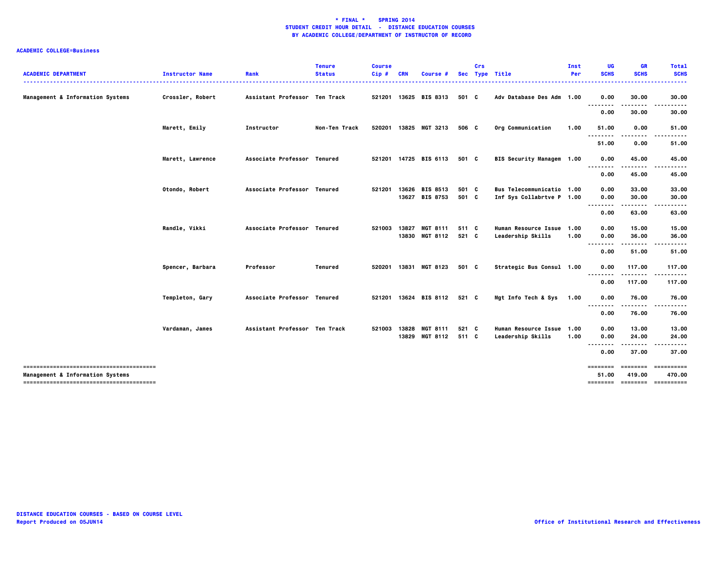**\* FINAL \* SPRING 2014**
**STUDENT CREDIT HOUR DETAIL - DISTANCE EDUCATION COURSES**
**BY ACADEMIC COLLEGE/DEPARTMENT OF INSTRUCTOR OF RECORD**

**ACADEMIC COLLEGE=Business**

| ACADEMIC DEPARTMENT | Instructor Name | Rank | Tenure Status | Course Cip # | CRN | Course # | Sec | Crs Type | Title | Inst Per | UG SCHS | GR SCHS | Total SCHS |
|---|---|---|---|---|---|---|---|---|---|---|---|---|---|
| Management & Information Systems | Crossler, Robert | Assistant Professor | Ten Track | 521201 | 13625 | BIS 8313 | 501 | C | Adv Database Des Adm | 1.00 | 0.00 | 30.00 | 30.00 |
| | | | | | | | | | | | 0.00 | 30.00 | 30.00 |
| | Marett, Emily | Instructor | Non-Ten Track | 520201 | 13825 | MGT 3213 | 506 | C | Org Communication | 1.00 | 51.00 | 0.00 | 51.00 |
| | | | | | | | | | | | 51.00 | 0.00 | 51.00 |
| | Marett, Lawrence | Associate Professor | Tenured | 521201 | 14725 | BIS 6113 | 501 | C | BIS Security Managem | 1.00 | 0.00 | 45.00 | 45.00 |
| | | | | | | | | | | | 0.00 | 45.00 | 45.00 |
| | Otondo, Robert | Associate Professor | Tenured | 521201 | 13626 | BIS 8513 | 501 | C | Bus Telecommunicatio | 1.00 | 0.00 | 33.00 | 33.00 |
| | | | | | 13627 | BIS 8753 | 501 | C | Inf Sys Collabrtve P | 1.00 | 0.00 | 30.00 | 30.00 |
| | | | | | | | | | | | 0.00 | 63.00 | 63.00 |
| | Randle, Vikki | Associate Professor | Tenured | 521003 | 13827 | MGT 8111 | 511 | C | Human Resource Issue | 1.00 | 0.00 | 15.00 | 15.00 |
| | | | | | 13830 | MGT 8112 | 521 | C | Leadership Skills | 1.00 | 0.00 | 36.00 | 36.00 |
| | | | | | | | | | | | 0.00 | 51.00 | 51.00 |
| | Spencer, Barbara | Professor | Tenured | 520201 | 13831 | MGT 8123 | 501 | C | Strategic Bus Consul | 1.00 | 0.00 | 117.00 | 117.00 |
| | | | | | | | | | | | 0.00 | 117.00 | 117.00 |
| | Templeton, Gary | Associate Professor | Tenured | 521201 | 13624 | BIS 8112 | 521 | C | Mgt Info Tech & Sys | 1.00 | 0.00 | 76.00 | 76.00 |
| | | | | | | | | | | | 0.00 | 76.00 | 76.00 |
| | Vardaman, James | Assistant Professor | Ten Track | 521003 | 13828 | MGT 8111 | 521 | C | Human Resource Issue | 1.00 | 0.00 | 13.00 | 13.00 |
| | | | | | 13829 | MGT 8112 | 511 | C | Leadership Skills | 1.00 | 0.00 | 24.00 | 24.00 |
| | | | | | | | | | | | 0.00 | 37.00 | 37.00 |
| Management & Information Systems | | | | | | | | | | | 51.00 | 419.00 | 470.00 |

**DISTANCE EDUCATION COURSES - BASED ON COURSE LEVEL**
**Report Produced on 05JUN14**

**Office of Institutional Research and Effectiveness**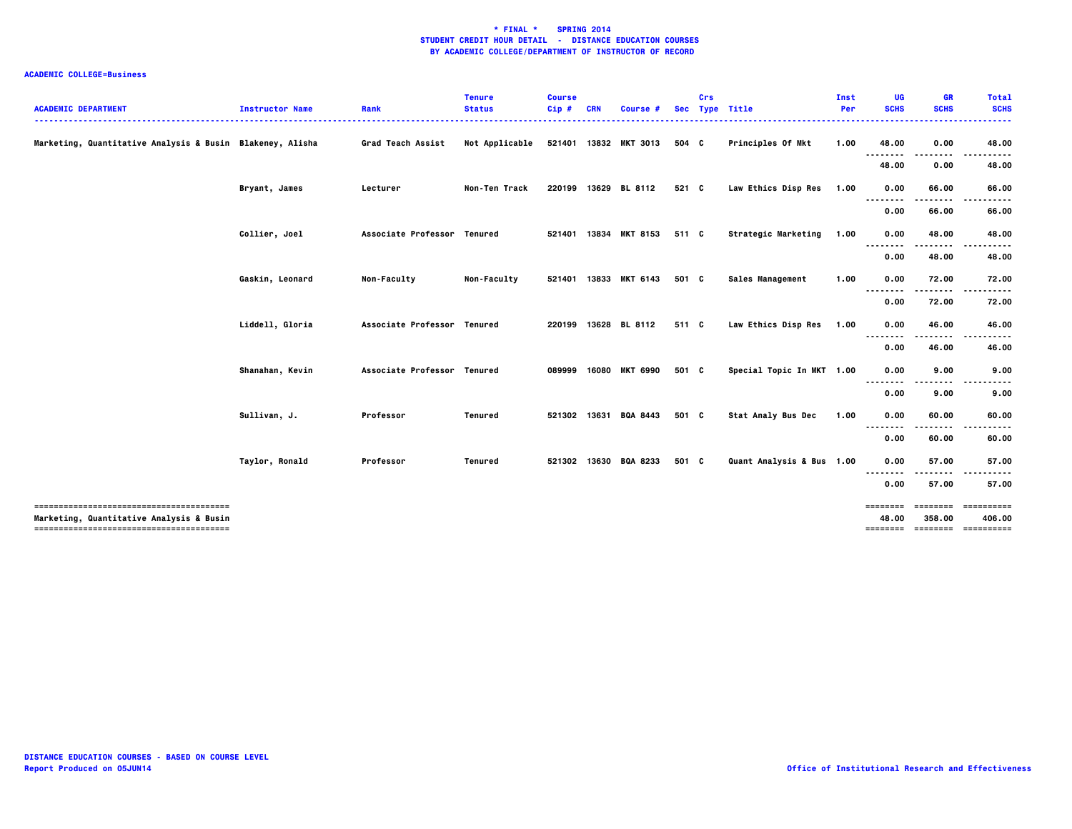**\* FINAL \* SPRING 2014**
**STUDENT CREDIT HOUR DETAIL - DISTANCE EDUCATION COURSES**
**BY ACADEMIC COLLEGE/DEPARTMENT OF INSTRUCTOR OF RECORD**

**ACADEMIC COLLEGE=Business**

| ACADEMIC DEPARTMENT | Instructor Name | Rank | Tenure Status | Course Cip # | CRN | Course # | Sec | Crs Type | Title | Inst Per | UG SCHS | GR SCHS | Total SCHS |
|---|---|---|---|---|---|---|---|---|---|---|---|---|---|
| Marketing, Quantitative Analysis & Busin | Blakeney, Alisha | Grad Teach Assist | Not Applicable | 521401 | 13832 | MKT 3013 | 504 | C | Principles Of Mkt | 1.00 | 48.00 | 0.00 | 48.00 |
| | | | | | | | | | | | 48.00 | 0.00 | 48.00 |
| | Bryant, James | Lecturer | Non-Ten Track | 220199 | 13629 | BL 8112 | 521 | C | Law Ethics Disp Res | 1.00 | 0.00 | 66.00 | 66.00 |
| | | | | | | | | | | | 0.00 | 66.00 | 66.00 |
| | Collier, Joel | Associate Professor | Tenured | 521401 | 13834 | MKT 8153 | 511 | C | Strategic Marketing | 1.00 | 0.00 | 48.00 | 48.00 |
| | | | | | | | | | | | 0.00 | 48.00 | 48.00 |
| | Gaskin, Leonard | Non-Faculty | Non-Faculty | 521401 | 13833 | MKT 6143 | 501 | C | Sales Management | 1.00 | 0.00 | 72.00 | 72.00 |
| | | | | | | | | | | | 0.00 | 72.00 | 72.00 |
| | Liddell, Gloria | Associate Professor | Tenured | 220199 | 13628 | BL 8112 | 511 | C | Law Ethics Disp Res | 1.00 | 0.00 | 46.00 | 46.00 |
| | | | | | | | | | | | 0.00 | 46.00 | 46.00 |
| | Shanahan, Kevin | Associate Professor | Tenured | 089999 | 16080 | MKT 6990 | 501 | C | Special Topic In MKT | 1.00 | 0.00 | 9.00 | 9.00 |
| | | | | | | | | | | | 0.00 | 9.00 | 9.00 |
| | Sullivan, J. | Professor | Tenured | 521302 | 13631 | BQA 8443 | 501 | C | Stat Analy Bus Dec | 1.00 | 0.00 | 60.00 | 60.00 |
| | | | | | | | | | | | 0.00 | 60.00 | 60.00 |
| | Taylor, Ronald | Professor | Tenured | 521302 | 13630 | BQA 8233 | 501 | C | Quant Analysis & Bus | 1.00 | 0.00 | 57.00 | 57.00 |
| | | | | | | | | | | | 0.00 | 57.00 | 57.00 |
| Marketing, Quantitative Analysis & Busin | | | | | | | | | | | 48.00 | 358.00 | 406.00 |

DISTANCE EDUCATION COURSES - BASED ON COURSE LEVEL
Report Produced on 05JUN14

Office of Institutional Research and Effectiveness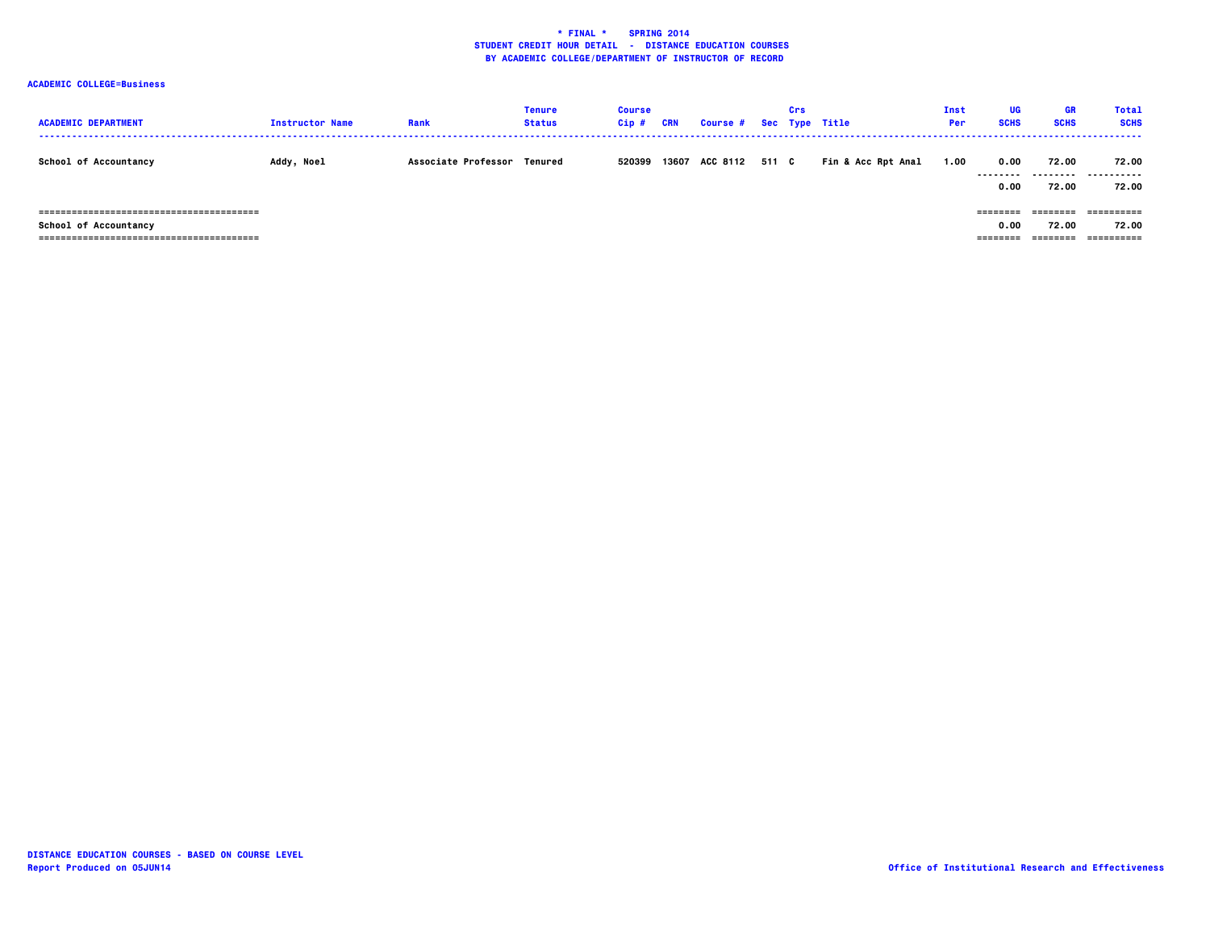**\* FINAL \* SPRING 2014**
**STUDENT CREDIT HOUR DETAIL - DISTANCE EDUCATION COURSES**
**BY ACADEMIC COLLEGE/DEPARTMENT OF INSTRUCTOR OF RECORD**

**ACADEMIC COLLEGE=Business**

| ACADEMIC DEPARTMENT | Instructor Name | Rank | Tenure Status | Course Cip # | CRN | Course # | Sec | Crs Type | Title | Inst Per | UG SCHS | GR SCHS | Total SCHS |
|---|---|---|---|---|---|---|---|---|---|---|---|---|---|
| School of Accountancy | Addy, Noel | Associate Professor | Tenured | 520399 | 13607 | ACC 8112 | 511 | C | Fin & Acc Rpt Anal | 1.00 | 0.00 | 72.00 | 72.00 |
| | | | | | | | | | | | 0.00 | 72.00 | 72.00 |
| School of Accountancy | | | | | | | | | | | 0.00 | 72.00 | 72.00 |

DISTANCE EDUCATION COURSES - BASED ON COURSE LEVEL
Report Produced on 05JUN14

Office of Institutional Research and Effectiveness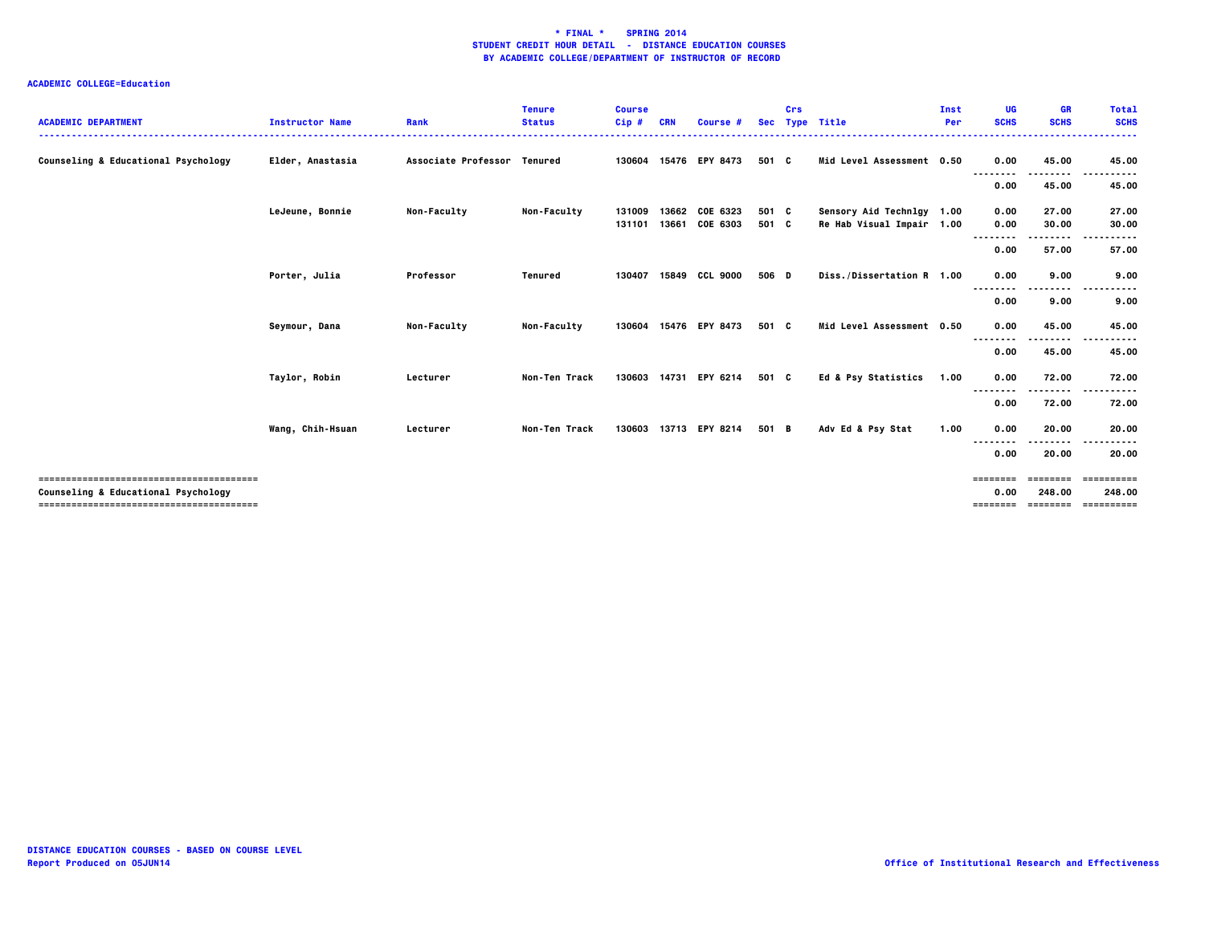**\* FINAL \* SPRING 2014**
**STUDENT CREDIT HOUR DETAIL - DISTANCE EDUCATION COURSES**
**BY ACADEMIC COLLEGE/DEPARTMENT OF INSTRUCTOR OF RECORD**

**ACADEMIC COLLEGE=Education**

| ACADEMIC DEPARTMENT | Instructor Name | Rank | Tenure Status | Course Cip # | CRN | Course # | Sec | Crs Type | Title | Inst Per | UG SCHS | GR SCHS | Total SCHS |
|---|---|---|---|---|---|---|---|---|---|---|---|---|---|
| Counseling & Educational Psychology | Elder, Anastasia | Associate Professor | Tenured | 130604 | 15476 | EPY 8473 | 501 | C | Mid Level Assessment | 0.50 | 0.00 | 45.00 | 45.00 |
| | | | | | | | | | | | 0.00 | 45.00 | 45.00 |
| | LeJeune, Bonnie | Non-Faculty | Non-Faculty | 131009 | 13662 | COE 6323 | 501 | C | Sensory Aid Technlgy | 1.00 | 0.00 | 27.00 | 27.00 |
| | | | | 131101 | 13661 | COE 6303 | 501 | C | Re Hab Visual Impair | 1.00 | 0.00 | 30.00 | 30.00 |
| | | | | | | | | | | | 0.00 | 57.00 | 57.00 |
| | Porter, Julia | Professor | Tenured | 130407 | 15849 | CCL 9000 | 506 | D | Diss./Dissertation R | 1.00 | 0.00 | 9.00 | 9.00 |
| | | | | | | | | | | | 0.00 | 9.00 | 9.00 |
| | Seymour, Dana | Non-Faculty | Non-Faculty | 130604 | 15476 | EPY 8473 | 501 | C | Mid Level Assessment | 0.50 | 0.00 | 45.00 | 45.00 |
| | | | | | | | | | | | 0.00 | 45.00 | 45.00 |
| | Taylor, Robin | Lecturer | Non-Ten Track | 130603 | 14731 | EPY 6214 | 501 | C | Ed & Psy Statistics | 1.00 | 0.00 | 72.00 | 72.00 |
| | | | | | | | | | | | 0.00 | 72.00 | 72.00 |
| | Wang, Chih-Hsuan | Lecturer | Non-Ten Track | 130603 | 13713 | EPY 8214 | 501 | B | Adv Ed & Psy Stat | 1.00 | 0.00 | 20.00 | 20.00 |
| | | | | | | | | | | | 0.00 | 20.00 | 20.00 |
| **Counseling & Educational Psychology** | | | | | | | | | | | 0.00 | 248.00 | 248.00 |

**DISTANCE EDUCATION COURSES - BASED ON COURSE LEVEL**
**Report Produced on 05JUN14**

**Office of Institutional Research and Effectiveness**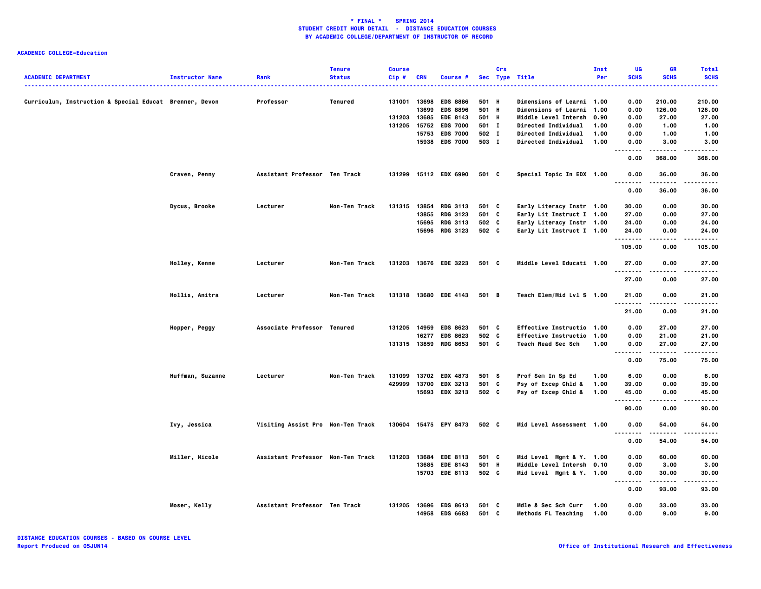**\* FINAL \* SPRING 2014**
**STUDENT CREDIT HOUR DETAIL - DISTANCE EDUCATION COURSES**
**BY ACADEMIC COLLEGE/DEPARTMENT OF INSTRUCTOR OF RECORD**

**ACADEMIC COLLEGE=Education**

| ACADEMIC DEPARTMENT | Instructor Name | Rank | Tenure Status | Course Cip # | CRN | Course # | Sec | Crs Type | Title | Inst Per | UG SCHS | GR SCHS | Total SCHS |
|---|---|---|---|---|---|---|---|---|---|---|---|---|---|
| Curriculum, Instruction & Special Educat | Brenner, Devon | Professor | Tenured | 131001 | 13698 | EDS 8886 | 501 | H | Dimensions of Learni | 1.00 | 0.00 | 210.00 | 210.00 |
| | | | | | 13699 | EDS 8896 | 501 | H | Dimensions of Learni | 1.00 | 0.00 | 126.00 | 126.00 |
| | | | | 131203 | 13685 | EDE 8143 | 501 | H | Middle Level Intersh | 0.90 | 0.00 | 27.00 | 27.00 |
| | | | | 131205 | 15752 | EDS 7000 | 501 | I | Directed Individual | 1.00 | 0.00 | 1.00 | 1.00 |
| | | | | | 15753 | EDS 7000 | 502 | I | Directed Individual | 1.00 | 0.00 | 1.00 | 1.00 |
| | | | | | 15938 | EDS 7000 | 503 | I | Directed Individual | 1.00 | 0.00 | 3.00 | 3.00 |
| | | | | | | | | | | | 0.00 | 368.00 | 368.00 |
| | Craven, Penny | Assistant Professor | Ten Track | 131299 | 15112 | EDX 6990 | 501 | C | Special Topic In EDX | 1.00 | 0.00 | 36.00 | 36.00 |
| | | | | | | | | | | | 0.00 | 36.00 | 36.00 |
| | Dycus, Brooke | Lecturer | Non-Ten Track | 131315 | 13854 | RDG 3113 | 501 | C | Early Literacy Instr | 1.00 | 30.00 | 0.00 | 30.00 |
| | | | | | 13855 | RDG 3123 | 501 | C | Early Lit Instruct I | 1.00 | 27.00 | 0.00 | 27.00 |
| | | | | | 15695 | RDG 3113 | 502 | C | Early Literacy Instr | 1.00 | 24.00 | 0.00 | 24.00 |
| | | | | | 15696 | RDG 3123 | 502 | C | Early Lit Instruct I | 1.00 | 24.00 | 0.00 | 24.00 |
| | | | | | | | | | | | 105.00 | 0.00 | 105.00 |
| | Holley, Kenne | Lecturer | Non-Ten Track | 131203 | 13676 | EDE 3223 | 501 | C | Middle Level Educati | 1.00 | 27.00 | 0.00 | 27.00 |
| | | | | | | | | | | | 27.00 | 0.00 | 27.00 |
| | Hollis, Anitra | Lecturer | Non-Ten Track | 131318 | 13680 | EDE 4143 | 501 | B | Teach Elem/Mid Lvl S | 1.00 | 21.00 | 0.00 | 21.00 |
| | | | | | | | | | | | 21.00 | 0.00 | 21.00 |
| | Hopper, Peggy | Associate Professor | Tenured | 131205 | 14959 | EDS 8623 | 501 | C | Effective Instructio | 1.00 | 0.00 | 27.00 | 27.00 |
| | | | | | 16277 | EDS 8623 | 502 | C | Effective Instructio | 1.00 | 0.00 | 21.00 | 21.00 |
| | | | | 131315 | 13859 | RDG 8653 | 501 | C | Teach Read Sec Sch | 1.00 | 0.00 | 27.00 | 27.00 |
| | | | | | | | | | | | 0.00 | 75.00 | 75.00 |
| | Huffman, Suzanne | Lecturer | Non-Ten Track | 131099 | 13702 | EDX 4873 | 501 | S | Prof Sem In Sp Ed | 1.00 | 6.00 | 0.00 | 6.00 |
| | | | | 429999 | 13700 | EDX 3213 | 501 | C | Psy of Excep Chld & | 1.00 | 39.00 | 0.00 | 39.00 |
| | | | | | 15693 | EDX 3213 | 502 | C | Psy of Excep Chld & | 1.00 | 45.00 | 0.00 | 45.00 |
| | | | | | | | | | | | 90.00 | 0.00 | 90.00 |
| | Ivy, Jessica | Visiting Assist Pro | Non-Ten Track | 130604 | 15475 | EPY 8473 | 502 | C | Mid Level Assessment | 1.00 | 0.00 | 54.00 | 54.00 |
| | | | | | | | | | | | 0.00 | 54.00 | 54.00 |
| | Miller, Nicole | Assistant Professor | Non-Ten Track | 131203 | 13684 | EDE 8113 | 501 | C | Mid Level Mgmt & Y. | 1.00 | 0.00 | 60.00 | 60.00 |
| | | | | | 13685 | EDE 8143 | 501 | H | Middle Level Intersh | 0.10 | 0.00 | 3.00 | 3.00 |
| | | | | | 15703 | EDE 8113 | 502 | C | Mid Level Mgmt & Y. | 1.00 | 0.00 | 30.00 | 30.00 |
| | | | | | | | | | | | 0.00 | 93.00 | 93.00 |
| | Moser, Kelly | Assistant Professor | Ten Track | 131205 | 13696 | EDS 8613 | 501 | C | Mdle & Sec Sch Curr | 1.00 | 0.00 | 33.00 | 33.00 |
| | | | | | 14958 | EDS 6683 | 501 | C | Methods FL Teaching | 1.00 | 0.00 | 9.00 | 9.00 |

DISTANCE EDUCATION COURSES - BASED ON COURSE LEVEL
Report Produced on 05JUN14

Office of Institutional Research and Effectiveness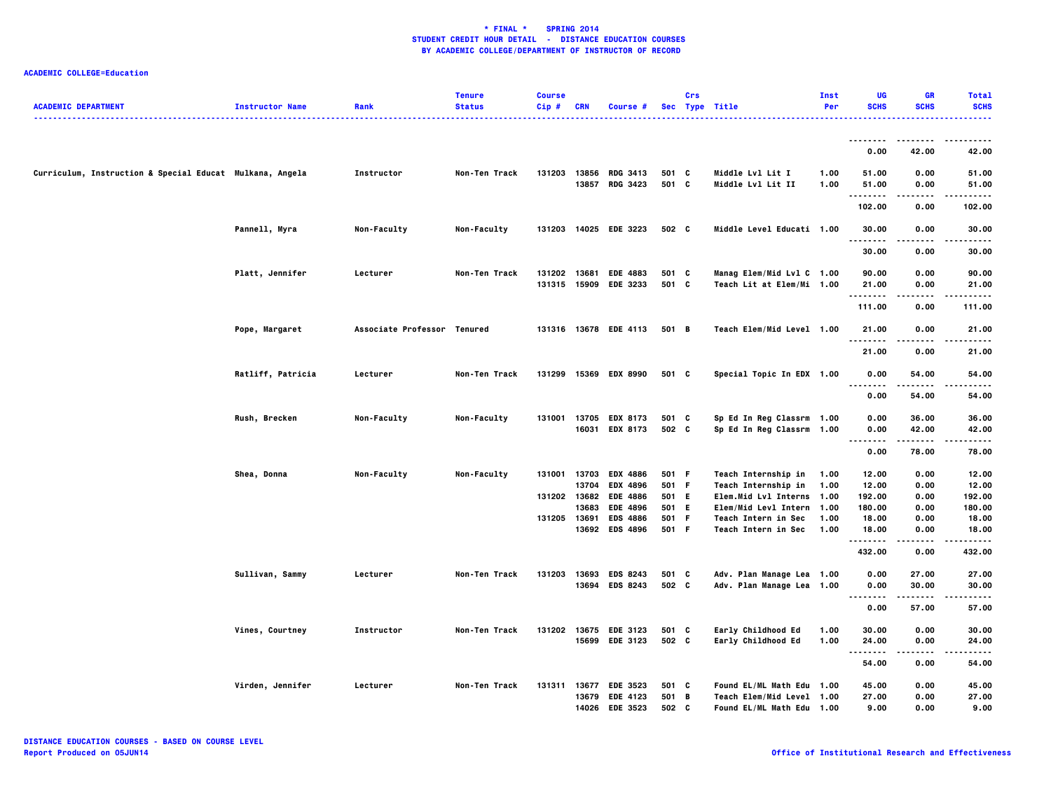**\* FINAL \*    SPRING 2014**
**STUDENT CREDIT HOUR DETAIL - DISTANCE EDUCATION COURSES**
**BY ACADEMIC COLLEGE/DEPARTMENT OF INSTRUCTOR OF RECORD**

**ACADEMIC COLLEGE=Education**

| ACADEMIC DEPARTMENT | Instructor Name | Rank | Tenure Status | Course Cip # | CRN | Course # | Sec | Crs Type | Title | Inst Per | UG SCHS | GR SCHS | Total SCHS |
|---|---|---|---|---|---|---|---|---|---|---|---|---|---|
| | | | | | | | | | | | 0.00 | 42.00 | 42.00 |
| Curriculum, Instruction & Special Educat | Mulkana, Angela | Instructor | Non-Ten Track | 131203 | 13856 | RDG 3413 | 501 | C | Middle Lvl Lit I | 1.00 | 51.00 | 0.00 | 51.00 |
| | | | | | 13857 | RDG 3423 | 501 | C | Middle Lvl Lit II | 1.00 | 51.00 | 0.00 | 51.00 |
| | | | | | | | | | | | 102.00 | 0.00 | 102.00 |
| | Pannell, Myra | Non-Faculty | Non-Faculty | 131203 | 14025 | EDE 3223 | 502 | C | Middle Level Educati | 1.00 | 30.00 | 0.00 | 30.00 |
| | | | | | | | | | | | 30.00 | 0.00 | 30.00 |
| | Platt, Jennifer | Lecturer | Non-Ten Track | 131202 | 13681 | EDE 4883 | 501 | C | Manag Elem/Mid Lvl C | 1.00 | 90.00 | 0.00 | 90.00 |
| | | | | 131315 | 15909 | EDE 3233 | 501 | C | Teach Lit at Elem/Mi | 1.00 | 21.00 | 0.00 | 21.00 |
| | | | | | | | | | | | 111.00 | 0.00 | 111.00 |
| | Pope, Margaret | Associate Professor | Tenured | 131316 | 13678 | EDE 4113 | 501 | B | Teach Elem/Mid Level | 1.00 | 21.00 | 0.00 | 21.00 |
| | | | | | | | | | | | 21.00 | 0.00 | 21.00 |
| | Ratliff, Patricia | Lecturer | Non-Ten Track | 131299 | 15369 | EDX 8990 | 501 | C | Special Topic In EDX | 1.00 | 0.00 | 54.00 | 54.00 |
| | | | | | | | | | | | 0.00 | 54.00 | 54.00 |
| | Rush, Brecken | Non-Faculty | Non-Faculty | 131001 | 13705 | EDX 8173 | 501 | C | Sp Ed In Reg Classrm | 1.00 | 0.00 | 36.00 | 36.00 |
| | | | | | 16031 | EDX 8173 | 502 | C | Sp Ed In Reg Classrm | 1.00 | 0.00 | 42.00 | 42.00 |
| | | | | | | | | | | | 0.00 | 78.00 | 78.00 |
| | Shea, Donna | Non-Faculty | Non-Faculty | 131001 | 13703 | EDX 4886 | 501 | F | Teach Internship in | 1.00 | 12.00 | 0.00 | 12.00 |
| | | | | | 13704 | EDX 4896 | 501 | F | Teach Internship in | 1.00 | 12.00 | 0.00 | 12.00 |
| | | | | 131202 | 13682 | EDE 4886 | 501 | E | Elem.Mid Lvl Interns | 1.00 | 192.00 | 0.00 | 192.00 |
| | | | | | 13683 | EDE 4896 | 501 | E | Elem/Mid Levl Intern | 1.00 | 180.00 | 0.00 | 180.00 |
| | | | | 131205 | 13691 | EDS 4886 | 501 | F | Teach Intern in Sec | 1.00 | 18.00 | 0.00 | 18.00 |
| | | | | | 13692 | EDS 4896 | 501 | F | Teach Intern in Sec | 1.00 | 18.00 | 0.00 | 18.00 |
| | | | | | | | | | | | 432.00 | 0.00 | 432.00 |
| | Sullivan, Sammy | Lecturer | Non-Ten Track | 131203 | 13693 | EDS 8243 | 501 | C | Adv. Plan Manage Lea | 1.00 | 0.00 | 27.00 | 27.00 |
| | | | | | 13694 | EDS 8243 | 502 | C | Adv. Plan Manage Lea | 1.00 | 0.00 | 30.00 | 30.00 |
| | | | | | | | | | | | 0.00 | 57.00 | 57.00 |
| | Vines, Courtney | Instructor | Non-Ten Track | 131202 | 13675 | EDE 3123 | 501 | C | Early Childhood Ed | 1.00 | 30.00 | 0.00 | 30.00 |
| | | | | | 15699 | EDE 3123 | 502 | C | Early Childhood Ed | 1.00 | 24.00 | 0.00 | 24.00 |
| | | | | | | | | | | | 54.00 | 0.00 | 54.00 |
| | Virden, Jennifer | Lecturer | Non-Ten Track | 131311 | 13677 | EDE 3523 | 501 | C | Found EL/ML Math Edu | 1.00 | 45.00 | 0.00 | 45.00 |
| | | | | | 13679 | EDE 4123 | 501 | B | Teach Elem/Mid Level | 1.00 | 27.00 | 0.00 | 27.00 |
| | | | | | 14026 | EDE 3523 | 502 | C | Found EL/ML Math Edu | 1.00 | 9.00 | 0.00 | 9.00 |

**DISTANCE EDUCATION COURSES - BASED ON COURSE LEVEL**
**Report Produced on 05JUN14**

**Office of Institutional Research and Effectiveness**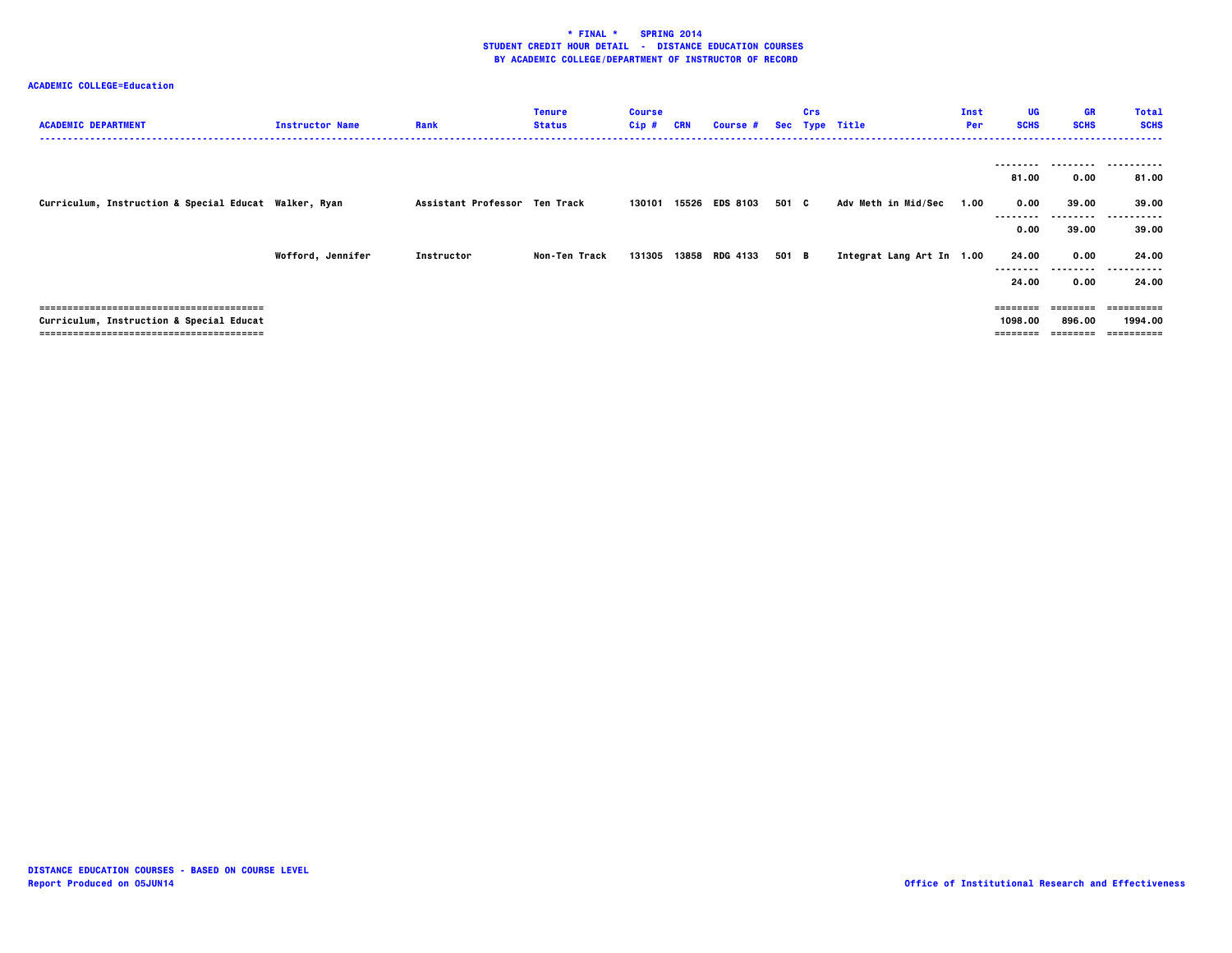**\* FINAL \* SPRING 2014**
**STUDENT CREDIT HOUR DETAIL - DISTANCE EDUCATION COURSES**
**BY ACADEMIC COLLEGE/DEPARTMENT OF INSTRUCTOR OF RECORD**

**ACADEMIC COLLEGE=Education**

| ACADEMIC DEPARTMENT | Instructor Name | Rank | Tenure Status | Course Cip # | CRN | Course # | Sec | Crs Type | Title | Inst Per | UG SCHS | GR SCHS | Total SCHS |
|---|---|---|---|---|---|---|---|---|---|---|---|---|---|
| | | | | | | | | | | | 81.00 | 0.00 | 81.00 |
| Curriculum, Instruction & Special Educat | Walker, Ryan | Assistant Professor | Ten Track | 130101 | 15526 | EDS 8103 | 501 | C | Adv Meth in Mid/Sec | 1.00 | 0.00 | 39.00 | 39.00 |
| | | | | | | | | | | | 0.00 | 39.00 | 39.00 |
| | Wofford, Jennifer | Instructor | Non-Ten Track | 131305 | 13858 | RDG 4133 | 501 | B | Integrat Lang Art In | 1.00 | 24.00 | 0.00 | 24.00 |
| | | | | | | | | | | | 24.00 | 0.00 | 24.00 |
| Curriculum, Instruction & Special Educat | | | | | | | | | | | 1098.00 | 896.00 | 1994.00 |

DISTANCE EDUCATION COURSES - BASED ON COURSE LEVEL
Report Produced on 05JUN14

Office of Institutional Research and Effectiveness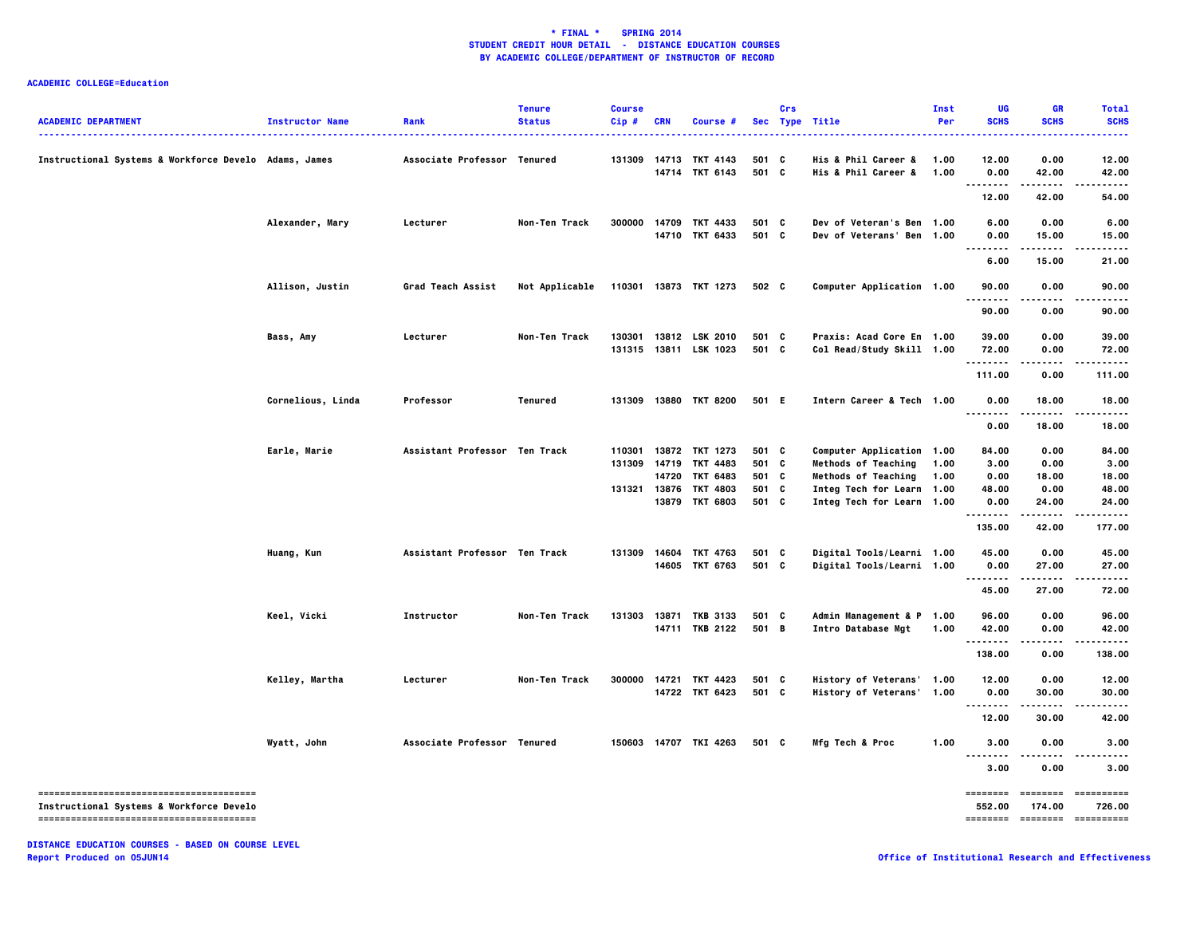**\* FINAL \* SPRING 2014**
**STUDENT CREDIT HOUR DETAIL - DISTANCE EDUCATION COURSES**
**BY ACADEMIC COLLEGE/DEPARTMENT OF INSTRUCTOR OF RECORD**

**ACADEMIC COLLEGE=Education**

| ACADEMIC DEPARTMENT | Instructor Name | Rank | Tenure Status | Course Cip # | CRN | Course # | Sec | Crs Type | Title | Inst Per | UG SCHS | GR SCHS | Total SCHS |
|---|---|---|---|---|---|---|---|---|---|---|---|---|---|
| Instructional Systems & Workforce Develo | Adams, James | Associate Professor | Tenured | 131309 | 14713 | TKT 4143 | 501 | C | His & Phil Career & | 1.00 | 12.00 | 0.00 | 12.00 |
| | | | | | 14714 | TKT 6143 | 501 | C | His & Phil Career & | 1.00 | 0.00 | 42.00 | 42.00 |
| | | | | | | | | | | | 12.00 | 42.00 | 54.00 |
| | Alexander, Mary | Lecturer | Non-Ten Track | 300000 | 14709 | TKT 4433 | 501 | C | Dev of Veteran's Ben | 1.00 | 6.00 | 0.00 | 6.00 |
| | | | | | 14710 | TKT 6433 | 501 | C | Dev of Veterans' Ben | 1.00 | 0.00 | 15.00 | 15.00 |
| | | | | | | | | | | | 6.00 | 15.00 | 21.00 |
| | Allison, Justin | Grad Teach Assist | Not Applicable | 110301 | 13873 | TKT 1273 | 502 | C | Computer Application | 1.00 | 90.00 | 0.00 | 90.00 |
| | | | | | | | | | | | 90.00 | 0.00 | 90.00 |
| | Bass, Amy | Lecturer | Non-Ten Track | 130301 | 13812 | LSK 2010 | 501 | C | Praxis: Acad Core En | 1.00 | 39.00 | 0.00 | 39.00 |
| | | | | 131315 | 13811 | LSK 1023 | 501 | C | Col Read/Study Skill | 1.00 | 72.00 | 0.00 | 72.00 |
| | | | | | | | | | | | 111.00 | 0.00 | 111.00 |
| | Cornelious, Linda | Professor | Tenured | 131309 | 13880 | TKT 8200 | 501 | E | Intern Career & Tech | 1.00 | 0.00 | 18.00 | 18.00 |
| | | | | | | | | | | | 0.00 | 18.00 | 18.00 |
| | Earle, Marie | Assistant Professor | Ten Track | 110301 | 13872 | TKT 1273 | 501 | C | Computer Application | 1.00 | 84.00 | 0.00 | 84.00 |
| | | | | 131309 | 14719 | TKT 4483 | 501 | C | Methods of Teaching | 1.00 | 3.00 | 0.00 | 3.00 |
| | | | | | 14720 | TKT 6483 | 501 | C | Methods of Teaching | 1.00 | 0.00 | 18.00 | 18.00 |
| | | | | 131321 | 13876 | TKT 4803 | 501 | C | Integ Tech for Learn | 1.00 | 48.00 | 0.00 | 48.00 |
| | | | | | 13879 | TKT 6803 | 501 | C | Integ Tech for Learn | 1.00 | 0.00 | 24.00 | 24.00 |
| | | | | | | | | | | | 135.00 | 42.00 | 177.00 |
| | Huang, Kun | Assistant Professor | Ten Track | 131309 | 14604 | TKT 4763 | 501 | C | Digital Tools/Learni | 1.00 | 45.00 | 0.00 | 45.00 |
| | | | | | 14605 | TKT 6763 | 501 | C | Digital Tools/Learni | 1.00 | 0.00 | 27.00 | 27.00 |
| | | | | | | | | | | | 45.00 | 27.00 | 72.00 |
| | Keel, Vicki | Instructor | Non-Ten Track | 131303 | 13871 | TKB 3133 | 501 | C | Admin Management & P | 1.00 | 96.00 | 0.00 | 96.00 |
| | | | | | 14711 | TKB 2122 | 501 | B | Intro Database Mgt | 1.00 | 42.00 | 0.00 | 42.00 |
| | | | | | | | | | | | 138.00 | 0.00 | 138.00 |
| | Kelley, Martha | Lecturer | Non-Ten Track | 300000 | 14721 | TKT 4423 | 501 | C | History of Veterans' | 1.00 | 12.00 | 0.00 | 12.00 |
| | | | | | 14722 | TKT 6423 | 501 | C | History of Veterans' | 1.00 | 0.00 | 30.00 | 30.00 |
| | | | | | | | | | | | 12.00 | 30.00 | 42.00 |
| | Wyatt, John | Associate Professor | Tenured | 150603 | 14707 | TKI 4263 | 501 | C | Mfg Tech & Proc | 1.00 | 3.00 | 0.00 | 3.00 |
| | | | | | | | | | | | 3.00 | 0.00 | 3.00 |
| Instructional Systems & Workforce Develo | | | | | | | | | | | 552.00 | 174.00 | 726.00 |

**DISTANCE EDUCATION COURSES - BASED ON COURSE LEVEL**
**Report Produced on 05JUN14**

**Office of Institutional Research and Effectiveness**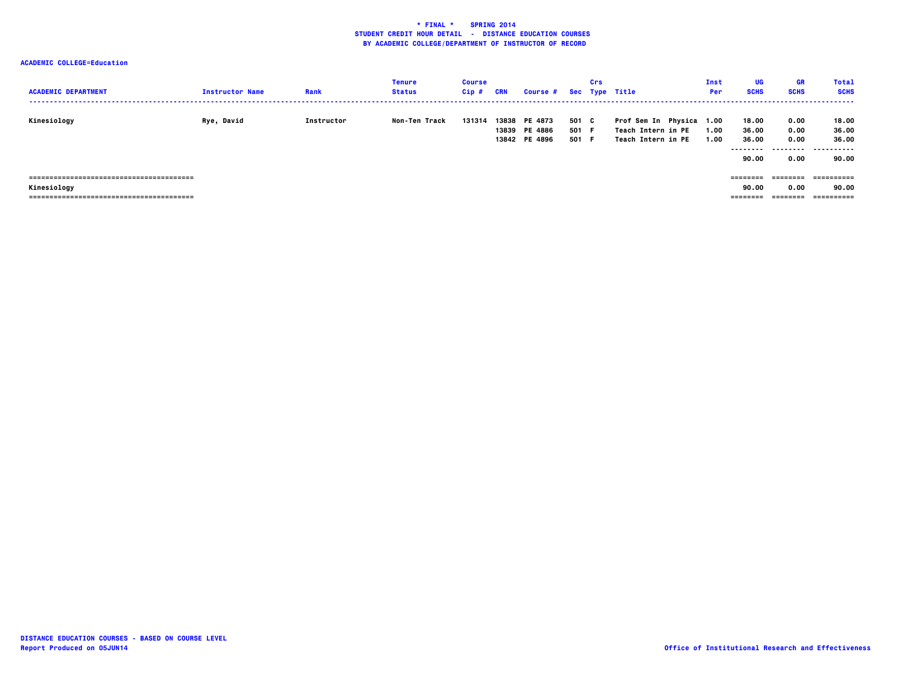**\* FINAL \* SPRING 2014**
**STUDENT CREDIT HOUR DETAIL - DISTANCE EDUCATION COURSES**
**BY ACADEMIC COLLEGE/DEPARTMENT OF INSTRUCTOR OF RECORD**

**ACADEMIC COLLEGE=Education**

| ACADEMIC DEPARTMENT | Instructor Name | Rank | Tenure Status | Course Cip # | CRN | Course # | Sec | Crs Type | Title | Inst Per | UG SCHS | GR SCHS | Total SCHS |
|---|---|---|---|---|---|---|---|---|---|---|---|---|---|
| Kinesiology | Rye, David | Instructor | Non-Ten Track | 131314 | 13838 | PE 4873 | 501 | C | Prof Sem In Physica | 1.00 | 18.00 | 0.00 | 18.00 |
| | | | | | 13839 | PE 4886 | 501 | F | Teach Intern in PE | 1.00 | 36.00 | 0.00 | 36.00 |
| | | | | | 13842 | PE 4896 | 501 | F | Teach Intern in PE | 1.00 | 36.00 | 0.00 | 36.00 |
| | | | | | | | | | | | 90.00 | 0.00 | 90.00 |
| Kinesiology | | | | | | | | | | | 90.00 | 0.00 | 90.00 |

DISTANCE EDUCATION COURSES - BASED ON COURSE LEVEL
Report Produced on 05JUN14

Office of Institutional Research and Effectiveness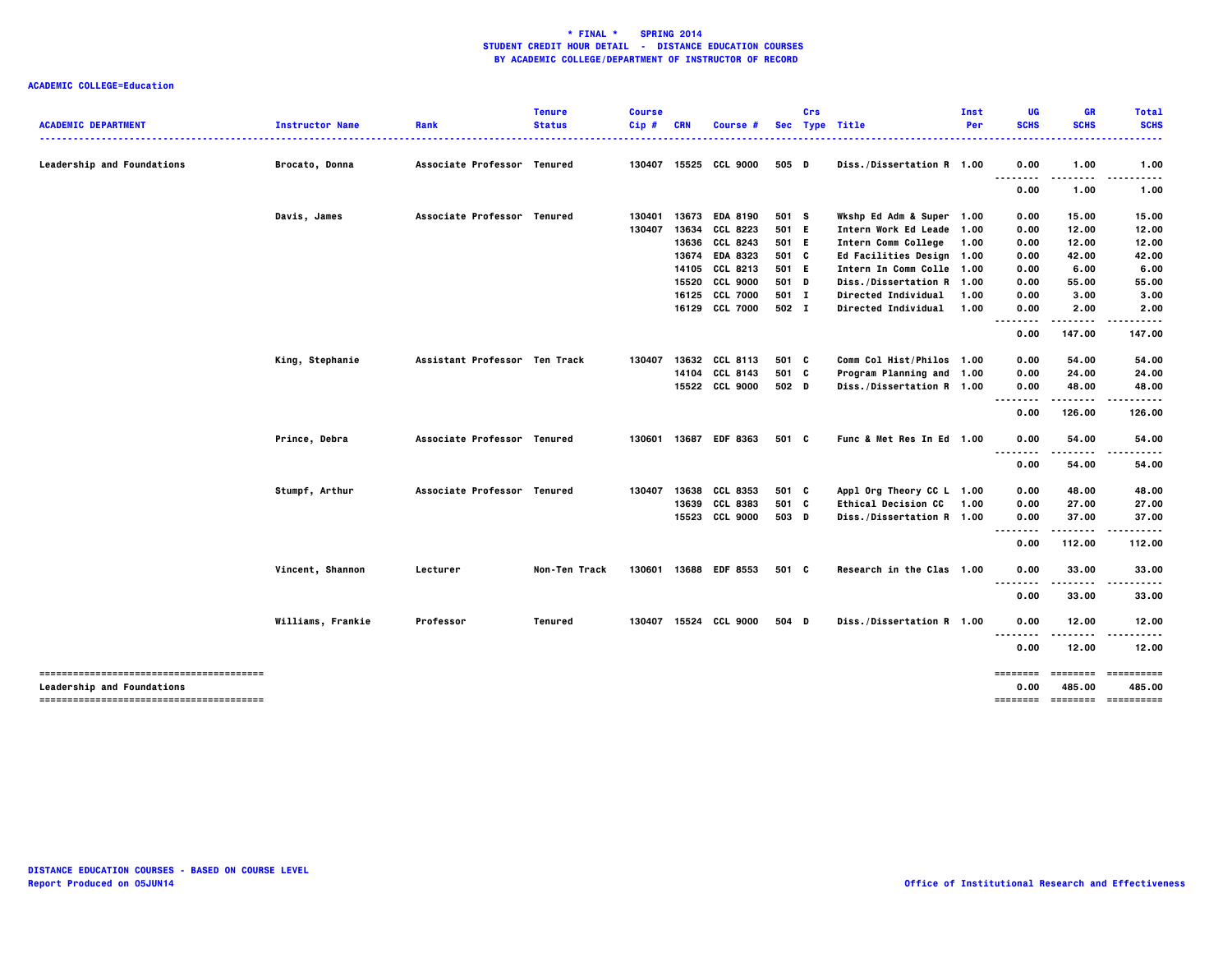**\* FINAL \* SPRING 2014**
**STUDENT CREDIT HOUR DETAIL - DISTANCE EDUCATION COURSES**
**BY ACADEMIC COLLEGE/DEPARTMENT OF INSTRUCTOR OF RECORD**

**ACADEMIC COLLEGE=Education**

| ACADEMIC DEPARTMENT | Instructor Name | Rank | Tenure Status | Course Cip # | CRN | Course # | Sec | Crs Type | Title | Inst Per | UG SCHS | GR SCHS | Total SCHS |
|---|---|---|---|---|---|---|---|---|---|---|---|---|---|
| Leadership and Foundations | Brocato, Donna | Associate Professor | Tenured | 130407 | 15525 | CCL 9000 | 505 | D | Diss./Dissertation R | 1.00 | 0.00 | 1.00 | 1.00 |
| | | | | | | | | | | | 0.00 | 1.00 | 1.00 |
| | Davis, James | Associate Professor | Tenured | 130401 | 13673 | EDA 8190 | 501 | S | Wkshp Ed Adm & Super | 1.00 | 0.00 | 15.00 | 15.00 |
| | | | | 130407 | 13634 | CCL 8223 | 501 | E | Intern Work Ed Leade | 1.00 | 0.00 | 12.00 | 12.00 |
| | | | | | 13636 | CCL 8243 | 501 | E | Intern Comm College | 1.00 | 0.00 | 12.00 | 12.00 |
| | | | | | 13674 | EDA 8323 | 501 | C | Ed Facilities Design | 1.00 | 0.00 | 42.00 | 42.00 |
| | | | | | 14105 | CCL 8213 | 501 | E | Intern In Comm Colle | 1.00 | 0.00 | 6.00 | 6.00 |
| | | | | | 15520 | CCL 9000 | 501 | D | Diss./Dissertation R | 1.00 | 0.00 | 55.00 | 55.00 |
| | | | | | 16125 | CCL 7000 | 501 | I | Directed Individual | 1.00 | 0.00 | 3.00 | 3.00 |
| | | | | | 16129 | CCL 7000 | 502 | I | Directed Individual | 1.00 | 0.00 | 2.00 | 2.00 |
| | | | | | | | | | | | 0.00 | 147.00 | 147.00 |
| | King, Stephanie | Assistant Professor | Ten Track | 130407 | 13632 | CCL 8113 | 501 | C | Comm Col Hist/Philos | 1.00 | 0.00 | 54.00 | 54.00 |
| | | | | | 14104 | CCL 8143 | 501 | C | Program Planning and | 1.00 | 0.00 | 24.00 | 24.00 |
| | | | | | 15522 | CCL 9000 | 502 | D | Diss./Dissertation R | 1.00 | 0.00 | 48.00 | 48.00 |
| | | | | | | | | | | | 0.00 | 126.00 | 126.00 |
| | Prince, Debra | Associate Professor | Tenured | 130601 | 13687 | EDF 8363 | 501 | C | Func & Met Res In Ed | 1.00 | 0.00 | 54.00 | 54.00 |
| | | | | | | | | | | | 0.00 | 54.00 | 54.00 |
| | Stumpf, Arthur | Associate Professor | Tenured | 130407 | 13638 | CCL 8353 | 501 | C | Appl Org Theory CC L | 1.00 | 0.00 | 48.00 | 48.00 |
| | | | | | 13639 | CCL 8383 | 501 | C | Ethical Decision CC | 1.00 | 0.00 | 27.00 | 27.00 |
| | | | | | 15523 | CCL 9000 | 503 | D | Diss./Dissertation R | 1.00 | 0.00 | 37.00 | 37.00 |
| | | | | | | | | | | | 0.00 | 112.00 | 112.00 |
| | Vincent, Shannon | Lecturer | Non-Ten Track | 130601 | 13688 | EDF 8553 | 501 | C | Research in the Clas | 1.00 | 0.00 | 33.00 | 33.00 |
| | | | | | | | | | | | 0.00 | 33.00 | 33.00 |
| | Williams, Frankie | Professor | Tenured | 130407 | 15524 | CCL 9000 | 504 | D | Diss./Dissertation R | 1.00 | 0.00 | 12.00 | 12.00 |
| | | | | | | | | | | | 0.00 | 12.00 | 12.00 |
| Leadership and Foundations | | | | | | | | | | | 0.00 | 485.00 | 485.00 |

DISTANCE EDUCATION COURSES - BASED ON COURSE LEVEL
Report Produced on 05JUN14

Office of Institutional Research and Effectiveness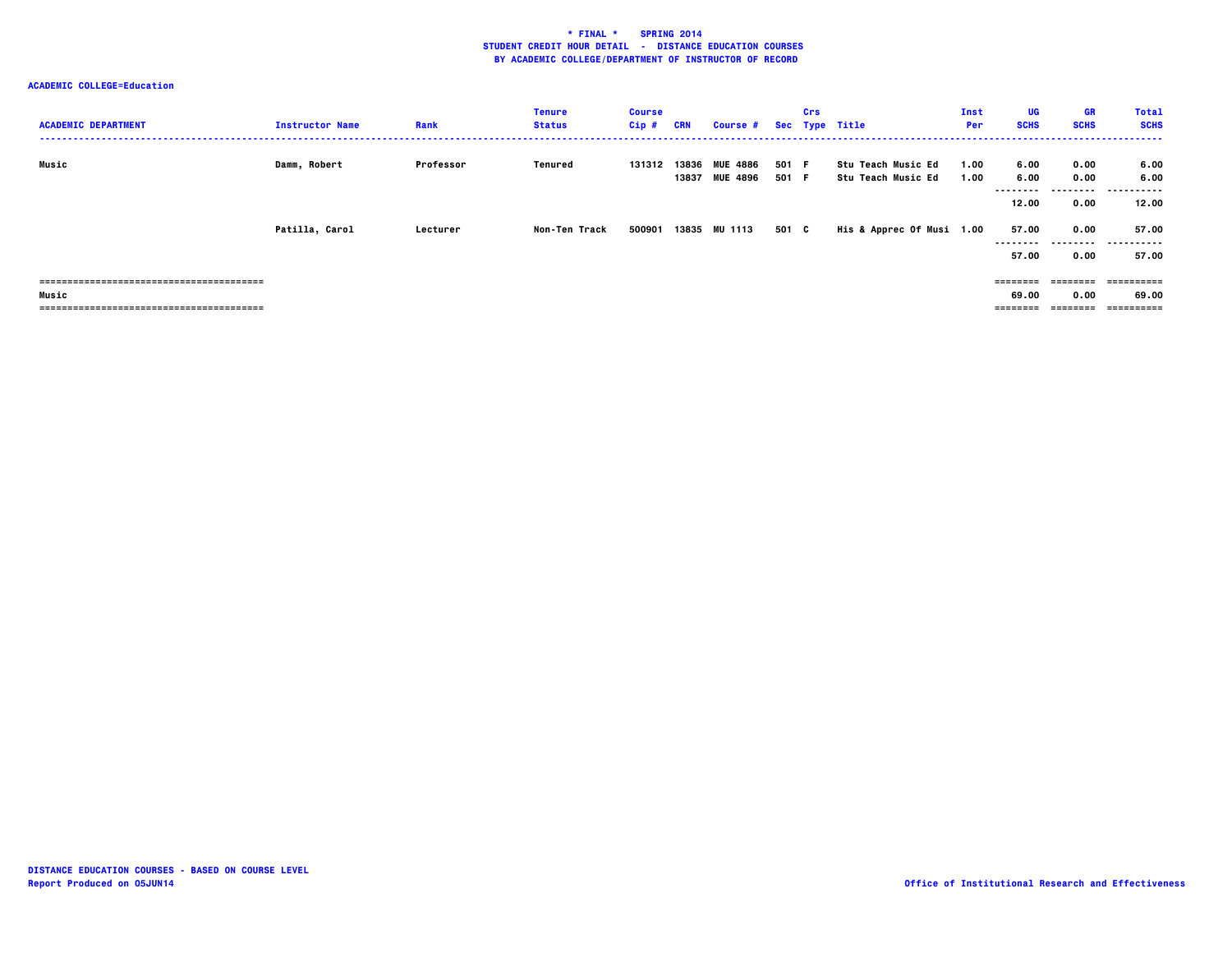**\* FINAL \*    SPRING 2014**
**STUDENT CREDIT HOUR DETAIL - DISTANCE EDUCATION COURSES**
**BY ACADEMIC COLLEGE/DEPARTMENT OF INSTRUCTOR OF RECORD**

**ACADEMIC COLLEGE=Education**

| ACADEMIC DEPARTMENT | Instructor Name | Rank | Tenure Status | Course Cip # | CRN | Course # | Sec | Crs Type | Title | Inst Per | UG SCHS | GR SCHS | Total SCHS |
|---|---|---|---|---|---|---|---|---|---|---|---|---|---|
| Music | Damm, Robert | Professor | Tenured | 131312 | 13836 | MUE 4886 | 501 | F | Stu Teach Music Ed | 1.00 | 6.00 | 0.00 | 6.00 |
| | | | | | 13837 | MUE 4896 | 501 | F | Stu Teach Music Ed | 1.00 | 6.00 | 0.00 | 6.00 |
| | | | | | | | | | | | 12.00 | 0.00 | 12.00 |
| | Patilla, Carol | Lecturer | Non-Ten Track | 500901 | 13835 | MU 1113 | 501 | C | His & Apprec Of Musi | 1.00 | 57.00 | 0.00 | 57.00 |
| | | | | | | | | | | | 57.00 | 0.00 | 57.00 |
| Music | | | | | | | | | | | 69.00 | 0.00 | 69.00 |

DISTANCE EDUCATION COURSES - BASED ON COURSE LEVEL
Report Produced on 05JUN14

Office of Institutional Research and Effectiveness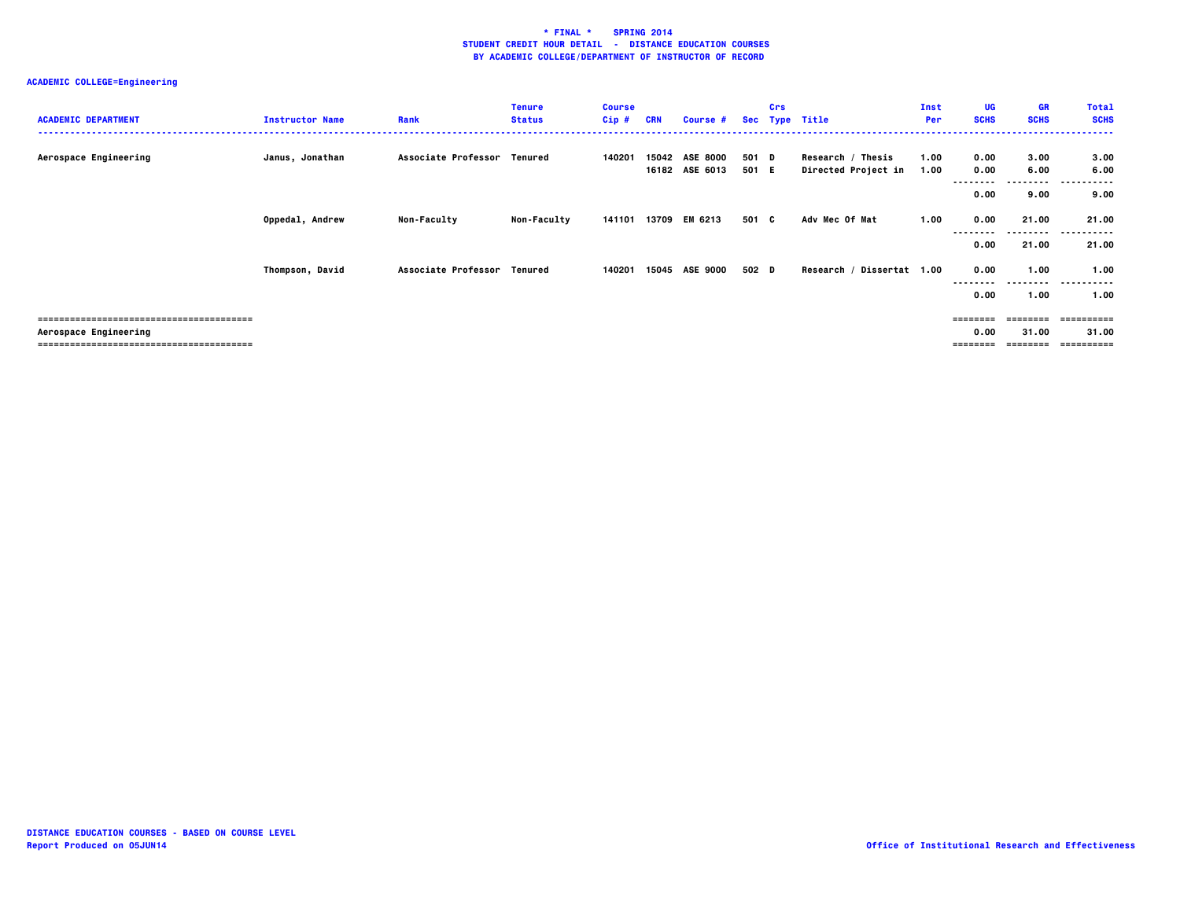**\* FINAL \* SPRING 2014**
**STUDENT CREDIT HOUR DETAIL - DISTANCE EDUCATION COURSES**
**BY ACADEMIC COLLEGE/DEPARTMENT OF INSTRUCTOR OF RECORD**

**ACADEMIC COLLEGE=Engineering**

| ACADEMIC DEPARTMENT | Instructor Name | Rank | Tenure Status | Course Cip # | CRN | Course # | Sec | Crs Type | Title | Inst Per | UG SCHS | GR SCHS | Total SCHS |
|---|---|---|---|---|---|---|---|---|---|---|---|---|---|
| Aerospace Engineering | Janus, Jonathan | Associate Professor | Tenured | 140201 | 15042 | ASE 8000 | 501 | D | Research / Thesis | 1.00 | 0.00 | 3.00 | 3.00 |
| | | | | | 16182 | ASE 6013 | 501 | E | Directed Project in | 1.00 | 0.00 | 6.00 | 6.00 |
| | | | | | | | | | | | 0.00 | 9.00 | 9.00 |
| | Oppedal, Andrew | Non-Faculty | Non-Faculty | 141101 | 13709 | EM 6213 | 501 | C | Adv Mec Of Mat | 1.00 | 0.00 | 21.00 | 21.00 |
| | | | | | | | | | | | 0.00 | 21.00 | 21.00 |
| | Thompson, David | Associate Professor | Tenured | 140201 | 15045 | ASE 9000 | 502 | D | Research / Dissertat | 1.00 | 0.00 | 1.00 | 1.00 |
| | | | | | | | | | | | 0.00 | 1.00 | 1.00 |
| **Aerospace Engineering** | | | | | | | | | | | 0.00 | 31.00 | 31.00 |

DISTANCE EDUCATION COURSES - BASED ON COURSE LEVEL
Report Produced on 05JUN14

Office of Institutional Research and Effectiveness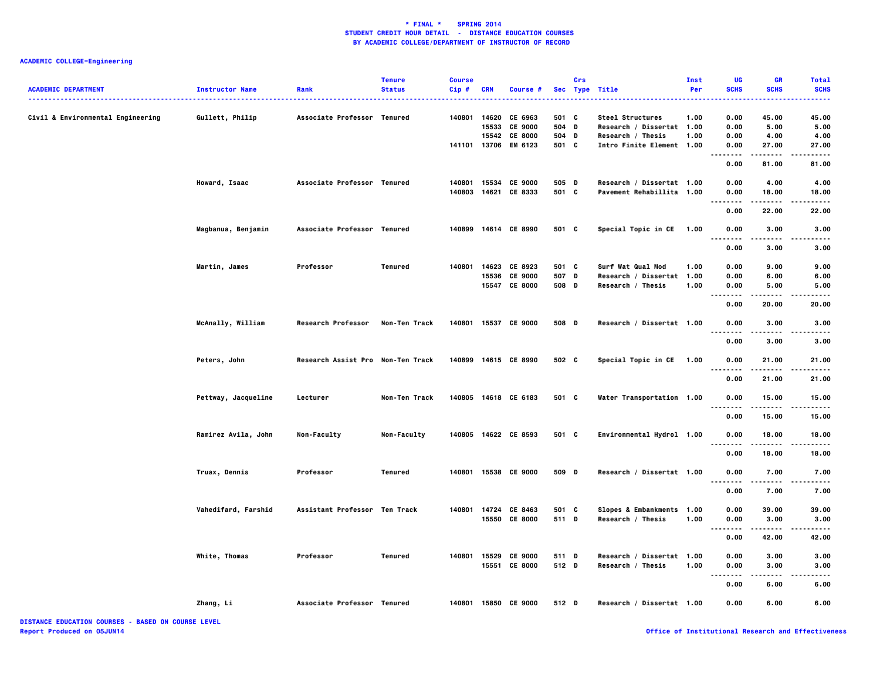**\* FINAL \* SPRING 2014**
**STUDENT CREDIT HOUR DETAIL - DISTANCE EDUCATION COURSES**
**BY ACADEMIC COLLEGE/DEPARTMENT OF INSTRUCTOR OF RECORD**

**ACADEMIC COLLEGE=Engineering**

| ACADEMIC DEPARTMENT | Instructor Name | Rank | Tenure Status | Course Cip # | CRN | Course # | Sec | Crs Type | Title | Inst Per | UG SCHS | GR SCHS | Total SCHS |
|---|---|---|---|---|---|---|---|---|---|---|---|---|---|
| Civil & Environmental Engineering | Gullett, Philip | Associate Professor | Tenured | 140801 | 14620 | CE 6963 | 501 | C | Steel Structures | 1.00 | 0.00 | 45.00 | 45.00 |
| | | | | | 15533 | CE 9000 | 504 | D | Research / Dissertat | 1.00 | 0.00 | 5.00 | 5.00 |
| | | | | | 15542 | CE 8000 | 504 | D | Research / Thesis | 1.00 | 0.00 | 4.00 | 4.00 |
| | | | | 141101 | 13706 | EM 6123 | 501 | C | Intro Finite Element | 1.00 | 0.00 | 27.00 | 27.00 |
| | | | | | | | | | | | 0.00 | 81.00 | 81.00 |
| | Howard, Isaac | Associate Professor | Tenured | 140801 | 15534 | CE 9000 | 505 | D | Research / Dissertat | 1.00 | 0.00 | 4.00 | 4.00 |
| | | | | 140803 | 14621 | CE 8333 | 501 | C | Pavement Rehabillita | 1.00 | 0.00 | 18.00 | 18.00 |
| | | | | | | | | | | | 0.00 | 22.00 | 22.00 |
| | Magbanua, Benjamin | Associate Professor | Tenured | 140899 | 14614 | CE 8990 | 501 | C | Special Topic in CE | 1.00 | 0.00 | 3.00 | 3.00 |
| | | | | | | | | | | | 0.00 | 3.00 | 3.00 |
| | Martin, James | Professor | Tenured | 140801 | 14623 | CE 8923 | 501 | C | Surf Wat Qual Mod | 1.00 | 0.00 | 9.00 | 9.00 |
| | | | | | 15536 | CE 9000 | 507 | D | Research / Dissertat | 1.00 | 0.00 | 6.00 | 6.00 |
| | | | | | 15547 | CE 8000 | 508 | D | Research / Thesis | 1.00 | 0.00 | 5.00 | 5.00 |
| | | | | | | | | | | | 0.00 | 20.00 | 20.00 |
| | McAnally, William | Research Professor | Non-Ten Track | 140801 | 15537 | CE 9000 | 508 | D | Research / Dissertat | 1.00 | 0.00 | 3.00 | 3.00 |
| | | | | | | | | | | | 0.00 | 3.00 | 3.00 |
| | Peters, John | Research Assist Pro | Non-Ten Track | 140899 | 14615 | CE 8990 | 502 | C | Special Topic in CE | 1.00 | 0.00 | 21.00 | 21.00 |
| | | | | | | | | | | | 0.00 | 21.00 | 21.00 |
| | Pettway, Jacqueline | Lecturer | Non-Ten Track | 140805 | 14618 | CE 6183 | 501 | C | Water Transportation | 1.00 | 0.00 | 15.00 | 15.00 |
| | | | | | | | | | | | 0.00 | 15.00 | 15.00 |
| | Ramirez Avila, John | Non-Faculty | Non-Faculty | 140805 | 14622 | CE 8593 | 501 | C | Environmental Hydrol | 1.00 | 0.00 | 18.00 | 18.00 |
| | | | | | | | | | | | 0.00 | 18.00 | 18.00 |
| | Truax, Dennis | Professor | Tenured | 140801 | 15538 | CE 9000 | 509 | D | Research / Dissertat | 1.00 | 0.00 | 7.00 | 7.00 |
| | | | | | | | | | | | 0.00 | 7.00 | 7.00 |
| | Vahedifard, Farshid | Assistant Professor | Ten Track | 140801 | 14724 | CE 8463 | 501 | C | Slopes & Embankments | 1.00 | 0.00 | 39.00 | 39.00 |
| | | | | | 15550 | CE 8000 | 511 | D | Research / Thesis | 1.00 | 0.00 | 3.00 | 3.00 |
| | | | | | | | | | | | 0.00 | 42.00 | 42.00 |
| | White, Thomas | Professor | Tenured | 140801 | 15529 | CE 9000 | 511 | D | Research / Dissertat | 1.00 | 0.00 | 3.00 | 3.00 |
| | | | | | 15551 | CE 8000 | 512 | D | Research / Thesis | 1.00 | 0.00 | 3.00 | 3.00 |
| | | | | | | | | | | | 0.00 | 6.00 | 6.00 |
| | Zhang, Li | Associate Professor | Tenured | 140801 | 15850 | CE 9000 | 512 | D | Research / Dissertat | 1.00 | 0.00 | 6.00 | 6.00 |

DISTANCE EDUCATION COURSES - BASED ON COURSE LEVEL
Report Produced on 05JUN14

Office of Institutional Research and Effectiveness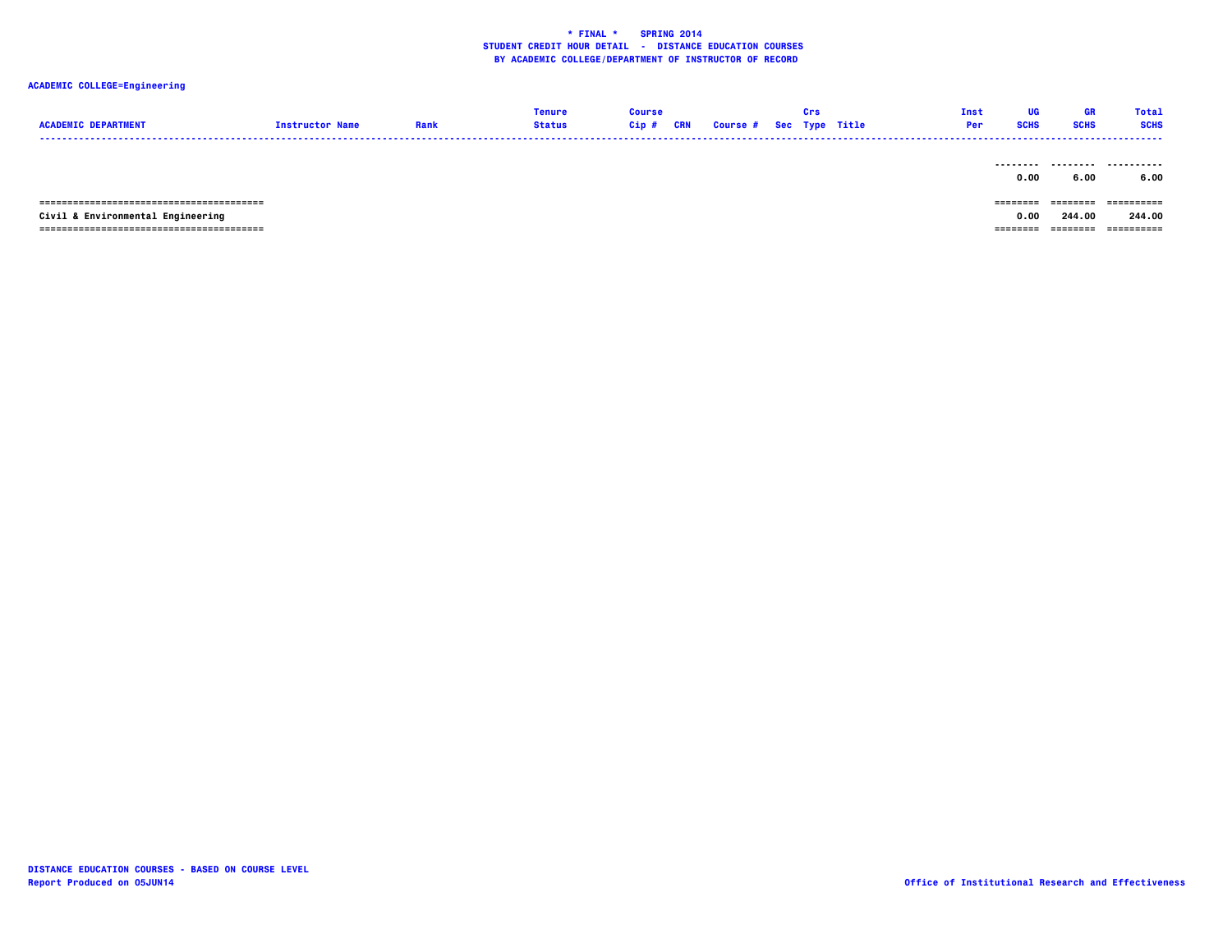**\* FINAL \* SPRING 2014**
**STUDENT CREDIT HOUR DETAIL - DISTANCE EDUCATION COURSES**
**BY ACADEMIC COLLEGE/DEPARTMENT OF INSTRUCTOR OF RECORD**

**ACADEMIC COLLEGE=Engineering**

| ACADEMIC DEPARTMENT | Instructor Name | Rank | Tenure Status | Course Cip # | CRN | Course # | Sec | Crs Type | Title | Inst Per | UG SCHS | GR SCHS | Total SCHS |
|---|---|---|---|---|---|---|---|---|---|---|---|---|---|
| | | | | | | | | | | | 0.00 | 6.00 | 6.00 |
| Civil & Environmental Engineering | | | | | | | | | | | 0.00 | 244.00 | 244.00 |

DISTANCE EDUCATION COURSES - BASED ON COURSE LEVEL
Report Produced on 05JUN14

Office of Institutional Research and Effectiveness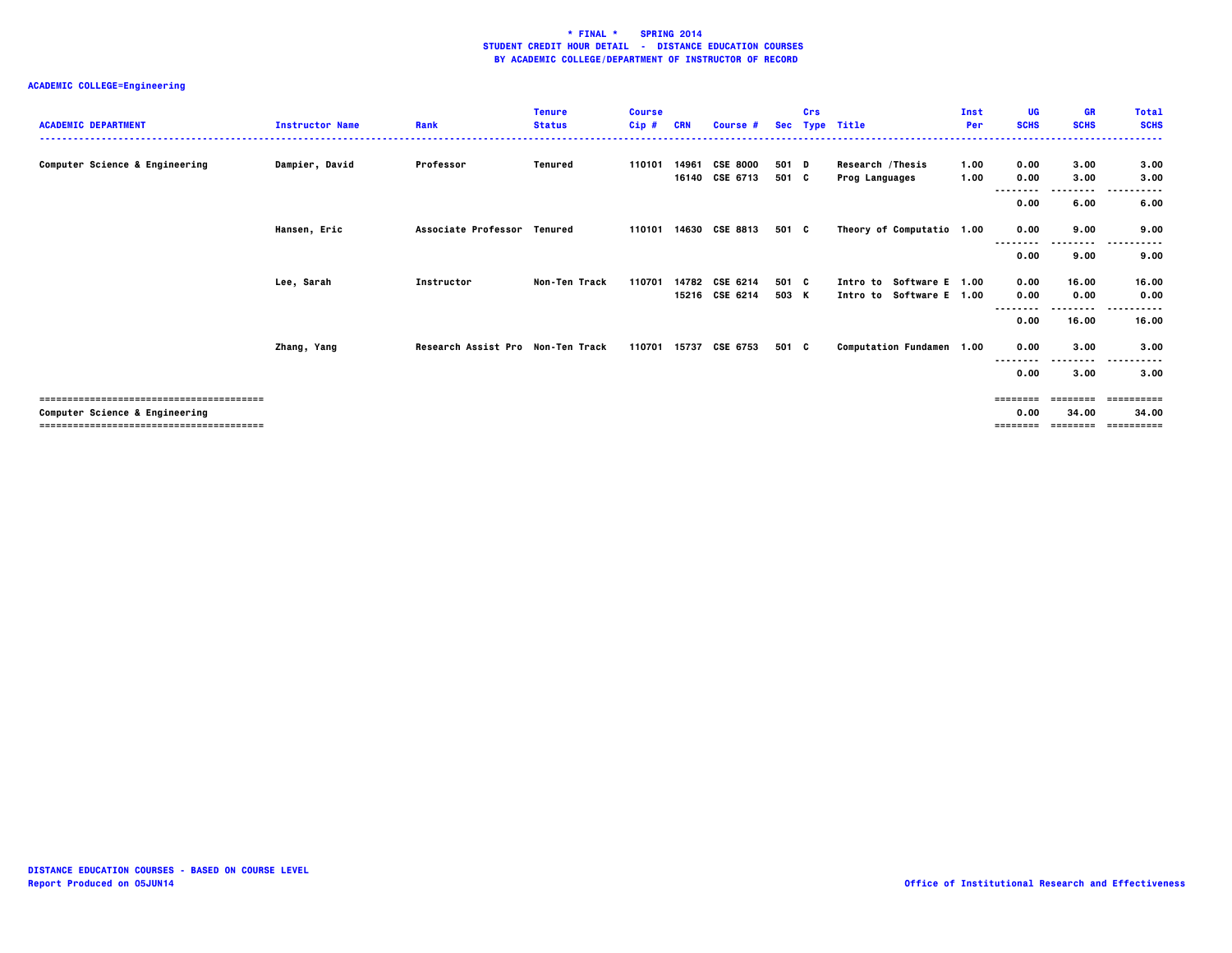**\* FINAL \* SPRING 2014**
**STUDENT CREDIT HOUR DETAIL - DISTANCE EDUCATION COURSES**
**BY ACADEMIC COLLEGE/DEPARTMENT OF INSTRUCTOR OF RECORD**

**ACADEMIC COLLEGE=Engineering**

| ACADEMIC DEPARTMENT | Instructor Name | Rank | Tenure Status | Course Cip # | CRN | Course # | Sec | Crs Type | Title | Inst Per | UG SCHS | GR SCHS | Total SCHS |
|---|---|---|---|---|---|---|---|---|---|---|---|---|---|
| Computer Science & Engineering | Dampier, David | Professor | Tenured | 110101 | 14961 | CSE 8000 | 501 | D | Research /Thesis | 1.00 | 0.00 | 3.00 | 3.00 |
| | | | | | 16140 | CSE 6713 | 501 | C | Prog Languages | 1.00 | 0.00 | 3.00 | 3.00 |
| | | | | | | | | | | | 0.00 | 6.00 | 6.00 |
| | Hansen, Eric | Associate Professor | Tenured | 110101 | 14630 | CSE 8813 | 501 | C | Theory of Computatio | 1.00 | 0.00 | 9.00 | 9.00 |
| | | | | | | | | | | | 0.00 | 9.00 | 9.00 |
| | Lee, Sarah | Instructor | Non-Ten Track | 110701 | 14782 | CSE 6214 | 501 | C | Intro to Software E | 1.00 | 0.00 | 16.00 | 16.00 |
| | | | | | 15216 | CSE 6214 | 503 | K | Intro to Software E | 1.00 | 0.00 | 0.00 | 0.00 |
| | | | | | | | | | | | 0.00 | 16.00 | 16.00 |
| | Zhang, Yang | Research Assist Pro | Non-Ten Track | 110701 | 15737 | CSE 6753 | 501 | C | Computation Fundamen | 1.00 | 0.00 | 3.00 | 3.00 |
| | | | | | | | | | | | 0.00 | 3.00 | 3.00 |
| Computer Science & Engineering | | | | | | | | | | | 0.00 | 34.00 | 34.00 |

**DISTANCE EDUCATION COURSES - BASED ON COURSE LEVEL**
**Report Produced on 05JUN14**

**Office of Institutional Research and Effectiveness**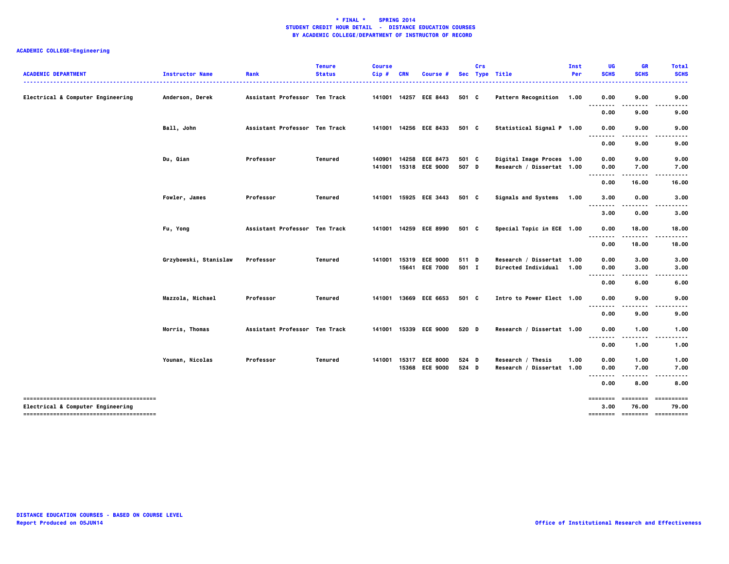**\* FINAL \* SPRING 2014**
**STUDENT CREDIT HOUR DETAIL - DISTANCE EDUCATION COURSES**
**BY ACADEMIC COLLEGE/DEPARTMENT OF INSTRUCTOR OF RECORD**

**ACADEMIC COLLEGE=Engineering**

| ACADEMIC DEPARTMENT | Instructor Name | Rank | Tenure Status | Course Cip # | CRN | Course # | Sec | Crs Type | Title | Inst Per | UG SCHS | GR SCHS | Total SCHS |
|---|---|---|---|---|---|---|---|---|---|---|---|---|---|
| Electrical & Computer Engineering | Anderson, Derek | Assistant Professor | Ten Track | 141001 | 14257 | ECE 8443 | 501 | C | Pattern Recognition | 1.00 | 0.00 | 9.00 | 9.00 |
| | | | | | | | | | | | 0.00 | 9.00 | 9.00 |
| | Ball, John | Assistant Professor | Ten Track | 141001 | 14256 | ECE 8433 | 501 | C | Statistical Signal P | 1.00 | 0.00 | 9.00 | 9.00 |
| | | | | | | | | | | | 0.00 | 9.00 | 9.00 |
| | Du, Qian | Professor | Tenured | 140901 | 14258 | ECE 8473 | 501 | C | Digital Image Proces | 1.00 | 0.00 | 9.00 | 9.00 |
| | | | | 141001 | 15318 | ECE 9000 | 507 | D | Research / Dissertat | 1.00 | 0.00 | 7.00 | 7.00 |
| | | | | | | | | | | | 0.00 | 16.00 | 16.00 |
| | Fowler, James | Professor | Tenured | 141001 | 15925 | ECE 3443 | 501 | C | Signals and Systems | 1.00 | 3.00 | 0.00 | 3.00 |
| | | | | | | | | | | | 3.00 | 0.00 | 3.00 |
| | Fu, Yong | Assistant Professor | Ten Track | 141001 | 14259 | ECE 8990 | 501 | C | Special Topic in ECE | 1.00 | 0.00 | 18.00 | 18.00 |
| | | | | | | | | | | | 0.00 | 18.00 | 18.00 |
| | Grzybowski, Stanislaw | Professor | Tenured | 141001 | 15319 | ECE 9000 | 511 | D | Research / Dissertat | 1.00 | 0.00 | 3.00 | 3.00 |
| | | | | | 15641 | ECE 7000 | 501 | I | Directed Individual | 1.00 | 0.00 | 3.00 | 3.00 |
| | | | | | | | | | | | 0.00 | 6.00 | 6.00 |
| | Mazzola, Michael | Professor | Tenured | 141001 | 13669 | ECE 6653 | 501 | C | Intro to Power Elect | 1.00 | 0.00 | 9.00 | 9.00 |
| | | | | | | | | | | | 0.00 | 9.00 | 9.00 |
| | Morris, Thomas | Assistant Professor | Ten Track | 141001 | 15339 | ECE 9000 | 520 | D | Research / Dissertat | 1.00 | 0.00 | 1.00 | 1.00 |
| | | | | | | | | | | | 0.00 | 1.00 | 1.00 |
| | Younan, Nicolas | Professor | Tenured | 141001 | 15317 | ECE 8000 | 524 | D | Research / Thesis | 1.00 | 0.00 | 1.00 | 1.00 |
| | | | | | 15368 | ECE 9000 | 524 | D | Research / Dissertat | 1.00 | 0.00 | 7.00 | 7.00 |
| | | | | | | | | | | | 0.00 | 8.00 | 8.00 |
| Electrical & Computer Engineering | | | | | | | | | | | 3.00 | 76.00 | 79.00 |

**DISTANCE EDUCATION COURSES - BASED ON COURSE LEVEL**
**Report Produced on 05JUN14**
**Office of Institutional Research and Effectiveness**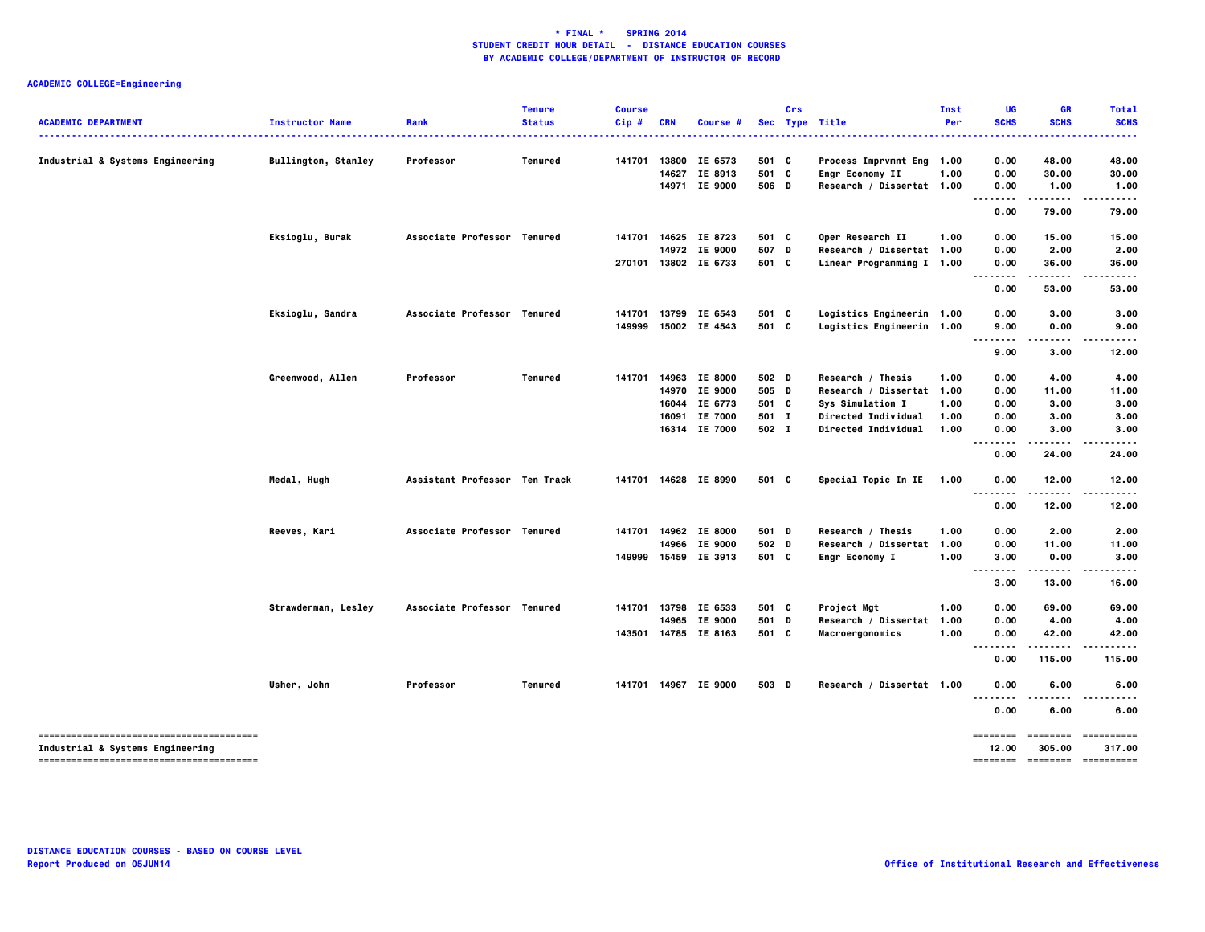**\* FINAL \*    SPRING 2014**
**STUDENT CREDIT HOUR DETAIL - DISTANCE EDUCATION COURSES**
**BY ACADEMIC COLLEGE/DEPARTMENT OF INSTRUCTOR OF RECORD**

**ACADEMIC COLLEGE=Engineering**

| ACADEMIC DEPARTMENT | Instructor Name | Rank | Tenure Status | Course Cip # | CRN | Course # | Sec | Crs Type | Title | Inst Per | UG SCHS | GR SCHS | Total SCHS |
|---|---|---|---|---|---|---|---|---|---|---|---|---|---|
| Industrial & Systems Engineering | Bullington, Stanley | Professor | Tenured | 141701 | 13800 | IE 6573 | 501 | C | Process Imprvmnt Eng | 1.00 | 0.00 | 48.00 | 48.00 |
| | | | | | 14627 | IE 8913 | 501 | C | Engr Economy II | 1.00 | 0.00 | 30.00 | 30.00 |
| | | | | | 14971 | IE 9000 | 506 | D | Research / Dissertat | 1.00 | 0.00 | 1.00 | 1.00 |
| | | | | | | | | | | | 0.00 | 79.00 | 79.00 |
| | Eksioglu, Burak | Associate Professor | Tenured | 141701 | 14625 | IE 8723 | 501 | C | Oper Research II | 1.00 | 0.00 | 15.00 | 15.00 |
| | | | | | 14972 | IE 9000 | 507 | D | Research / Dissertat | 1.00 | 0.00 | 2.00 | 2.00 |
| | | | | 270101 | 13802 | IE 6733 | 501 | C | Linear Programming I | 1.00 | 0.00 | 36.00 | 36.00 |
| | | | | | | | | | | | 0.00 | 53.00 | 53.00 |
| | Eksioglu, Sandra | Associate Professor | Tenured | 141701 | 13799 | IE 6543 | 501 | C | Logistics Engineerin | 1.00 | 0.00 | 3.00 | 3.00 |
| | | | | 149999 | 15002 | IE 4543 | 501 | C | Logistics Engineerin | 1.00 | 9.00 | 0.00 | 9.00 |
| | | | | | | | | | | | 9.00 | 3.00 | 12.00 |
| | Greenwood, Allen | Professor | Tenured | 141701 | 14963 | IE 8000 | 502 | D | Research / Thesis | 1.00 | 0.00 | 4.00 | 4.00 |
| | | | | | 14970 | IE 9000 | 505 | D | Research / Dissertat | 1.00 | 0.00 | 11.00 | 11.00 |
| | | | | | 16044 | IE 6773 | 501 | C | Sys Simulation I | 1.00 | 0.00 | 3.00 | 3.00 |
| | | | | | 16091 | IE 7000 | 501 | I | Directed Individual | 1.00 | 0.00 | 3.00 | 3.00 |
| | | | | | 16314 | IE 7000 | 502 | I | Directed Individual | 1.00 | 0.00 | 3.00 | 3.00 |
| | | | | | | | | | | | 0.00 | 24.00 | 24.00 |
| | Medal, Hugh | Assistant Professor | Ten Track | 141701 | 14628 | IE 8990 | 501 | C | Special Topic In IE | 1.00 | 0.00 | 12.00 | 12.00 |
| | | | | | | | | | | | 0.00 | 12.00 | 12.00 |
| | Reeves, Kari | Associate Professor | Tenured | 141701 | 14962 | IE 8000 | 501 | D | Research / Thesis | 1.00 | 0.00 | 2.00 | 2.00 |
| | | | | | 14966 | IE 9000 | 502 | D | Research / Dissertat | 1.00 | 0.00 | 11.00 | 11.00 |
| | | | | 149999 | 15459 | IE 3913 | 501 | C | Engr Economy I | 1.00 | 3.00 | 0.00 | 3.00 |
| | | | | | | | | | | | 3.00 | 13.00 | 16.00 |
| | Strawderman, Lesley | Associate Professor | Tenured | 141701 | 13798 | IE 6533 | 501 | C | Project Mgt | 1.00 | 0.00 | 69.00 | 69.00 |
| | | | | | 14965 | IE 9000 | 501 | D | Research / Dissertat | 1.00 | 0.00 | 4.00 | 4.00 |
| | | | | 143501 | 14785 | IE 8163 | 501 | C | Macroergonomics | 1.00 | 0.00 | 42.00 | 42.00 |
| | | | | | | | | | | | 0.00 | 115.00 | 115.00 |
| | Usher, John | Professor | Tenured | 141701 | 14967 | IE 9000 | 503 | D | Research / Dissertat | 1.00 | 0.00 | 6.00 | 6.00 |
| | | | | | | | | | | | 0.00 | 6.00 | 6.00 |
| **Industrial & Systems Engineering** | | | | | | | | | | | 12.00 | 305.00 | 317.00 |

DISTANCE EDUCATION COURSES - BASED ON COURSE LEVEL
Report Produced on 05JUN14

Office of Institutional Research and Effectiveness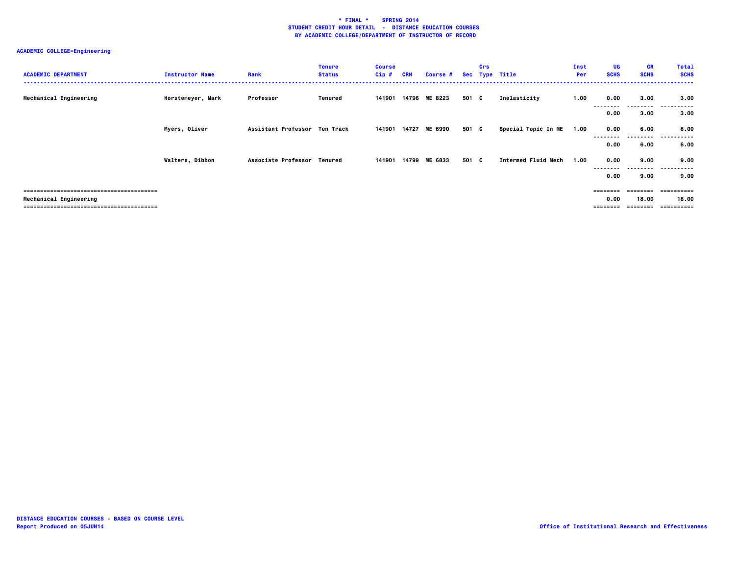**\* FINAL \* SPRING 2014**
**STUDENT CREDIT HOUR DETAIL - DISTANCE EDUCATION COURSES**
**BY ACADEMIC COLLEGE/DEPARTMENT OF INSTRUCTOR OF RECORD**

**ACADEMIC COLLEGE=Engineering**

| ACADEMIC DEPARTMENT | Instructor Name | Rank | Tenure Status | Course Cip # | CRN | Course # | Sec | Crs Type | Title | Inst Per | UG SCHS | GR SCHS | Total SCHS |
|---|---|---|---|---|---|---|---|---|---|---|---|---|---|
| Mechanical Engineering | Horstemeyer, Mark | Professor | Tenured | 141901 | 14796 | ME 8223 | 501 | C | Inelasticity | 1.00 | 0.00 | 3.00 | 3.00 |
| | | | | | | | | | | | 0.00 | 3.00 | 3.00 |
| | Myers, Oliver | Assistant Professor | Ten Track | 141901 | 14727 | ME 6990 | 501 | C | Special Topic In ME | 1.00 | 0.00 | 6.00 | 6.00 |
| | | | | | | | | | | | 0.00 | 6.00 | 6.00 |
| | Walters, Dibbon | Associate Professor | Tenured | 141901 | 14799 | ME 6833 | 501 | C | Intermed Fluid Mech | 1.00 | 0.00 | 9.00 | 9.00 |
| | | | | | | | | | | | 0.00 | 9.00 | 9.00 |
| Mechanical Engineering | | | | | | | | | | | 0.00 | 18.00 | 18.00 |

DISTANCE EDUCATION COURSES - BASED ON COURSE LEVEL
Report Produced on 05JUN14

Office of Institutional Research and Effectiveness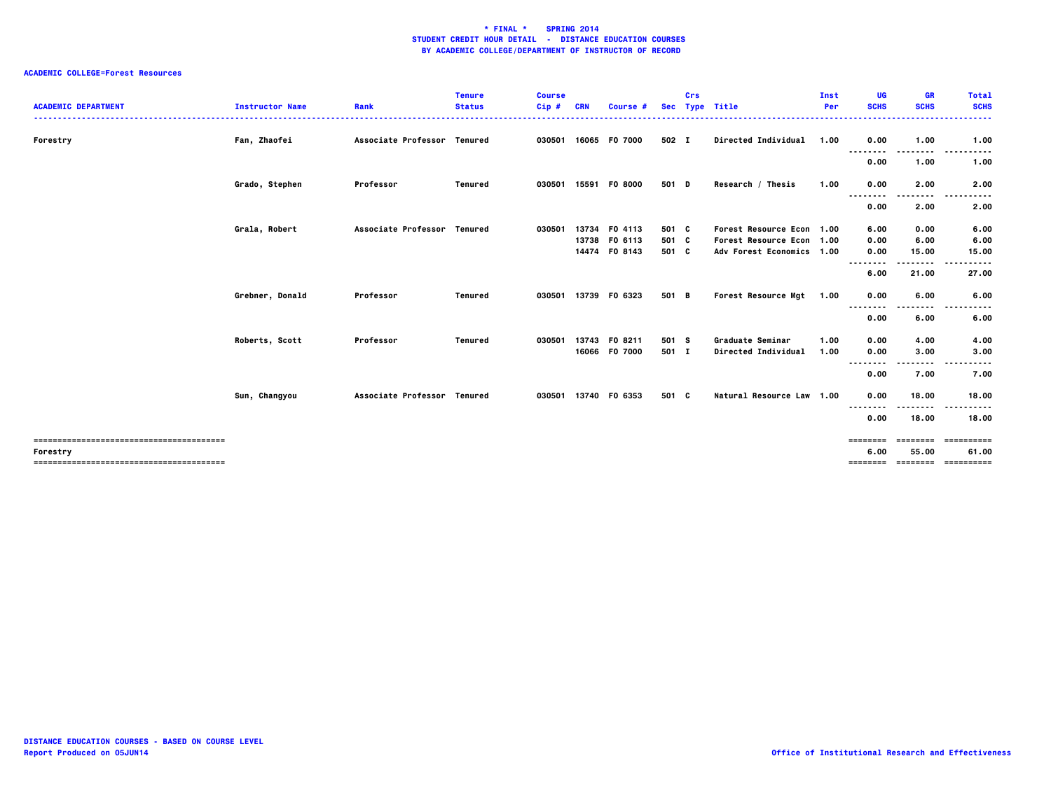**\* FINAL \* SPRING 2014**
**STUDENT CREDIT HOUR DETAIL - DISTANCE EDUCATION COURSES**
**BY ACADEMIC COLLEGE/DEPARTMENT OF INSTRUCTOR OF RECORD**

**ACADEMIC COLLEGE=Forest Resources**

| ACADEMIC DEPARTMENT | Instructor Name | Rank | Tenure Status | Course Cip # | CRN | Course # | Sec | Crs Type | Title | Inst Per | UG SCHS | GR SCHS | Total SCHS |
|---|---|---|---|---|---|---|---|---|---|---|---|---|---|
| Forestry | Fan, Zhaofei | Associate Professor | Tenured | 030501 | 16065 | FO 7000 | 502 | I | Directed Individual | 1.00 | 0.00 | 1.00 | 1.00 |
| | | | | | | | | | | | 0.00 | 1.00 | 1.00 |
| | Grado, Stephen | Professor | Tenured | 030501 | 15591 | FO 8000 | 501 | D | Research / Thesis | 1.00 | 0.00 | 2.00 | 2.00 |
| | | | | | | | | | | | 0.00 | 2.00 | 2.00 |
| | Grala, Robert | Associate Professor | Tenured | 030501 | 13734 | FO 4113 | 501 | C | Forest Resource Econ | 1.00 | 6.00 | 0.00 | 6.00 |
| | | | | | 13738 | FO 6113 | 501 | C | Forest Resource Econ | 1.00 | 0.00 | 6.00 | 6.00 |
| | | | | | 14474 | FO 8143 | 501 | C | Adv Forest Economics | 1.00 | 0.00 | 15.00 | 15.00 |
| | | | | | | | | | | | 6.00 | 21.00 | 27.00 |
| | Grebner, Donald | Professor | Tenured | 030501 | 13739 | FO 6323 | 501 | B | Forest Resource Mgt | 1.00 | 0.00 | 6.00 | 6.00 |
| | | | | | | | | | | | 0.00 | 6.00 | 6.00 |
| | Roberts, Scott | Professor | Tenured | 030501 | 13743 | FO 8211 | 501 | S | Graduate Seminar | 1.00 | 0.00 | 4.00 | 4.00 |
| | | | | | 16066 | FO 7000 | 501 | I | Directed Individual | 1.00 | 0.00 | 3.00 | 3.00 |
| | | | | | | | | | | | 0.00 | 7.00 | 7.00 |
| | Sun, Changyou | Associate Professor | Tenured | 030501 | 13740 | FO 6353 | 501 | C | Natural Resource Law | 1.00 | 0.00 | 18.00 | 18.00 |
| | | | | | | | | | | | 0.00 | 18.00 | 18.00 |
| Forestry | | | | | | | | | | | 6.00 | 55.00 | 61.00 |

**DISTANCE EDUCATION COURSES - BASED ON COURSE LEVEL**
**Report Produced on 05JUN14**

**Office of Institutional Research and Effectiveness**